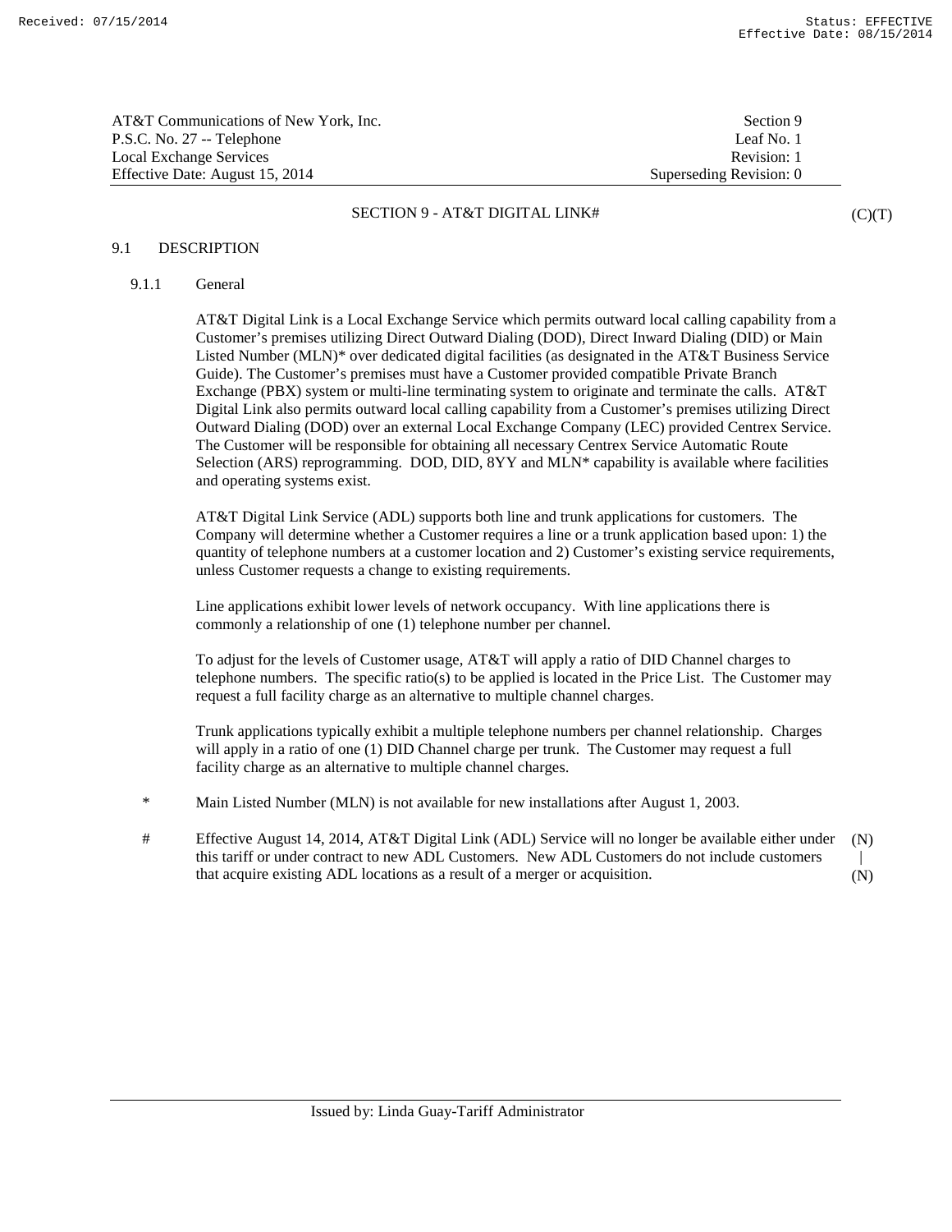AT&T Communications of New York, Inc.
P.S.C. No. 27 -- Telephone
Local Exchange Services
Effective Date: August 15, 2014

Section 9
Leaf No. 1
Revision: 1
Superseding Revision: 0

# SECTION 9 - AT&T DIGITAL LINK# (C)(T)

## 9.1 DESCRIPTION

### 9.1.1 General

AT&T Digital Link is a Local Exchange Service which permits outward local calling capability from a Customer's premises utilizing Direct Outward Dialing (DOD), Direct Inward Dialing (DID) or Main Listed Number (MLN)* over dedicated digital facilities (as designated in the AT&T Business Service Guide). The Customer's premises must have a Customer provided compatible Private Branch Exchange (PBX) system or multi-line terminating system to originate and terminate the calls. AT&T Digital Link also permits outward local calling capability from a Customer's premises utilizing Direct Outward Dialing (DOD) over an external Local Exchange Company (LEC) provided Centrex Service. The Customer will be responsible for obtaining all necessary Centrex Service Automatic Route Selection (ARS) reprogramming. DOD, DID, 8YY and MLN* capability is available where facilities and operating systems exist.

AT&T Digital Link Service (ADL) supports both line and trunk applications for customers. The Company will determine whether a Customer requires a line or a trunk application based upon: 1) the quantity of telephone numbers at a customer location and 2) Customer's existing service requirements, unless Customer requests a change to existing requirements.

Line applications exhibit lower levels of network occupancy. With line applications there is commonly a relationship of one (1) telephone number per channel.

To adjust for the levels of Customer usage, AT&T will apply a ratio of DID Channel charges to telephone numbers. The specific ratio(s) to be applied is located in the Price List. The Customer may request a full facility charge as an alternative to multiple channel charges.

Trunk applications typically exhibit a multiple telephone numbers per channel relationship. Charges will apply in a ratio of one (1) DID Channel charge per trunk. The Customer may request a full facility charge as an alternative to multiple channel charges.

\* Main Listed Number (MLN) is not available for new installations after August 1, 2003.

\# Effective August 14, 2014, AT&T Digital Link (ADL) Service will no longer be available either under this tariff or under contract to new ADL Customers. New ADL Customers do not include customers that acquire existing ADL locations as a result of a merger or acquisition. (N)

Issued by: Linda Guay-Tariff Administrator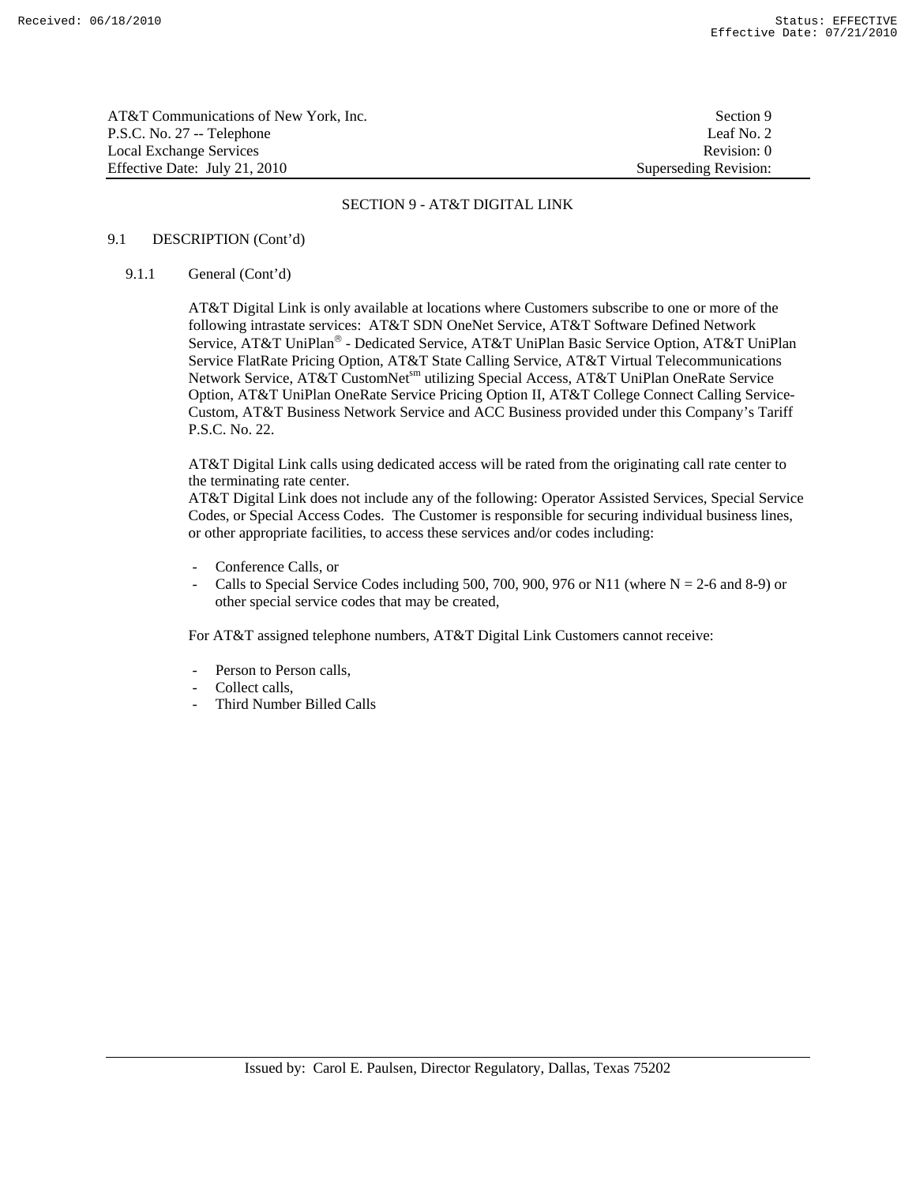## SECTION 9 - AT&T DIGITAL LINK

### 9.1 DESCRIPTION (Cont'd)

#### 9.1.1 General (Cont'd)

AT&T Digital Link is only available at locations where Customers subscribe to one or more of the following intrastate services: AT&T SDN OneNet Service, AT&T Software Defined Network Service, AT&T UniPlan® - Dedicated Service, AT&T UniPlan Basic Service Option, AT&T UniPlan Service FlatRate Pricing Option, AT&T State Calling Service, AT&T Virtual Telecommunications Network Service, AT&T CustomNet[sm] utilizing Special Access, AT&T UniPlan OneRate Service Option, AT&T UniPlan OneRate Service Pricing Option II, AT&T College Connect Calling Service-Custom, AT&T Business Network Service and ACC Business provided under this Company's Tariff P.S.C. No. 22.

AT&T Digital Link calls using dedicated access will be rated from the originating call rate center to the terminating rate center.

AT&T Digital Link does not include any of the following: Operator Assisted Services, Special Service Codes, or Special Access Codes. The Customer is responsible for securing individual business lines, or other appropriate facilities, to access these services and/or codes including:

- Conference Calls, or
- Calls to Special Service Codes including 500, 700, 900, 976 or N11 (where N = 2-6 and 8-9) or other special service codes that may be created,

For AT&T assigned telephone numbers, AT&T Digital Link Customers cannot receive:

- Person to Person calls,
- Collect calls,
- Third Number Billed Calls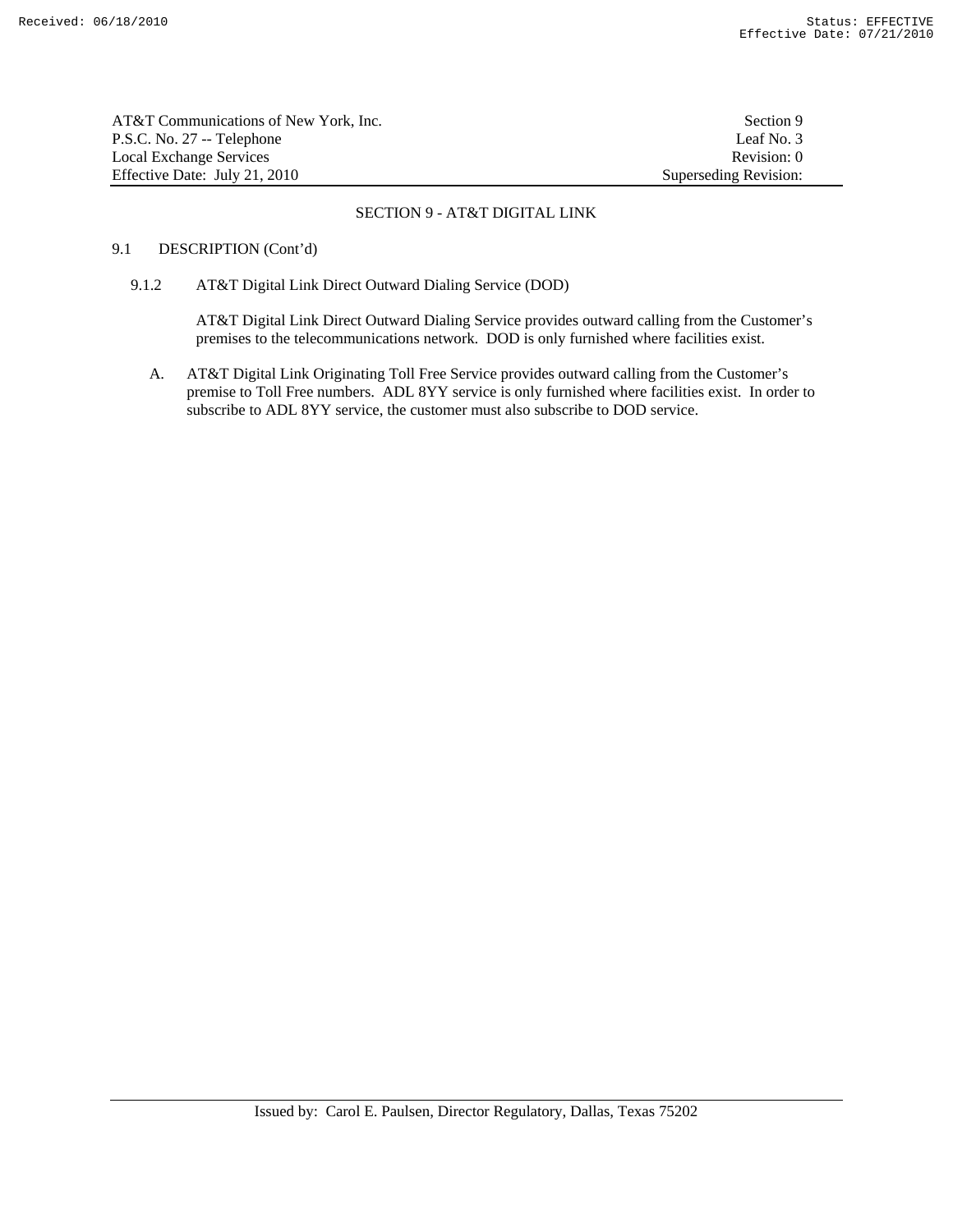## SECTION 9 - AT&T DIGITAL LINK

9.1 DESCRIPTION (Cont'd)

9.1.2 AT&T Digital Link Direct Outward Dialing Service (DOD)

AT&T Digital Link Direct Outward Dialing Service provides outward calling from the Customer's premises to the telecommunications network. DOD is only furnished where facilities exist.

A. AT&T Digital Link Originating Toll Free Service provides outward calling from the Customer's premise to Toll Free numbers. ADL 8YY service is only furnished where facilities exist. In order to subscribe to ADL 8YY service, the customer must also subscribe to DOD service.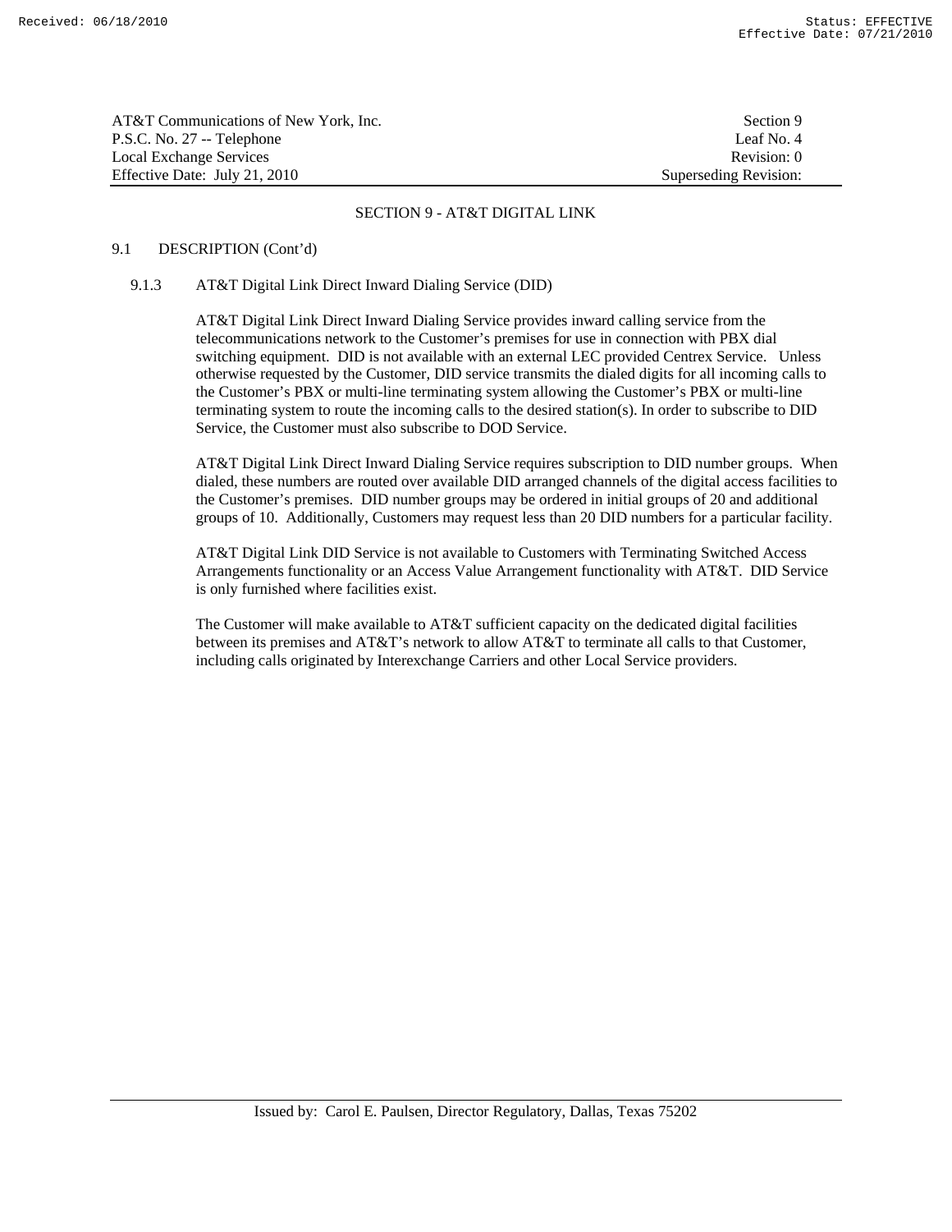## SECTION 9 - AT&T DIGITAL LINK

### 9.1 DESCRIPTION (Cont'd)

#### 9.1.3 AT&T Digital Link Direct Inward Dialing Service (DID)

AT&T Digital Link Direct Inward Dialing Service provides inward calling service from the telecommunications network to the Customer's premises for use in connection with PBX dial switching equipment. DID is not available with an external LEC provided Centrex Service. Unless otherwise requested by the Customer, DID service transmits the dialed digits for all incoming calls to the Customer's PBX or multi-line terminating system allowing the Customer's PBX or multi-line terminating system to route the incoming calls to the desired station(s). In order to subscribe to DID Service, the Customer must also subscribe to DOD Service.

AT&T Digital Link Direct Inward Dialing Service requires subscription to DID number groups. When dialed, these numbers are routed over available DID arranged channels of the digital access facilities to the Customer's premises. DID number groups may be ordered in initial groups of 20 and additional groups of 10. Additionally, Customers may request less than 20 DID numbers for a particular facility.

AT&T Digital Link DID Service is not available to Customers with Terminating Switched Access Arrangements functionality or an Access Value Arrangement functionality with AT&T. DID Service is only furnished where facilities exist.

The Customer will make available to AT&T sufficient capacity on the dedicated digital facilities between its premises and AT&T's network to allow AT&T to terminate all calls to that Customer, including calls originated by Interexchange Carriers and other Local Service providers.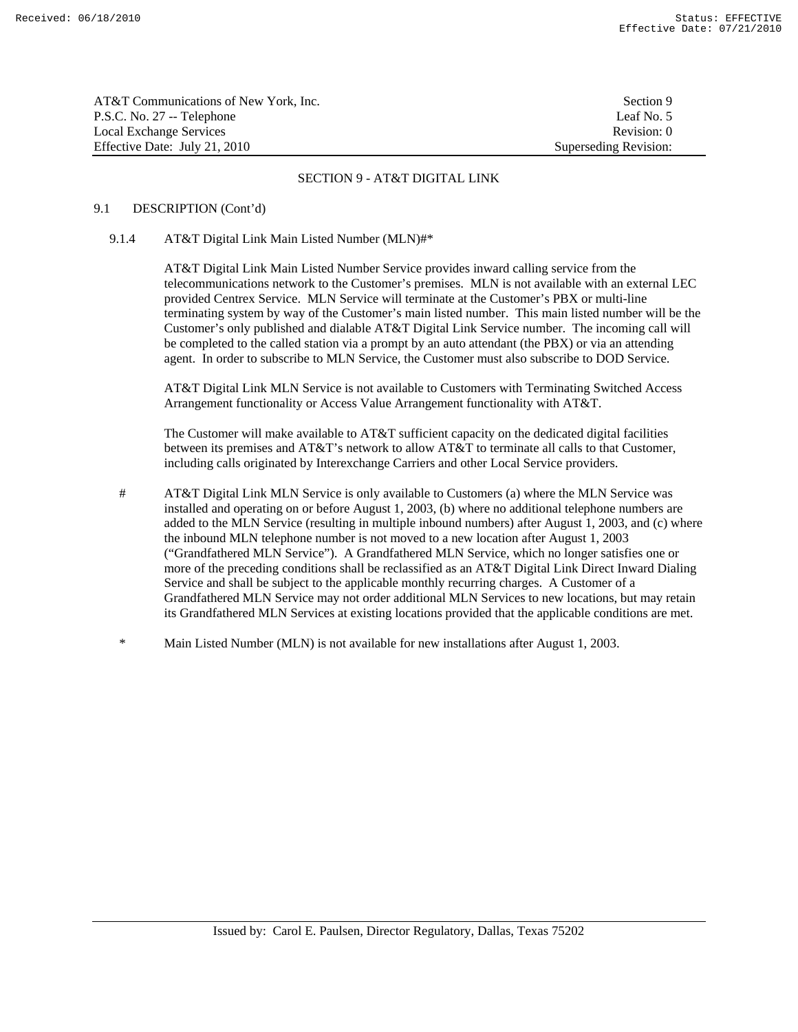## SECTION 9 - AT&T DIGITAL LINK

9.1 DESCRIPTION (Cont'd)

9.1.4 AT&T Digital Link Main Listed Number (MLN)#*

AT&T Digital Link Main Listed Number Service provides inward calling service from the telecommunications network to the Customer's premises. MLN is not available with an external LEC provided Centrex Service. MLN Service will terminate at the Customer's PBX or multi-line terminating system by way of the Customer's main listed number. This main listed number will be the Customer's only published and dialable AT&T Digital Link Service number. The incoming call will be completed to the called station via a prompt by an auto attendant (the PBX) or via an attending agent. In order to subscribe to MLN Service, the Customer must also subscribe to DOD Service.

AT&T Digital Link MLN Service is not available to Customers with Terminating Switched Access Arrangement functionality or Access Value Arrangement functionality with AT&T.

The Customer will make available to AT&T sufficient capacity on the dedicated digital facilities between its premises and AT&T's network to allow AT&T to terminate all calls to that Customer, including calls originated by Interexchange Carriers and other Local Service providers.

\# AT&T Digital Link MLN Service is only available to Customers (a) where the MLN Service was installed and operating on or before August 1, 2003, (b) where no additional telephone numbers are added to the MLN Service (resulting in multiple inbound numbers) after August 1, 2003, and (c) where the inbound MLN telephone number is not moved to a new location after August 1, 2003 ("Grandfathered MLN Service"). A Grandfathered MLN Service, which no longer satisfies one or more of the preceding conditions shall be reclassified as an AT&T Digital Link Direct Inward Dialing Service and shall be subject to the applicable monthly recurring charges. A Customer of a Grandfathered MLN Service may not order additional MLN Services to new locations, but may retain its Grandfathered MLN Services at existing locations provided that the applicable conditions are met.

\* Main Listed Number (MLN) is not available for new installations after August 1, 2003.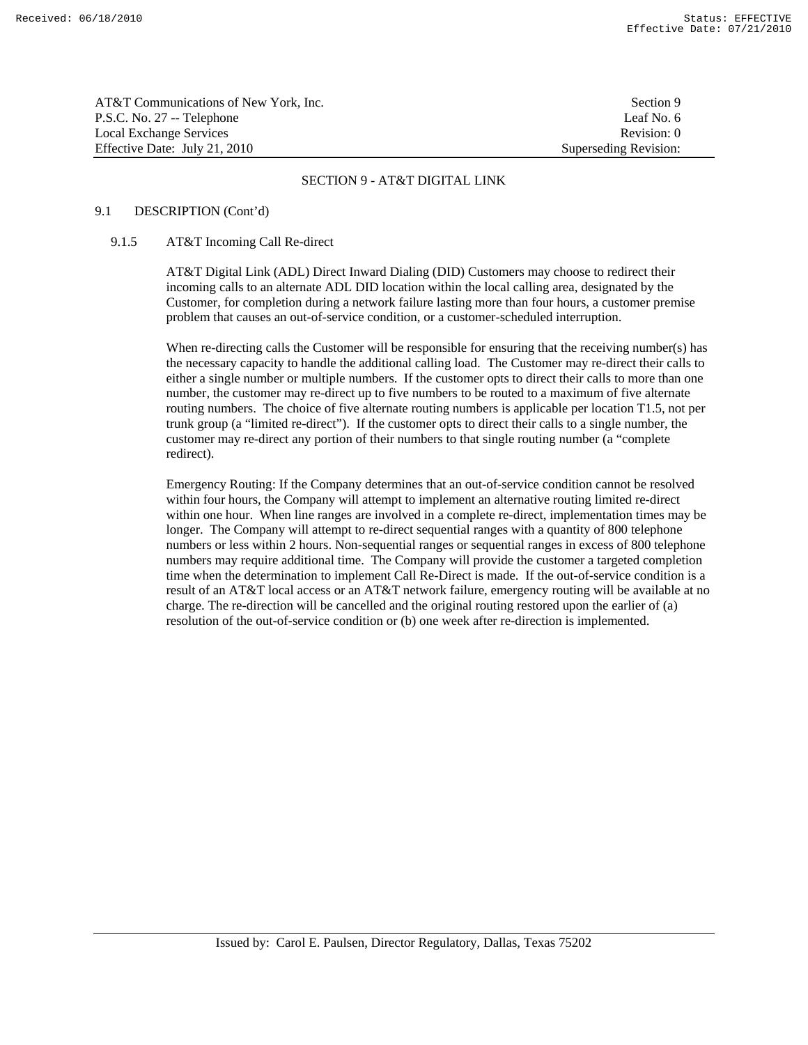## SECTION 9 - AT&T DIGITAL LINK

9.1 DESCRIPTION (Cont'd)

### 9.1.5 AT&T Incoming Call Re-direct

AT&T Digital Link (ADL) Direct Inward Dialing (DID) Customers may choose to redirect their incoming calls to an alternate ADL DID location within the local calling area, designated by the Customer, for completion during a network failure lasting more than four hours, a customer premise problem that causes an out-of-service condition, or a customer-scheduled interruption.

When re-directing calls the Customer will be responsible for ensuring that the receiving number(s) has the necessary capacity to handle the additional calling load. The Customer may re-direct their calls to either a single number or multiple numbers. If the customer opts to direct their calls to more than one number, the customer may re-direct up to five numbers to be routed to a maximum of five alternate routing numbers. The choice of five alternate routing numbers is applicable per location T1.5, not per trunk group (a "limited re-direct"). If the customer opts to direct their calls to a single number, the customer may re-direct any portion of their numbers to that single routing number (a "complete redirect).

Emergency Routing: If the Company determines that an out-of-service condition cannot be resolved within four hours, the Company will attempt to implement an alternative routing limited re-direct within one hour. When line ranges are involved in a complete re-direct, implementation times may be longer. The Company will attempt to re-direct sequential ranges with a quantity of 800 telephone numbers or less within 2 hours. Non-sequential ranges or sequential ranges in excess of 800 telephone numbers may require additional time. The Company will provide the customer a targeted completion time when the determination to implement Call Re-Direct is made. If the out-of-service condition is a result of an AT&T local access or an AT&T network failure, emergency routing will be available at no charge. The re-direction will be cancelled and the original routing restored upon the earlier of (a) resolution of the out-of-service condition or (b) one week after re-direction is implemented.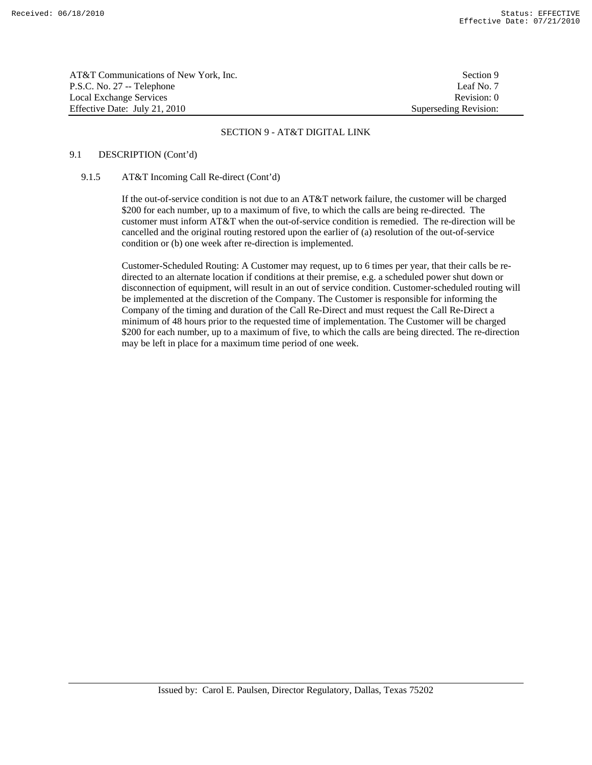## SECTION 9 - AT&T DIGITAL LINK

9.1 DESCRIPTION (Cont'd)

9.1.5 AT&T Incoming Call Re-direct (Cont'd)

If the out-of-service condition is not due to an AT&T network failure, the customer will be charged $200 for each number, up to a maximum of five, to which the calls are being re-directed. The customer must inform AT&T when the out-of-service condition is remedied. The re-direction will be cancelled and the original routing restored upon the earlier of (a) resolution of the out-of-service condition or (b) one week after re-direction is implemented.

Customer-Scheduled Routing: A Customer may request, up to 6 times per year, that their calls be re-directed to an alternate location if conditions at their premise, e.g. a scheduled power shut down or disconnection of equipment, will result in an out of service condition. Customer-scheduled routing will be implemented at the discretion of the Company. The Customer is responsible for informing the Company of the timing and duration of the Call Re-Direct and must request the Call Re-Direct a minimum of 48 hours prior to the requested time of implementation. The Customer will be charged $200 for each number, up to a maximum of five, to which the calls are being directed. The re-direction may be left in place for a maximum time period of one week.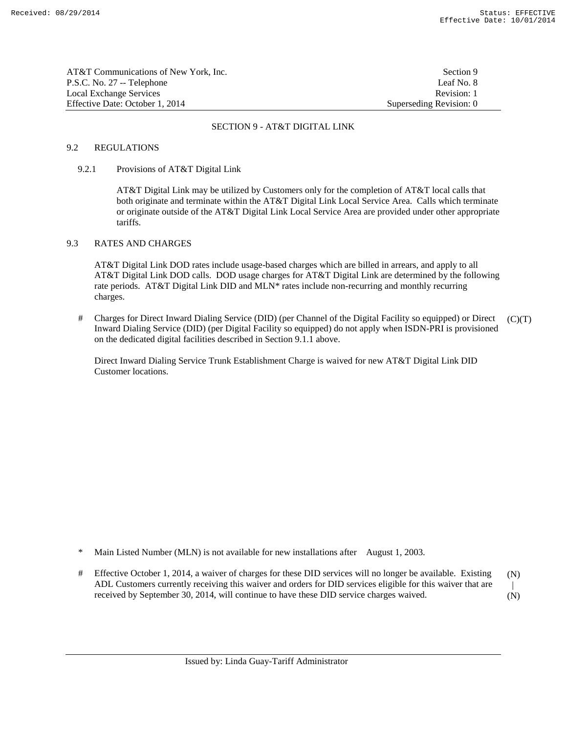## SECTION 9 - AT&T DIGITAL LINK

### 9.2 REGULATIONS

#### 9.2.1 Provisions of AT&T Digital Link

AT&T Digital Link may be utilized by Customers only for the completion of AT&T local calls that both originate and terminate within the AT&T Digital Link Local Service Area. Calls which terminate or originate outside of the AT&T Digital Link Local Service Area are provided under other appropriate tariffs.

### 9.3 RATES AND CHARGES

AT&T Digital Link DOD rates include usage-based charges which are billed in arrears, and apply to all AT&T Digital Link DOD calls. DOD usage charges for AT&T Digital Link are determined by the following rate periods. AT&T Digital Link DID and MLN* rates include non-recurring and monthly recurring charges.

\# Charges for Direct Inward Dialing Service (DID) (per Channel of the Digital Facility so equipped) or Direct Inward Dialing Service (DID) (per Digital Facility so equipped) do not apply when ISDN-PRI is provisioned on the dedicated digital facilities described in Section 9.1.1 above. (C)(T)

Direct Inward Dialing Service Trunk Establishment Charge is waived for new AT&T Digital Link DID Customer locations.

\* Main Listed Number (MLN) is not available for new installations after August 1, 2003.

\# Effective October 1, 2014, a waiver of charges for these DID services will no longer be available. Existing ADL Customers currently receiving this waiver and orders for DID services eligible for this waiver that are received by September 30, 2014, will continue to have these DID service charges waived. (N)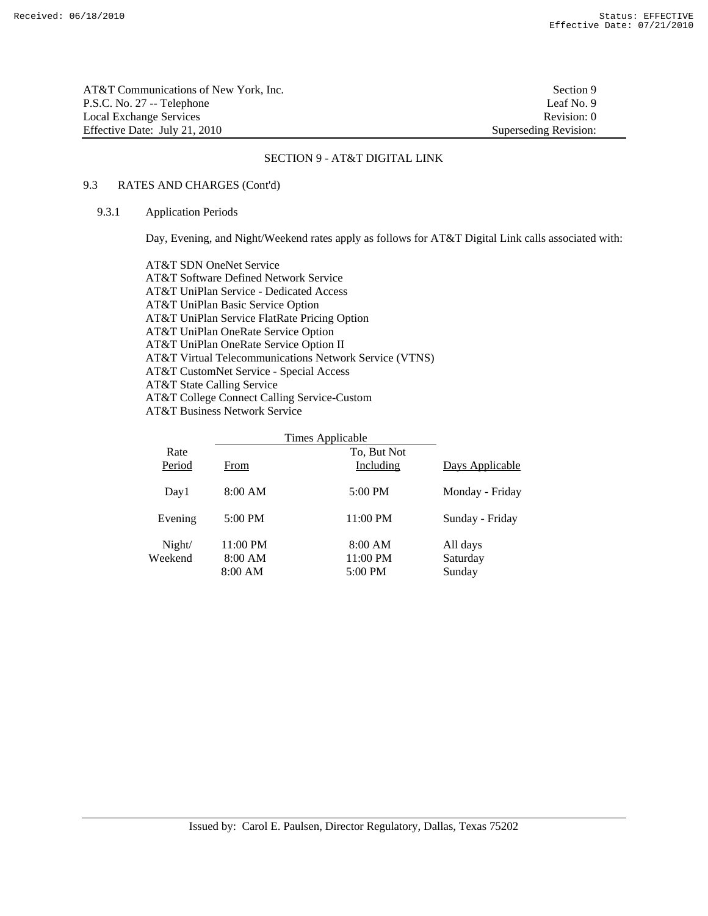## SECTION 9 - AT&T DIGITAL LINK

### 9.3 RATES AND CHARGES (Cont'd)

#### 9.3.1 Application Periods

Day, Evening, and Night/Weekend rates apply as follows for AT&T Digital Link calls associated with:

AT&T SDN OneNet Service
AT&T Software Defined Network Service
AT&T UniPlan Service - Dedicated Access
AT&T UniPlan Basic Service Option
AT&T UniPlan Service FlatRate Pricing Option
AT&T UniPlan OneRate Service Option
AT&T UniPlan OneRate Service Option II
AT&T Virtual Telecommunications Network Service (VTNS)
AT&T CustomNet Service - Special Access
AT&T State Calling Service
AT&T College Connect Calling Service-Custom
AT&T Business Network Service

| Rate Period | Times Applicable From | Times Applicable To, But Not Including | Days Applicable |
|---|---|---|---|
| Day1 | 8:00 AM | 5:00 PM | Monday - Friday |
| Evening | 5:00 PM | 11:00 PM | Sunday - Friday |
| Night/ Weekend | 11:00 PM | 8:00 AM | All days |
| | 8:00 AM | 11:00 PM | Saturday |
| | 8:00 AM | 5:00 PM | Sunday |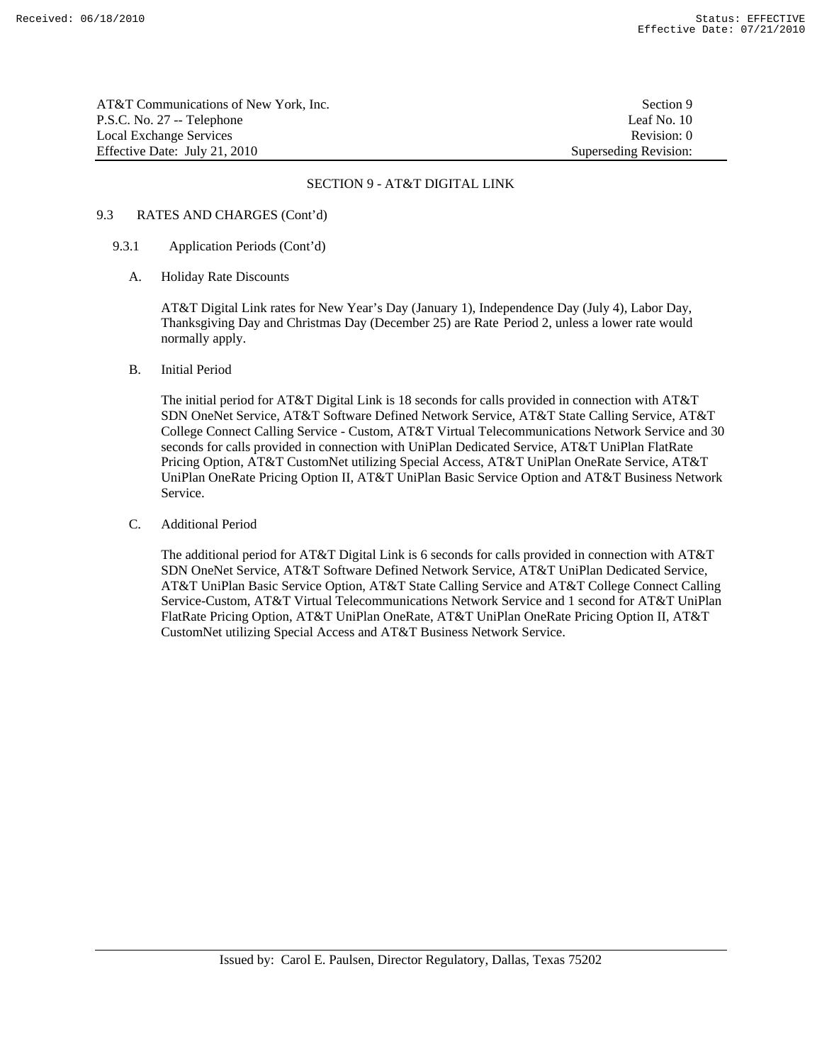## SECTION 9 - AT&T DIGITAL LINK

### 9.3 RATES AND CHARGES (Cont'd)

#### 9.3.1 Application Periods (Cont'd)

A. Holiday Rate Discounts

AT&T Digital Link rates for New Year's Day (January 1), Independence Day (July 4), Labor Day, Thanksgiving Day and Christmas Day (December 25) are Rate Period 2, unless a lower rate would normally apply.

B. Initial Period

The initial period for AT&T Digital Link is 18 seconds for calls provided in connection with AT&T SDN OneNet Service, AT&T Software Defined Network Service, AT&T State Calling Service, AT&T College Connect Calling Service - Custom, AT&T Virtual Telecommunications Network Service and 30 seconds for calls provided in connection with UniPlan Dedicated Service, AT&T UniPlan FlatRate Pricing Option, AT&T CustomNet utilizing Special Access, AT&T UniPlan OneRate Service, AT&T UniPlan OneRate Pricing Option II, AT&T UniPlan Basic Service Option and AT&T Business Network Service.

C. Additional Period

The additional period for AT&T Digital Link is 6 seconds for calls provided in connection with AT&T SDN OneNet Service, AT&T Software Defined Network Service, AT&T UniPlan Dedicated Service, AT&T UniPlan Basic Service Option, AT&T State Calling Service and AT&T College Connect Calling Service-Custom, AT&T Virtual Telecommunications Network Service and 1 second for AT&T UniPlan FlatRate Pricing Option, AT&T UniPlan OneRate, AT&T UniPlan OneRate Pricing Option II, AT&T CustomNet utilizing Special Access and AT&T Business Network Service.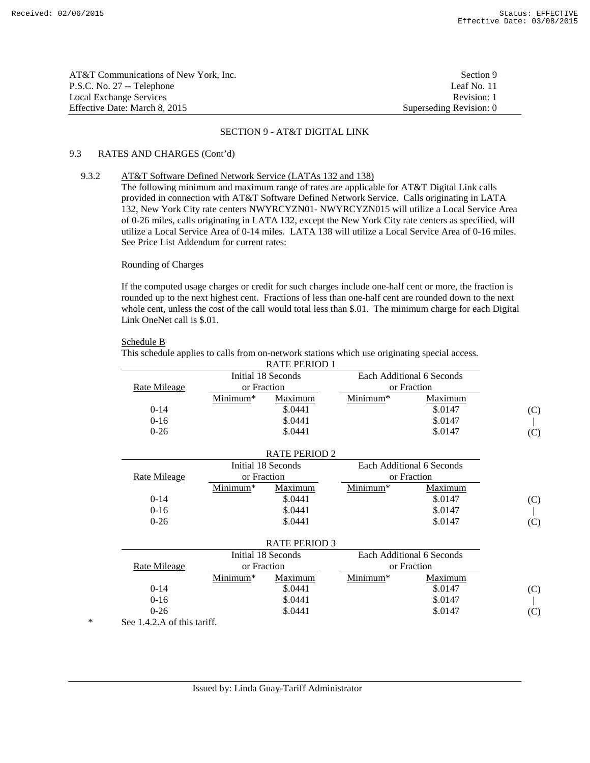AT&T Communications of New York, Inc. | Section 9
P.S.C. No. 27 -- Telephone | Leaf No. 11
Local Exchange Services | Revision: 1
Effective Date: March 8, 2015 | Superseding Revision: 0

## SECTION 9 - AT&T DIGITAL LINK

9.3 RATES AND CHARGES (Cont'd)

9.3.2 AT&T Software Defined Network Service (LATAs 132 and 138)

The following minimum and maximum range of rates are applicable for AT&T Digital Link calls provided in connection with AT&T Software Defined Network Service. Calls originating in LATA 132, New York City rate centers NWYRCYZN01- NWYRCYZN015 will utilize a Local Service Area of 0-26 miles, calls originating in LATA 132, except the New York City rate centers as specified, will utilize a Local Service Area of 0-14 miles. LATA 138 will utilize a Local Service Area of 0-16 miles. See Price List Addendum for current rates:

Rounding of Charges

If the computed usage charges or credit for such charges include one-half cent or more, the fraction is rounded up to the next highest cent. Fractions of less than one-half cent are rounded down to the next whole cent, unless the cost of the call would total less than $.01. The minimum charge for each Digital Link OneNet call is $.01.

Schedule B

This schedule applies to calls from on-network stations which use originating special access.

RATE PERIOD 1

| Rate Mileage | Initial 18 Seconds or Fraction | | Each Additional 6 Seconds or Fraction | | |
|---|---|---|---|---|---|
| | Minimum* | Maximum | Minimum* | Maximum | |
| 0-14 | | $.0441 | | $.0147 | (C) |
| 0-16 | | $.0441 | | $.0147 | \| |
| 0-26 | | $.0441 | | $.0147 | (C) |

RATE PERIOD 2

| Rate Mileage | Initial 18 Seconds or Fraction | | Each Additional 6 Seconds or Fraction | | |
|---|---|---|---|---|---|
| | Minimum* | Maximum | Minimum* | Maximum | |
| 0-14 | | $.0441 | | $.0147 | (C) |
| 0-16 | | $.0441 | | $.0147 | \| |
| 0-26 | | $.0441 | | $.0147 | (C) |

RATE PERIOD 3

| Rate Mileage | Initial 18 Seconds or Fraction | | Each Additional 6 Seconds or Fraction | | |
|---|---|---|---|---|---|
| | Minimum* | Maximum | Minimum* | Maximum | |
| 0-14 | | $.0441 | | $.0147 | (C) |
| 0-16 | | $.0441 | | $.0147 | \| |
| 0-26 | | $.0441 | | $.0147 | (C) |

\* See 1.4.2.A of this tariff.

Issued by: Linda Guay-Tariff Administrator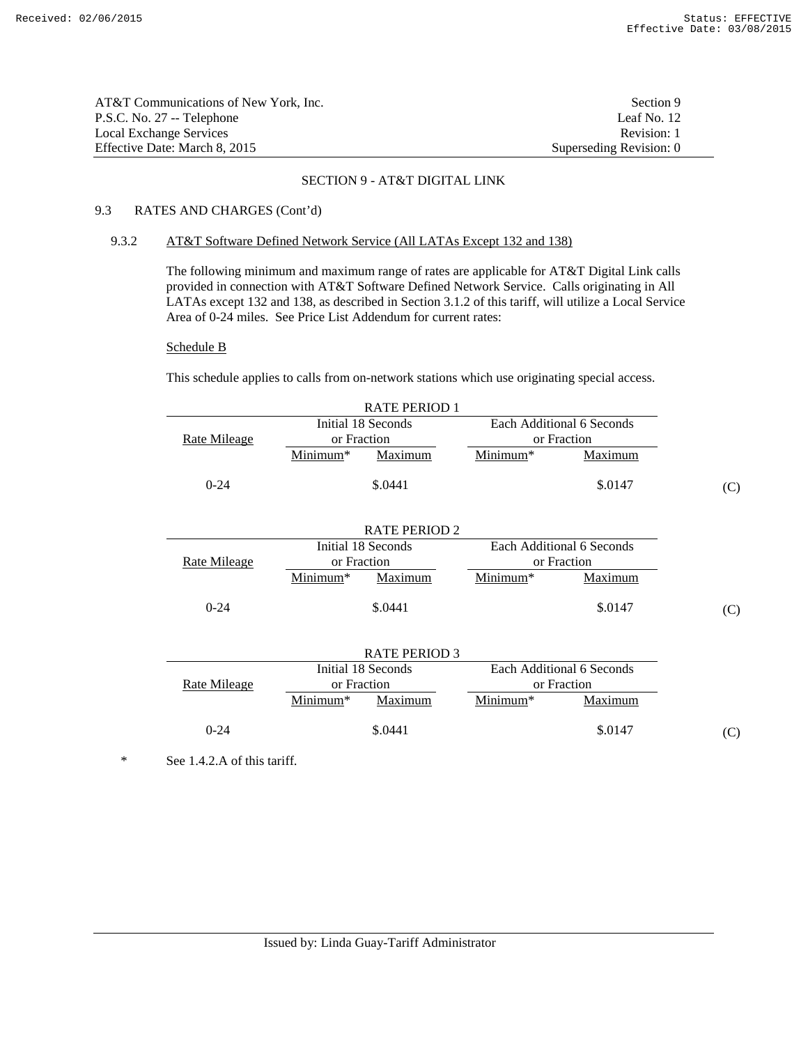AT&T Communications of New York, Inc.
P.S.C. No. 27 -- Telephone
Local Exchange Services
Effective Date: March 8, 2015

Section 9
Leaf No. 12
Revision: 1
Superseding Revision: 0

## SECTION 9 - AT&T DIGITAL LINK

### 9.3 RATES AND CHARGES (Cont'd)

#### 9.3.2 AT&T Software Defined Network Service (All LATAs Except 132 and 138)

The following minimum and maximum range of rates are applicable for AT&T Digital Link calls provided in connection with AT&T Software Defined Network Service. Calls originating in All LATAs except 132 and 138, as described in Section 3.1.2 of this tariff, will utilize a Local Service Area of 0-24 miles. See Price List Addendum for current rates:

Schedule B

This schedule applies to calls from on-network stations which use originating special access.

RATE PERIOD 1

| Rate Mileage | Initial 18 Seconds or Fraction | | Each Additional 6 Seconds or Fraction | | |
|---|---|---|---|---|---|
| | Minimum* | Maximum | Minimum* | Maximum | |
| 0-24 | | $.0441 | | $.0147 | (C) |

RATE PERIOD 2

| Rate Mileage | Initial 18 Seconds or Fraction | | Each Additional 6 Seconds or Fraction | | |
|---|---|---|---|---|---|
| | Minimum* | Maximum | Minimum* | Maximum | |
| 0-24 | | $.0441 | | $.0147 | (C) |

RATE PERIOD 3

| Rate Mileage | Initial 18 Seconds or Fraction | | Each Additional 6 Seconds or Fraction | | |
|---|---|---|---|---|---|
| | Minimum* | Maximum | Minimum* | Maximum | |
| 0-24 | | $.0441 | | $.0147 | (C) |

\* See 1.4.2.A of this tariff.

Issued by: Linda Guay-Tariff Administrator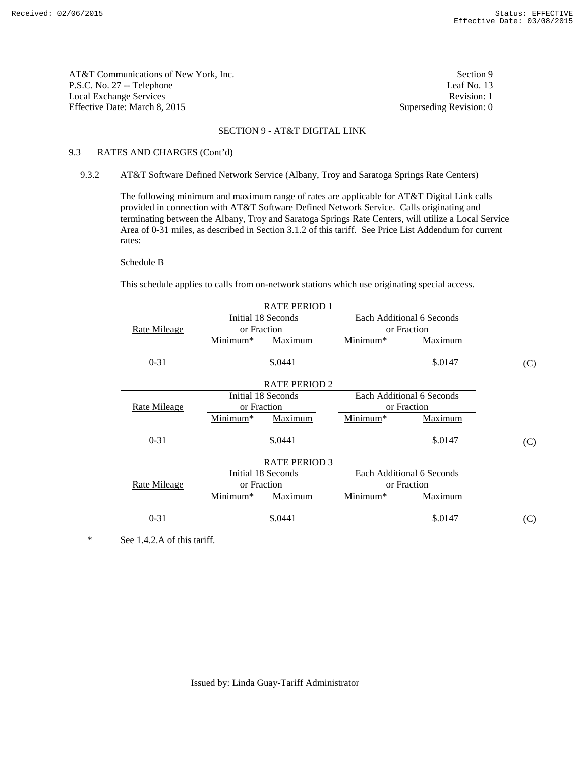AT&T Communications of New York, Inc.
P.S.C. No. 27 -- Telephone
Local Exchange Services
Effective Date: March 8, 2015

Section 9
Leaf No. 13
Revision: 1
Superseding Revision: 0

## SECTION 9 - AT&T DIGITAL LINK

### 9.3 RATES AND CHARGES (Cont'd)

#### 9.3.2 AT&T Software Defined Network Service (Albany, Troy and Saratoga Springs Rate Centers)

The following minimum and maximum range of rates are applicable for AT&T Digital Link calls provided in connection with AT&T Software Defined Network Service. Calls originating and terminating between the Albany, Troy and Saratoga Springs Rate Centers, will utilize a Local Service Area of 0-31 miles, as described in Section 3.1.2 of this tariff. See Price List Addendum for current rates:

Schedule B

This schedule applies to calls from on-network stations which use originating special access.

RATE PERIOD 1

| Rate Mileage | Initial 18 Seconds or Fraction | | Each Additional 6 Seconds or Fraction | | |
|---|---|---|---|---|---|
| | Minimum* | Maximum | Minimum* | Maximum | |
| 0-31 | | $.0441 | | $.0147 | (C) |

RATE PERIOD 2

| Rate Mileage | Initial 18 Seconds or Fraction | | Each Additional 6 Seconds or Fraction | | |
|---|---|---|---|---|---|
| | Minimum* | Maximum | Minimum* | Maximum | |
| 0-31 | | $.0441 | | $.0147 | (C) |

RATE PERIOD 3

| Rate Mileage | Initial 18 Seconds or Fraction | | Each Additional 6 Seconds or Fraction | | |
|---|---|---|---|---|---|
| | Minimum* | Maximum | Minimum* | Maximum | |
| 0-31 | | $.0441 | | $.0147 | (C) |

\* See 1.4.2.A of this tariff.

Issued by: Linda Guay-Tariff Administrator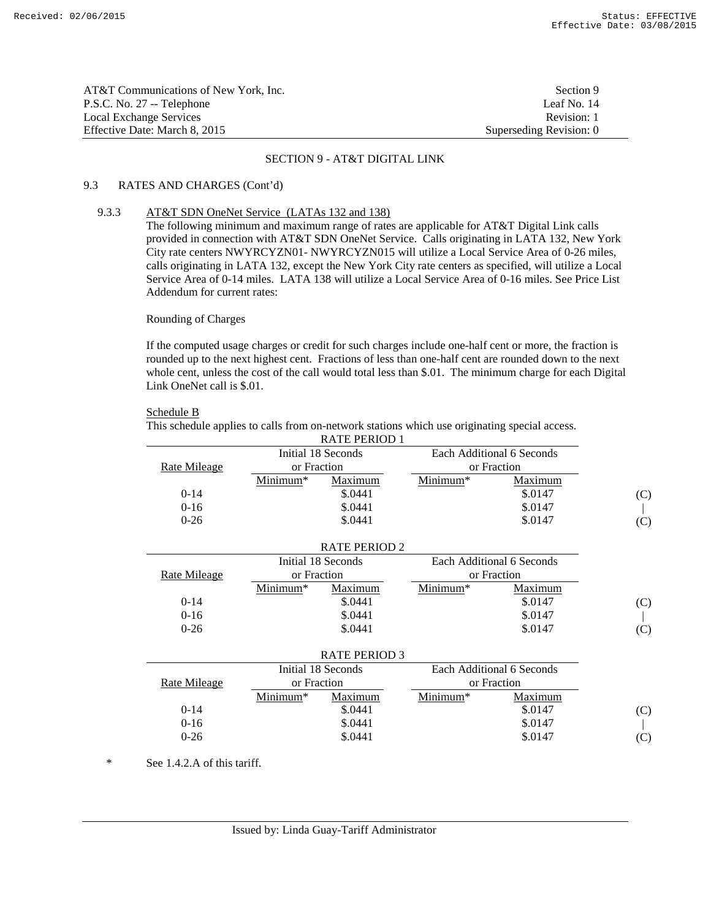AT&T Communications of New York, Inc.
P.S.C. No. 27 -- Telephone
Local Exchange Services
Effective Date: March 8, 2015

Section 9
Leaf No. 14
Revision: 1
Superseding Revision: 0

## SECTION 9 - AT&T DIGITAL LINK

### 9.3 RATES AND CHARGES (Cont'd)

#### 9.3.3 AT&T SDN OneNet Service (LATAs 132 and 138)

The following minimum and maximum range of rates are applicable for AT&T Digital Link calls provided in connection with AT&T SDN OneNet Service. Calls originating in LATA 132, New York City rate centers NWYRCYZN01- NWYRCYZN015 will utilize a Local Service Area of 0-26 miles, calls originating in LATA 132, except the New York City rate centers as specified, will utilize a Local Service Area of 0-14 miles. LATA 138 will utilize a Local Service Area of 0-16 miles. See Price List Addendum for current rates:

Rounding of Charges

If the computed usage charges or credit for such charges include one-half cent or more, the fraction is rounded up to the next highest cent. Fractions of less than one-half cent are rounded down to the next whole cent, unless the cost of the call would total less than $.01. The minimum charge for each Digital Link OneNet call is $.01.

Schedule B

This schedule applies to calls from on-network stations which use originating special access.

RATE PERIOD 1

| Rate Mileage | Initial 18 Seconds or Fraction | | Each Additional 6 Seconds or Fraction | | |
|---|---|---|---|---|---|
| | Minimum* | Maximum | Minimum* | Maximum | |
| 0-14 | | $.0441 | | $.0147 | (C) |
| 0-16 | | $.0441 | | $.0147 | \| |
| 0-26 | | $.0441 | | $.0147 | (C) |

RATE PERIOD 2

| Rate Mileage | Initial 18 Seconds or Fraction | | Each Additional 6 Seconds or Fraction | | |
|---|---|---|---|---|---|
| | Minimum* | Maximum | Minimum* | Maximum | |
| 0-14 | | $.0441 | | $.0147 | (C) |
| 0-16 | | $.0441 | | $.0147 | \| |
| 0-26 | | $.0441 | | $.0147 | (C) |

RATE PERIOD 3

| Rate Mileage | Initial 18 Seconds or Fraction | | Each Additional 6 Seconds or Fraction | | |
|---|---|---|---|---|---|
| | Minimum* | Maximum | Minimum* | Maximum | |
| 0-14 | | $.0441 | | $.0147 | (C) |
| 0-16 | | $.0441 | | $.0147 | \| |
| 0-26 | | $.0441 | | $.0147 | (C) |

\* See 1.4.2.A of this tariff.

Issued by: Linda Guay-Tariff Administrator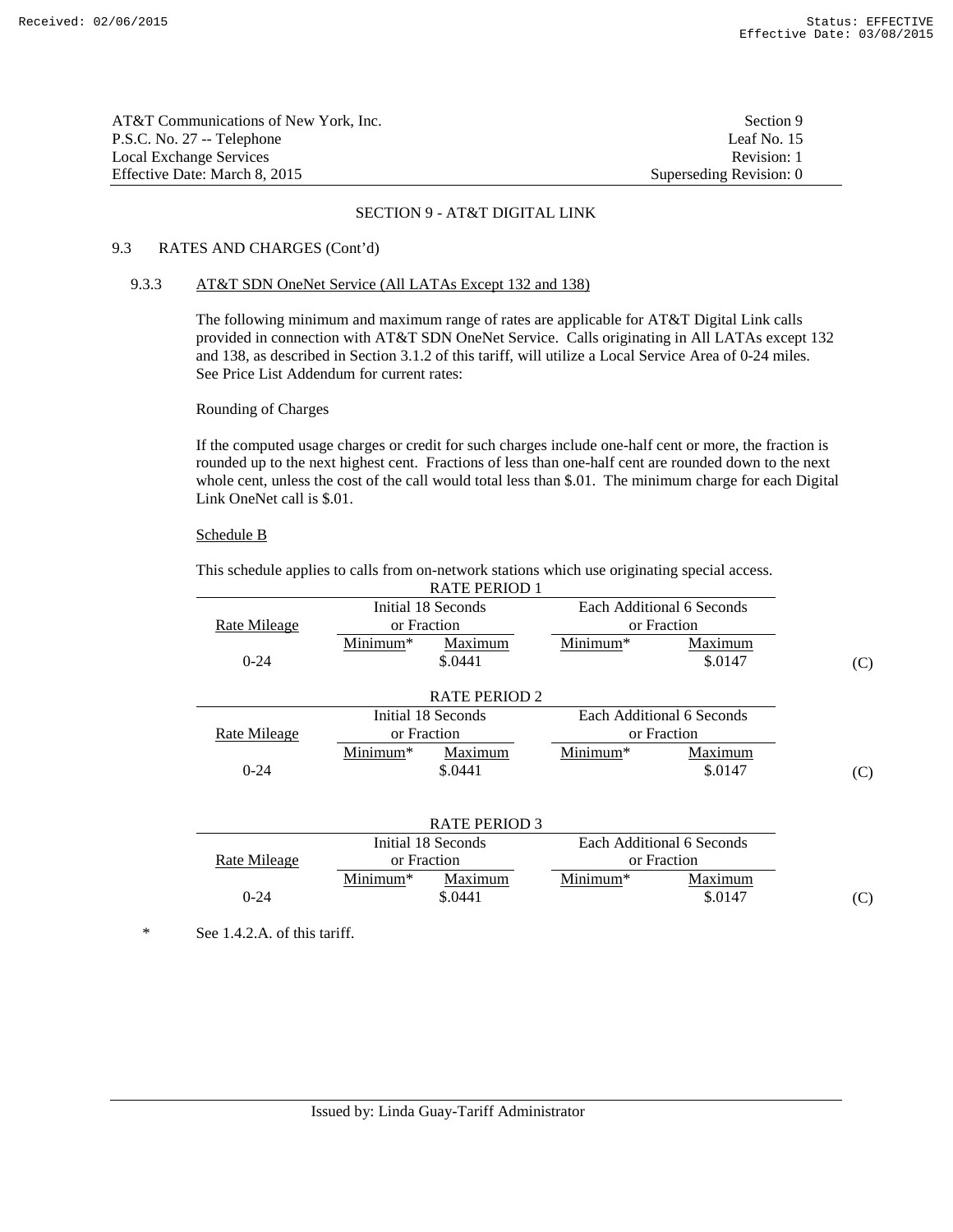AT&T Communications of New York, Inc. — Section 9
P.S.C. No. 27 -- Telephone — Leaf No. 15
Local Exchange Services — Revision: 1
Effective Date: March 8, 2015 — Superseding Revision: 0

## SECTION 9 - AT&T DIGITAL LINK

### 9.3 RATES AND CHARGES (Cont'd)

#### 9.3.3 AT&T SDN OneNet Service (All LATAs Except 132 and 138)

The following minimum and maximum range of rates are applicable for AT&T Digital Link calls provided in connection with AT&T SDN OneNet Service. Calls originating in All LATAs except 132 and 138, as described in Section 3.1.2 of this tariff, will utilize a Local Service Area of 0-24 miles. See Price List Addendum for current rates:

Rounding of Charges

If the computed usage charges or credit for such charges include one-half cent or more, the fraction is rounded up to the next highest cent. Fractions of less than one-half cent are rounded down to the next whole cent, unless the cost of the call would total less than $.01. The minimum charge for each Digital Link OneNet call is $.01.

Schedule B

This schedule applies to calls from on-network stations which use originating special access.

RATE PERIOD 1

| Rate Mileage | Initial 18 Seconds or Fraction | | Each Additional 6 Seconds or Fraction | | |
|---|---|---|---|---|---|
| | Minimum* | Maximum | Minimum* | Maximum | |
| 0-24 | | $.0441 | | $.0147 | (C) |

RATE PERIOD 2

| Rate Mileage | Initial 18 Seconds or Fraction | | Each Additional 6 Seconds or Fraction | | |
|---|---|---|---|---|---|
| | Minimum* | Maximum | Minimum* | Maximum | |
| 0-24 | | $.0441 | | $.0147 | (C) |

RATE PERIOD 3

| Rate Mileage | Initial 18 Seconds or Fraction | | Each Additional 6 Seconds or Fraction | | |
|---|---|---|---|---|---|
| | Minimum* | Maximum | Minimum* | Maximum | |
| 0-24 | | $.0441 | | $.0147 | (C) |

\* See 1.4.2.A. of this tariff.

Issued by: Linda Guay-Tariff Administrator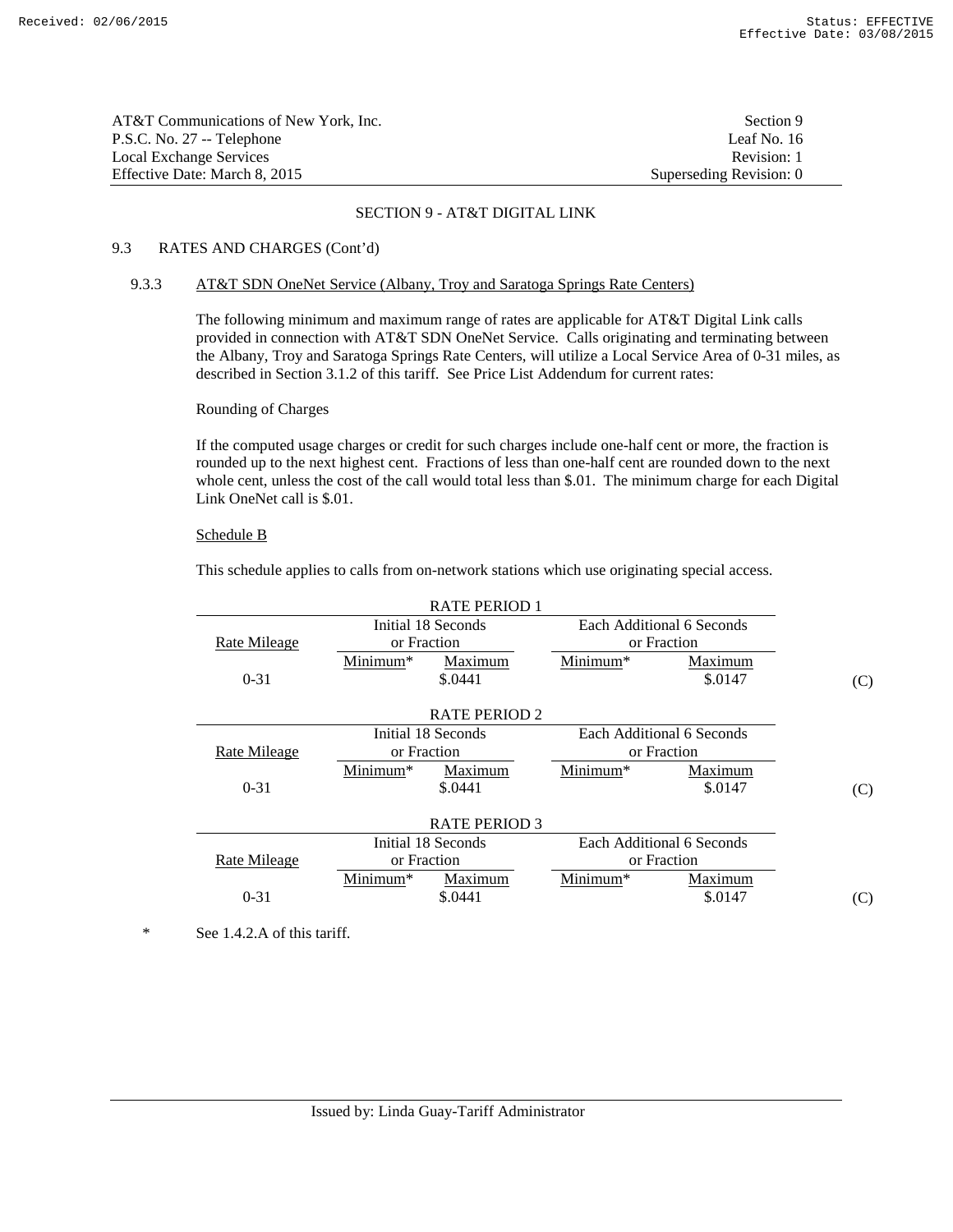AT&T Communications of New York, Inc. | Section 9
P.S.C. No. 27 -- Telephone | Leaf No. 16
Local Exchange Services | Revision: 1
Effective Date: March 8, 2015 | Superseding Revision: 0

## SECTION 9 - AT&T DIGITAL LINK

### 9.3 RATES AND CHARGES (Cont'd)

#### 9.3.3 AT&T SDN OneNet Service (Albany, Troy and Saratoga Springs Rate Centers)

The following minimum and maximum range of rates are applicable for AT&T Digital Link calls provided in connection with AT&T SDN OneNet Service. Calls originating and terminating between the Albany, Troy and Saratoga Springs Rate Centers, will utilize a Local Service Area of 0-31 miles, as described in Section 3.1.2 of this tariff. See Price List Addendum for current rates:

Rounding of Charges

If the computed usage charges or credit for such charges include one-half cent or more, the fraction is rounded up to the next highest cent. Fractions of less than one-half cent are rounded down to the next whole cent, unless the cost of the call would total less than $.01. The minimum charge for each Digital Link OneNet call is $.01.

Schedule B

This schedule applies to calls from on-network stations which use originating special access.

RATE PERIOD 1

| Rate Mileage | Initial 18 Seconds or Fraction | | Each Additional 6 Seconds or Fraction | | |
|---|---|---|---|---|---|
| | Minimum* | Maximum | Minimum* | Maximum | |
| 0-31 | | $.0441 | | $.0147 | (C) |

RATE PERIOD 2

| Rate Mileage | Initial 18 Seconds or Fraction | | Each Additional 6 Seconds or Fraction | | |
|---|---|---|---|---|---|
| | Minimum* | Maximum | Minimum* | Maximum | |
| 0-31 | | $.0441 | | $.0147 | (C) |

RATE PERIOD 3

| Rate Mileage | Initial 18 Seconds or Fraction | | Each Additional 6 Seconds or Fraction | | |
|---|---|---|---|---|---|
| | Minimum* | Maximum | Minimum* | Maximum | |
| 0-31 | | $.0441 | | $.0147 | (C) |

\* See 1.4.2.A of this tariff.

Issued by: Linda Guay-Tariff Administrator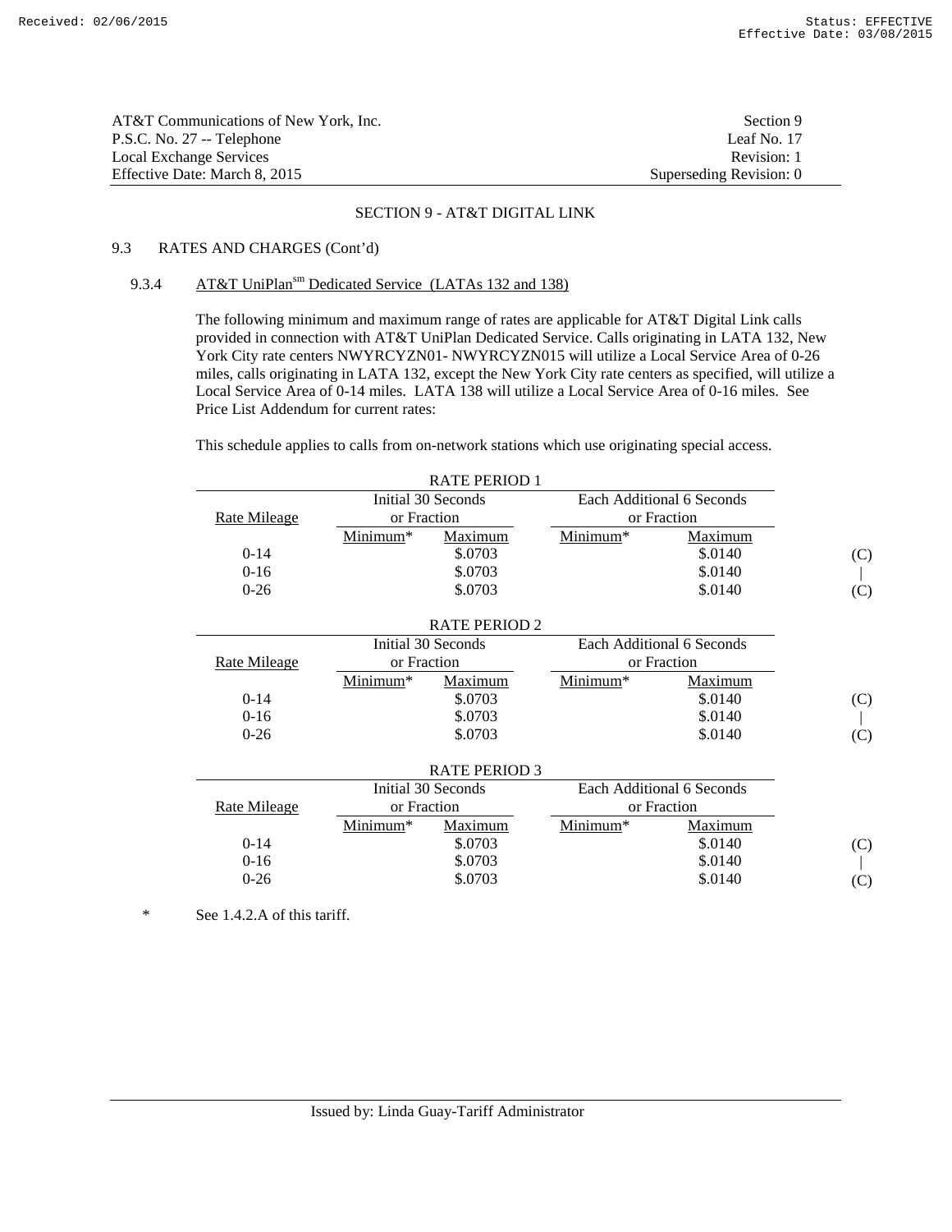AT&T Communications of New York, Inc.
P.S.C. No. 27 -- Telephone
Local Exchange Services
Effective Date: March 8, 2015

Section 9
Leaf No. 17
Revision: 1
Superseding Revision: 0

## SECTION 9 - AT&T DIGITAL LINK

### 9.3 RATES AND CHARGES (Cont'd)

#### 9.3.4 AT&T UniPlan[sm] Dedicated Service (LATAs 132 and 138)

The following minimum and maximum range of rates are applicable for AT&T Digital Link calls provided in connection with AT&T UniPlan Dedicated Service. Calls originating in LATA 132, New York City rate centers NWYRCYZN01- NWYRCYZN015 will utilize a Local Service Area of 0-26 miles, calls originating in LATA 132, except the New York City rate centers as specified, will utilize a Local Service Area of 0-14 miles. LATA 138 will utilize a Local Service Area of 0-16 miles. See Price List Addendum for current rates:

This schedule applies to calls from on-network stations which use originating special access.

RATE PERIOD 1

| Rate Mileage | Initial 30 Seconds or Fraction | | Each Additional 6 Seconds or Fraction | | |
|---|---|---|---|---|---|
| | Minimum* | Maximum | Minimum* | Maximum | |
| 0-14 | | $.0703 | | $.0140 | (C) |
| 0-16 | | $.0703 | | $.0140 | \| |
| 0-26 | | $.0703 | | $.0140 | (C) |

RATE PERIOD 2

| Rate Mileage | Initial 30 Seconds or Fraction | | Each Additional 6 Seconds or Fraction | | |
|---|---|---|---|---|---|
| | Minimum* | Maximum | Minimum* | Maximum | |
| 0-14 | | $.0703 | | $.0140 | (C) |
| 0-16 | | $.0703 | | $.0140 | \| |
| 0-26 | | $.0703 | | $.0140 | (C) |

RATE PERIOD 3

| Rate Mileage | Initial 30 Seconds or Fraction | | Each Additional 6 Seconds or Fraction | | |
|---|---|---|---|---|---|
| | Minimum* | Maximum | Minimum* | Maximum | |
| 0-14 | | $.0703 | | $.0140 | (C) |
| 0-16 | | $.0703 | | $.0140 | \| |
| 0-26 | | $.0703 | | $.0140 | (C) |

\* See 1.4.2.A of this tariff.

Issued by: Linda Guay-Tariff Administrator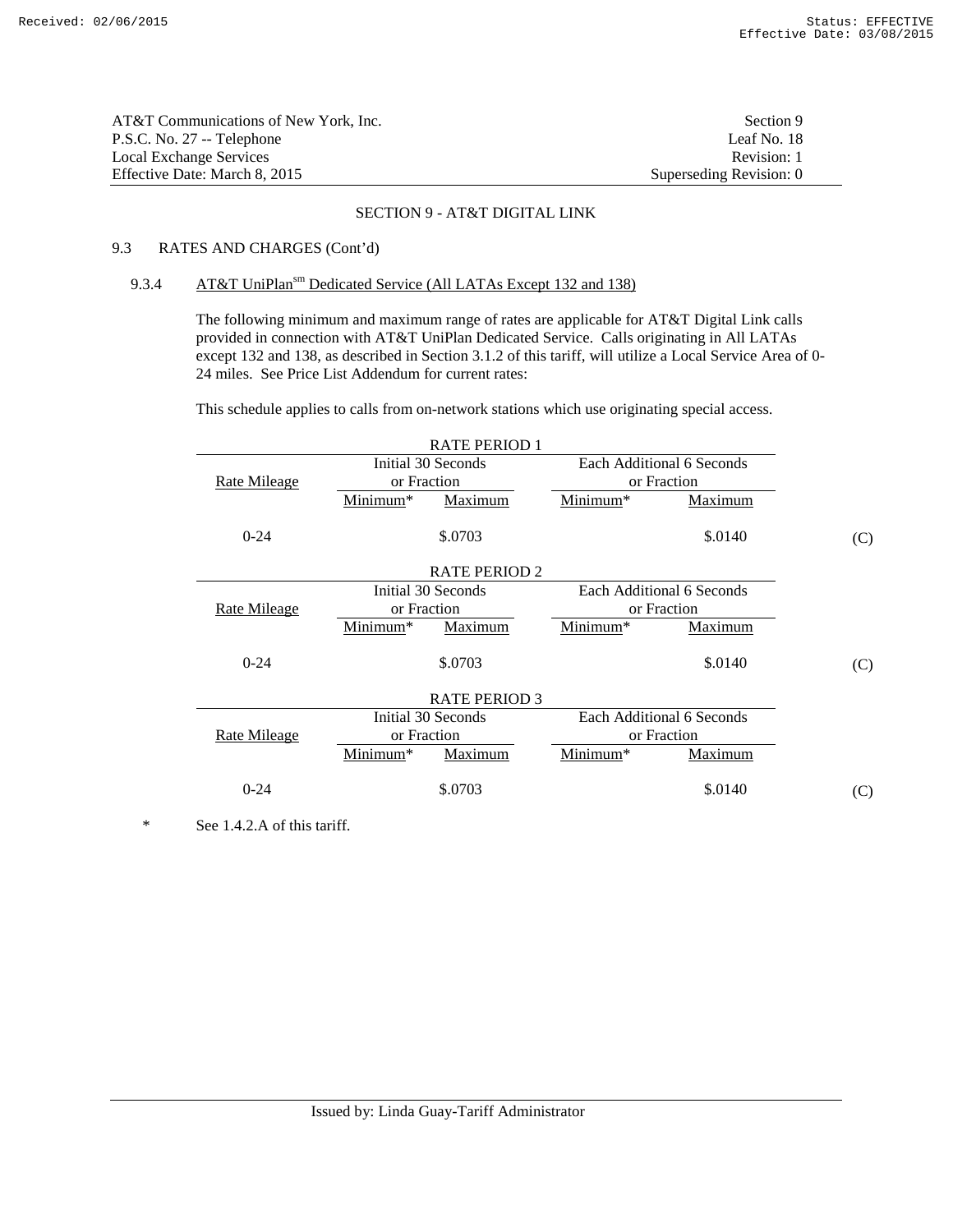AT&T Communications of New York, Inc. | Section 9
P.S.C. No. 27 -- Telephone | Leaf No. 18
Local Exchange Services | Revision: 1
Effective Date: March 8, 2015 | Superseding Revision: 0

## SECTION 9 - AT&T DIGITAL LINK

### 9.3 RATES AND CHARGES (Cont'd)

#### 9.3.4 AT&T UniPlan[sm] Dedicated Service (All LATAs Except 132 and 138)

The following minimum and maximum range of rates are applicable for AT&T Digital Link calls provided in connection with AT&T UniPlan Dedicated Service. Calls originating in All LATAs except 132 and 138, as described in Section 3.1.2 of this tariff, will utilize a Local Service Area of 0-24 miles. See Price List Addendum for current rates:

This schedule applies to calls from on-network stations which use originating special access.

RATE PERIOD 1

| Rate Mileage | Initial 30 Seconds or Fraction | | Each Additional 6 Seconds or Fraction | | |
|---|---|---|---|---|---|
| | Minimum* | Maximum | Minimum* | Maximum | |
| 0-24 | | $.0703 | | $.0140 | (C) |

RATE PERIOD 2

| Rate Mileage | Initial 30 Seconds or Fraction | | Each Additional 6 Seconds or Fraction | | |
|---|---|---|---|---|---|
| | Minimum* | Maximum | Minimum* | Maximum | |
| 0-24 | | $.0703 | | $.0140 | (C) |

RATE PERIOD 3

| Rate Mileage | Initial 30 Seconds or Fraction | | Each Additional 6 Seconds or Fraction | | |
|---|---|---|---|---|---|
| | Minimum* | Maximum | Minimum* | Maximum | |
| 0-24 | | $.0703 | | $.0140 | (C) |

\* See 1.4.2.A of this tariff.

Issued by: Linda Guay-Tariff Administrator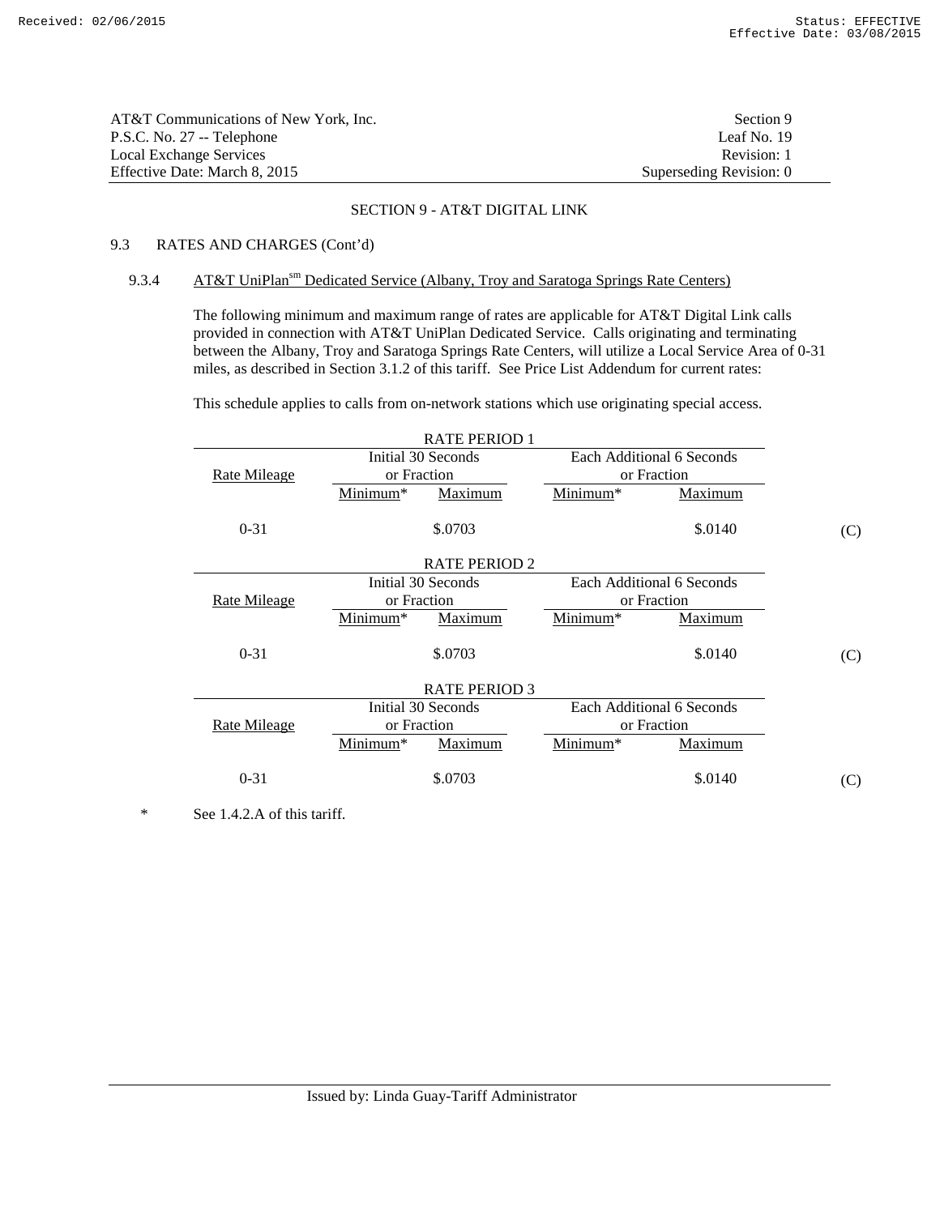AT&T Communications of New York, Inc. — Section 9
P.S.C. No. 27 -- Telephone — Leaf No. 19
Local Exchange Services — Revision: 1
Effective Date: March 8, 2015 — Superseding Revision: 0

## SECTION 9 - AT&T DIGITAL LINK

### 9.3 RATES AND CHARGES (Cont'd)

#### 9.3.4 AT&T UniPlan[sm] Dedicated Service (Albany, Troy and Saratoga Springs Rate Centers)

The following minimum and maximum range of rates are applicable for AT&T Digital Link calls provided in connection with AT&T UniPlan Dedicated Service. Calls originating and terminating between the Albany, Troy and Saratoga Springs Rate Centers, will utilize a Local Service Area of 0-31 miles, as described in Section 3.1.2 of this tariff. See Price List Addendum for current rates:

This schedule applies to calls from on-network stations which use originating special access.

RATE PERIOD 1

| Rate Mileage | Initial 30 Seconds or Fraction | | Each Additional 6 Seconds or Fraction | | |
|---|---|---|---|---|---|
| | Minimum* | Maximum | Minimum* | Maximum | |
| 0-31 | | $.0703 | | $.0140 | (C) |

RATE PERIOD 2

| Rate Mileage | Initial 30 Seconds or Fraction | | Each Additional 6 Seconds or Fraction | | |
|---|---|---|---|---|---|
| | Minimum* | Maximum | Minimum* | Maximum | |
| 0-31 | | $.0703 | | $.0140 | (C) |

RATE PERIOD 3

| Rate Mileage | Initial 30 Seconds or Fraction | | Each Additional 6 Seconds or Fraction | | |
|---|---|---|---|---|---|
| | Minimum* | Maximum | Minimum* | Maximum | |
| 0-31 | | $.0703 | | $.0140 | (C) |

\* See 1.4.2.A of this tariff.

Issued by: Linda Guay-Tariff Administrator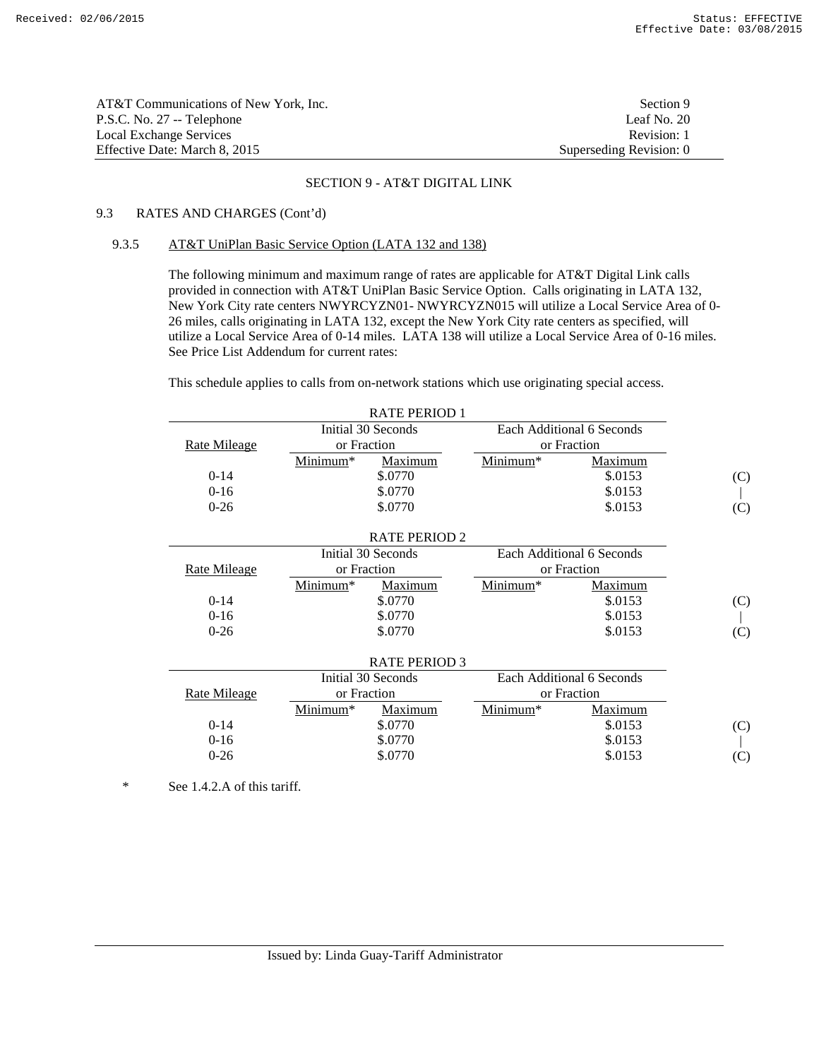AT&T Communications of New York, Inc. | Section 9
P.S.C. No. 27 -- Telephone | Leaf No. 20
Local Exchange Services | Revision: 1
Effective Date: March 8, 2015 | Superseding Revision: 0

## SECTION 9 - AT&T DIGITAL LINK

### 9.3 RATES AND CHARGES (Cont'd)

#### 9.3.5 AT&T UniPlan Basic Service Option (LATA 132 and 138)

The following minimum and maximum range of rates are applicable for AT&T Digital Link calls provided in connection with AT&T UniPlan Basic Service Option. Calls originating in LATA 132, New York City rate centers NWYRCYZN01- NWYRCYZN015 will utilize a Local Service Area of 0-26 miles, calls originating in LATA 132, except the New York City rate centers as specified, will utilize a Local Service Area of 0-14 miles. LATA 138 will utilize a Local Service Area of 0-16 miles. See Price List Addendum for current rates:

This schedule applies to calls from on-network stations which use originating special access.

RATE PERIOD 1

| Rate Mileage | Initial 30 Seconds or Fraction | | Each Additional 6 Seconds or Fraction | | |
|---|---|---|---|---|---|
| | Minimum* | Maximum | Minimum* | Maximum | |
| 0-14 | | $.0770 | | $.0153 | (C) |
| 0-16 | | $.0770 | | $.0153 | \| |
| 0-26 | | $.0770 | | $.0153 | (C) |

RATE PERIOD 2

| Rate Mileage | Initial 30 Seconds or Fraction | | Each Additional 6 Seconds or Fraction | | |
|---|---|---|---|---|---|
| | Minimum* | Maximum | Minimum* | Maximum | |
| 0-14 | | $.0770 | | $.0153 | (C) |
| 0-16 | | $.0770 | | $.0153 | \| |
| 0-26 | | $.0770 | | $.0153 | (C) |

RATE PERIOD 3

| Rate Mileage | Initial 30 Seconds or Fraction | | Each Additional 6 Seconds or Fraction | | |
|---|---|---|---|---|---|
| | Minimum* | Maximum | Minimum* | Maximum | |
| 0-14 | | $.0770 | | $.0153 | (C) |
| 0-16 | | $.0770 | | $.0153 | \| |
| 0-26 | | $.0770 | | $.0153 | (C) |

\* See 1.4.2.A of this tariff.

Issued by: Linda Guay-Tariff Administrator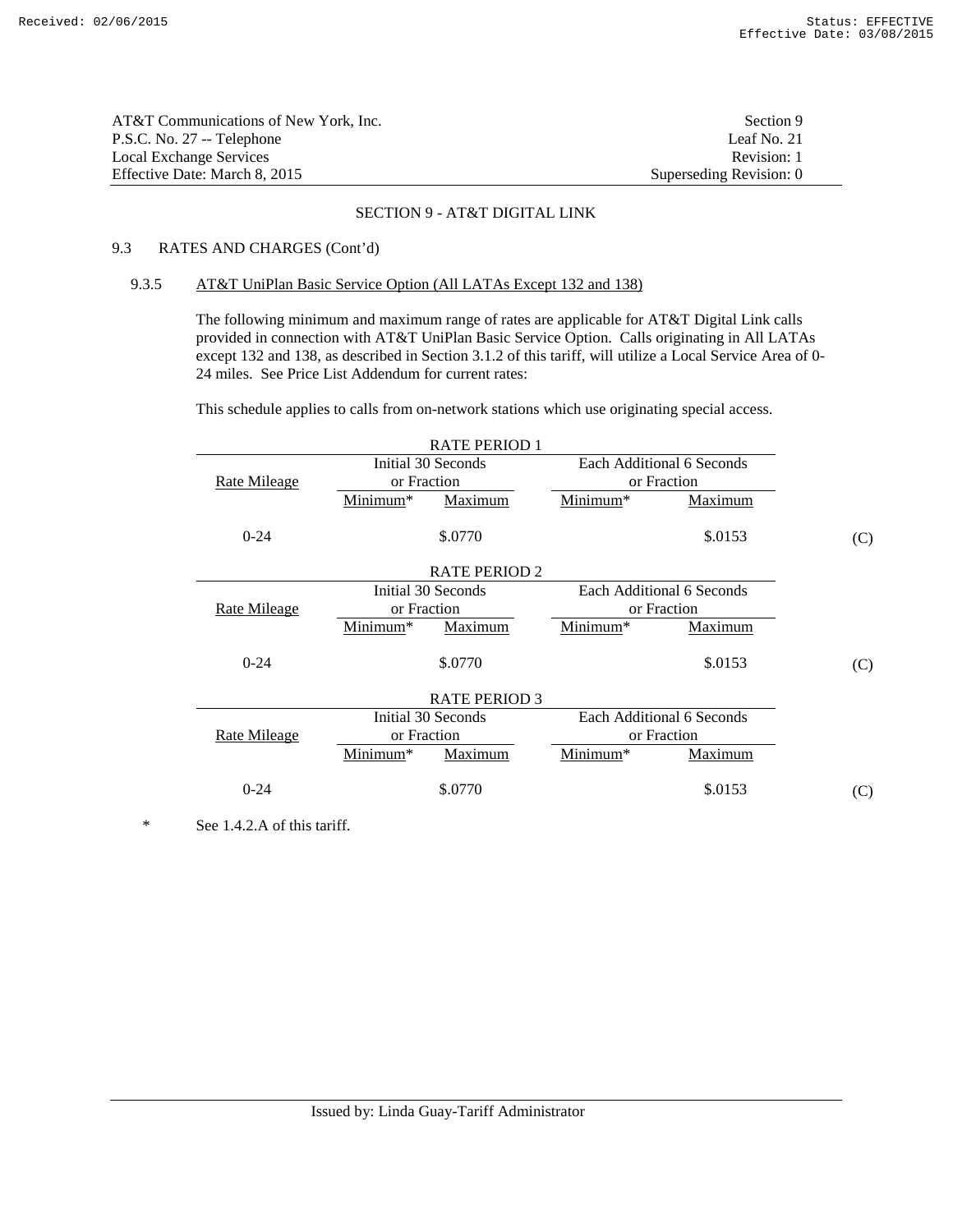AT&T Communications of New York, Inc.
P.S.C. No. 27 -- Telephone
Local Exchange Services
Effective Date: March 8, 2015

Section 9
Leaf No. 21
Revision: 1
Superseding Revision: 0

## SECTION 9 - AT&T DIGITAL LINK

### 9.3 RATES AND CHARGES (Cont'd)

#### 9.3.5 AT&T UniPlan Basic Service Option (All LATAs Except 132 and 138)

The following minimum and maximum range of rates are applicable for AT&T Digital Link calls provided in connection with AT&T UniPlan Basic Service Option. Calls originating in All LATAs except 132 and 138, as described in Section 3.1.2 of this tariff, will utilize a Local Service Area of 0-24 miles. See Price List Addendum for current rates:

This schedule applies to calls from on-network stations which use originating special access.

RATE PERIOD 1

| Rate Mileage | Initial 30 Seconds or Fraction | | Each Additional 6 Seconds or Fraction | | |
|---|---|---|---|---|---|
| | Minimum* | Maximum | Minimum* | Maximum | |
| 0-24 | | $.0770 | | $.0153 | (C) |

RATE PERIOD 2

| Rate Mileage | Initial 30 Seconds or Fraction | | Each Additional 6 Seconds or Fraction | | |
|---|---|---|---|---|---|
| | Minimum* | Maximum | Minimum* | Maximum | |
| 0-24 | | $.0770 | | $.0153 | (C) |

RATE PERIOD 3

| Rate Mileage | Initial 30 Seconds or Fraction | | Each Additional 6 Seconds or Fraction | | |
|---|---|---|---|---|---|
| | Minimum* | Maximum | Minimum* | Maximum | |
| 0-24 | | $.0770 | | $.0153 | (C) |

\* See 1.4.2.A of this tariff.

Issued by: Linda Guay-Tariff Administrator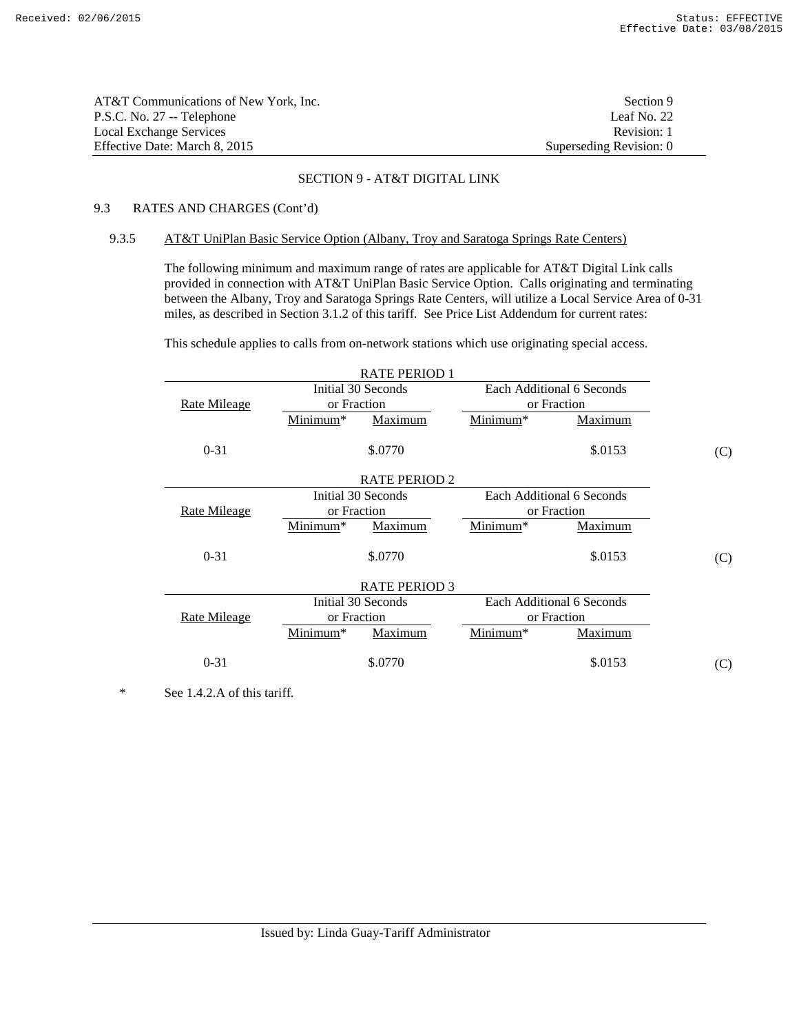AT&T Communications of New York, Inc.
P.S.C. No. 27 -- Telephone
Local Exchange Services
Effective Date: March 8, 2015

Section 9
Leaf No. 22
Revision: 1
Superseding Revision: 0

## SECTION 9 - AT&T DIGITAL LINK

### 9.3 RATES AND CHARGES (Cont'd)

#### 9.3.5 AT&T UniPlan Basic Service Option (Albany, Troy and Saratoga Springs Rate Centers)

The following minimum and maximum range of rates are applicable for AT&T Digital Link calls provided in connection with AT&T UniPlan Basic Service Option. Calls originating and terminating between the Albany, Troy and Saratoga Springs Rate Centers, will utilize a Local Service Area of 0-31 miles, as described in Section 3.1.2 of this tariff. See Price List Addendum for current rates:

This schedule applies to calls from on-network stations which use originating special access.

RATE PERIOD 1

| Rate Mileage | Initial 30 Seconds or Fraction | | Each Additional 6 Seconds or Fraction | | |
|---|---|---|---|---|---|
| | Minimum* | Maximum | Minimum* | Maximum | |
| 0-31 | | $.0770 | | $.0153 | (C) |

RATE PERIOD 2

| Rate Mileage | Initial 30 Seconds or Fraction | | Each Additional 6 Seconds or Fraction | | |
|---|---|---|---|---|---|
| | Minimum* | Maximum | Minimum* | Maximum | |
| 0-31 | | $.0770 | | $.0153 | (C) |

RATE PERIOD 3

| Rate Mileage | Initial 30 Seconds or Fraction | | Each Additional 6 Seconds or Fraction | | |
|---|---|---|---|---|---|
| | Minimum* | Maximum | Minimum* | Maximum | |
| 0-31 | | $.0770 | | $.0153 | (C) |

\* See 1.4.2.A of this tariff.

Issued by: Linda Guay-Tariff Administrator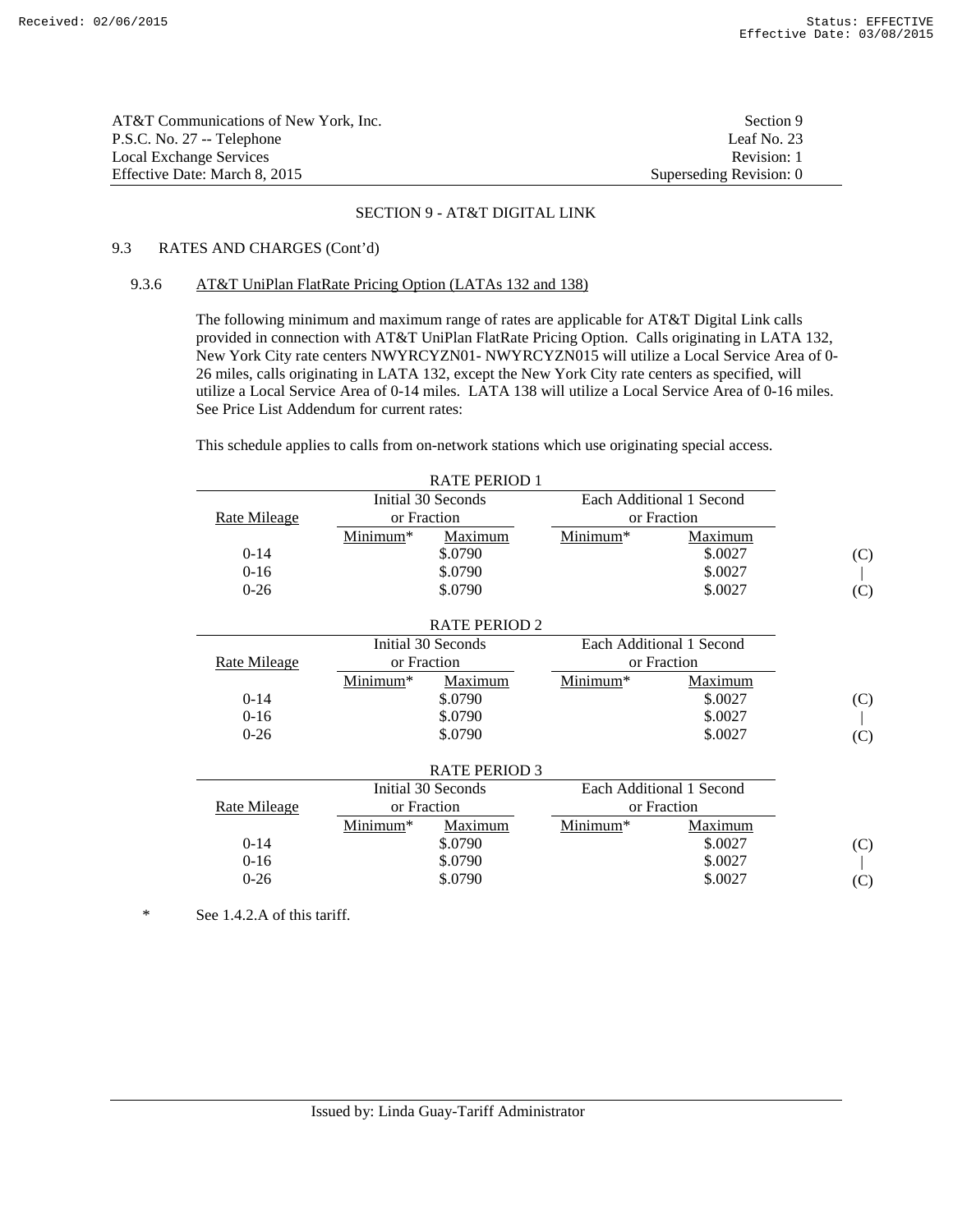AT&T Communications of New York, Inc. — Section 9
P.S.C. No. 27 -- Telephone — Leaf No. 23
Local Exchange Services — Revision: 1
Effective Date: March 8, 2015 — Superseding Revision: 0

## SECTION 9 - AT&T DIGITAL LINK

### 9.3 RATES AND CHARGES (Cont'd)

#### 9.3.6 AT&T UniPlan FlatRate Pricing Option (LATAs 132 and 138)

The following minimum and maximum range of rates are applicable for AT&T Digital Link calls provided in connection with AT&T UniPlan FlatRate Pricing Option. Calls originating in LATA 132, New York City rate centers NWYRCYZN01- NWYRCYZN015 will utilize a Local Service Area of 0-26 miles, calls originating in LATA 132, except the New York City rate centers as specified, will utilize a Local Service Area of 0-14 miles. LATA 138 will utilize a Local Service Area of 0-16 miles. See Price List Addendum for current rates:

This schedule applies to calls from on-network stations which use originating special access.

RATE PERIOD 1

| Rate Mileage | Initial 30 Seconds or Fraction | | Each Additional 1 Second or Fraction | | |
|---|---|---|---|---|---|
| | Minimum* | Maximum | Minimum* | Maximum | |
| 0-14 | | $.0790 | | $.0027 | (C) |
| 0-16 | | $.0790 | | $.0027 | \| |
| 0-26 | | $.0790 | | $.0027 | (C) |

RATE PERIOD 2

| Rate Mileage | Initial 30 Seconds or Fraction | | Each Additional 1 Second or Fraction | | |
|---|---|---|---|---|---|
| | Minimum* | Maximum | Minimum* | Maximum | |
| 0-14 | | $.0790 | | $.0027 | (C) |
| 0-16 | | $.0790 | | $.0027 | \| |
| 0-26 | | $.0790 | | $.0027 | (C) |

RATE PERIOD 3

| Rate Mileage | Initial 30 Seconds or Fraction | | Each Additional 1 Second or Fraction | | |
|---|---|---|---|---|---|
| | Minimum* | Maximum | Minimum* | Maximum | |
| 0-14 | | $.0790 | | $.0027 | (C) |
| 0-16 | | $.0790 | | $.0027 | \| |
| 0-26 | | $.0790 | | $.0027 | (C) |

\* See 1.4.2.A of this tariff.

Issued by: Linda Guay-Tariff Administrator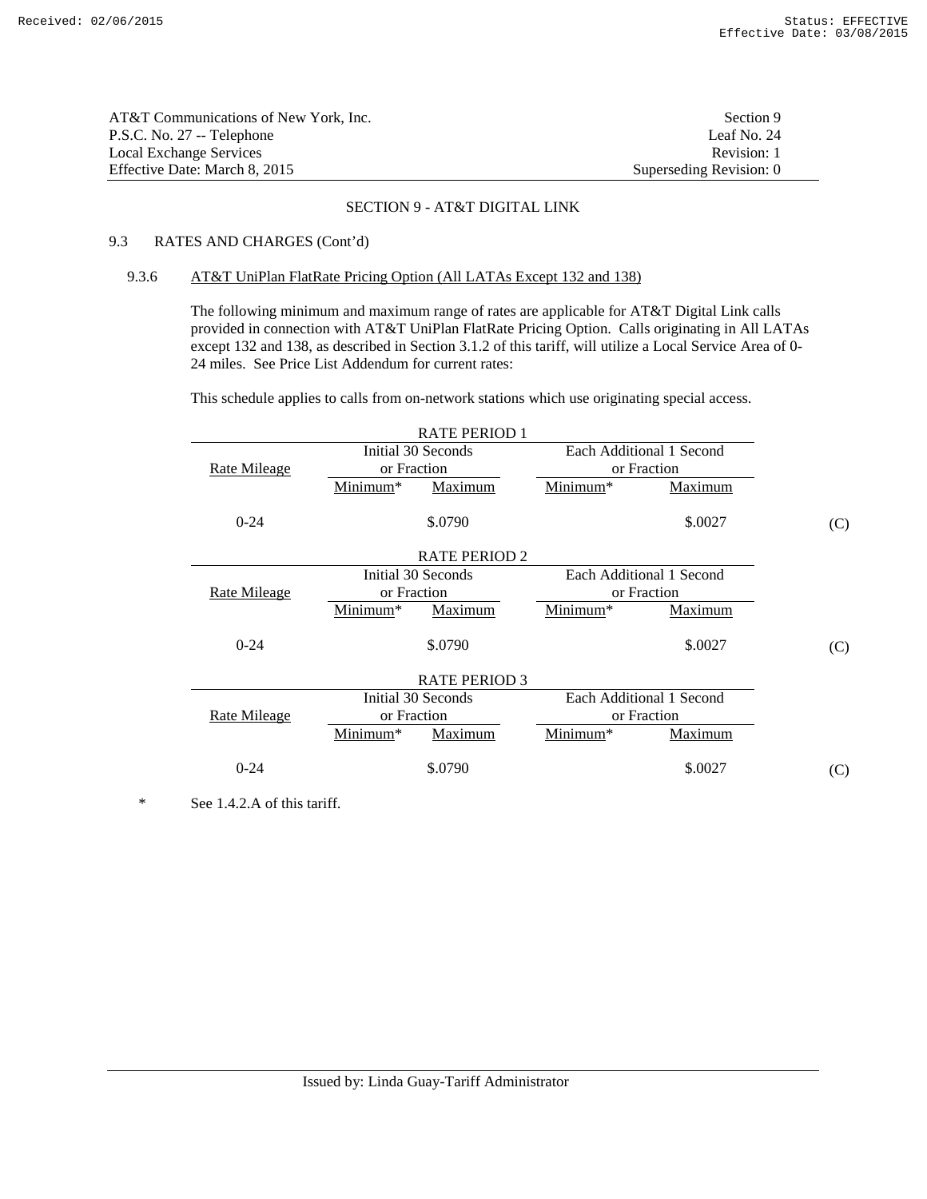AT&T Communications of New York, Inc.
P.S.C. No. 27 -- Telephone
Local Exchange Services
Effective Date: March 8, 2015

Section 9
Leaf No. 24
Revision: 1
Superseding Revision: 0

## SECTION 9 - AT&T DIGITAL LINK

### 9.3 RATES AND CHARGES (Cont'd)

#### 9.3.6 AT&T UniPlan FlatRate Pricing Option (All LATAs Except 132 and 138)

The following minimum and maximum range of rates are applicable for AT&T Digital Link calls provided in connection with AT&T UniPlan FlatRate Pricing Option. Calls originating in All LATAs except 132 and 138, as described in Section 3.1.2 of this tariff, will utilize a Local Service Area of 0-24 miles. See Price List Addendum for current rates:

This schedule applies to calls from on-network stations which use originating special access.

RATE PERIOD 1

| Rate Mileage | Initial 30 Seconds or Fraction | | Each Additional 1 Second or Fraction | | |
|---|---|---|---|---|---|
| | Minimum* | Maximum | Minimum* | Maximum | |
| 0-24 | | $.0790 | | $.0027 | (C) |

RATE PERIOD 2

| Rate Mileage | Initial 30 Seconds or Fraction | | Each Additional 1 Second or Fraction | | |
|---|---|---|---|---|---|
| | Minimum* | Maximum | Minimum* | Maximum | |
| 0-24 | | $.0790 | | $.0027 | (C) |

RATE PERIOD 3

| Rate Mileage | Initial 30 Seconds or Fraction | | Each Additional 1 Second or Fraction | | |
|---|---|---|---|---|---|
| | Minimum* | Maximum | Minimum* | Maximum | |
| 0-24 | | $.0790 | | $.0027 | (C) |

* See 1.4.2.A of this tariff.

Issued by: Linda Guay-Tariff Administrator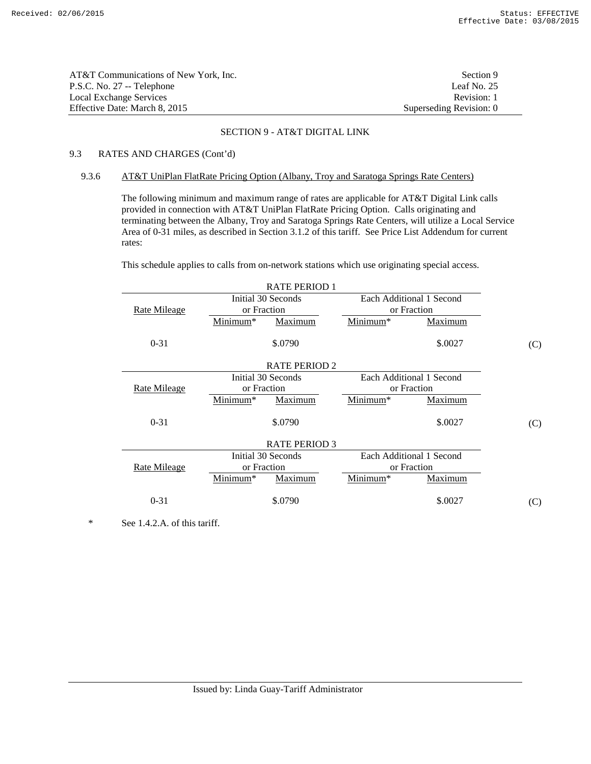AT&T Communications of New York, Inc. | Section 9
P.S.C. No. 27 -- Telephone | Leaf No. 25
Local Exchange Services | Revision: 1
Effective Date: March 8, 2015 | Superseding Revision: 0

## SECTION 9 - AT&T DIGITAL LINK

### 9.3 RATES AND CHARGES (Cont'd)

#### 9.3.6 AT&T UniPlan FlatRate Pricing Option (Albany, Troy and Saratoga Springs Rate Centers)

The following minimum and maximum range of rates are applicable for AT&T Digital Link calls provided in connection with AT&T UniPlan FlatRate Pricing Option. Calls originating and terminating between the Albany, Troy and Saratoga Springs Rate Centers, will utilize a Local Service Area of 0-31 miles, as described in Section 3.1.2 of this tariff. See Price List Addendum for current rates:

This schedule applies to calls from on-network stations which use originating special access.

RATE PERIOD 1

| Rate Mileage | Initial 30 Seconds or Fraction | | Each Additional 1 Second or Fraction | | |
|---|---|---|---|---|---|
| | Minimum* | Maximum | Minimum* | Maximum | |
| 0-31 | | $.0790 | | $.0027 | (C) |

RATE PERIOD 2

| Rate Mileage | Initial 30 Seconds or Fraction | | Each Additional 1 Second or Fraction | | |
|---|---|---|---|---|---|
| | Minimum* | Maximum | Minimum* | Maximum | |
| 0-31 | | $.0790 | | $.0027 | (C) |

RATE PERIOD 3

| Rate Mileage | Initial 30 Seconds or Fraction | | Each Additional 1 Second or Fraction | | |
|---|---|---|---|---|---|
| | Minimum* | Maximum | Minimum* | Maximum | |
| 0-31 | | $.0790 | | $.0027 | (C) |

\* See 1.4.2.A. of this tariff.

Issued by: Linda Guay-Tariff Administrator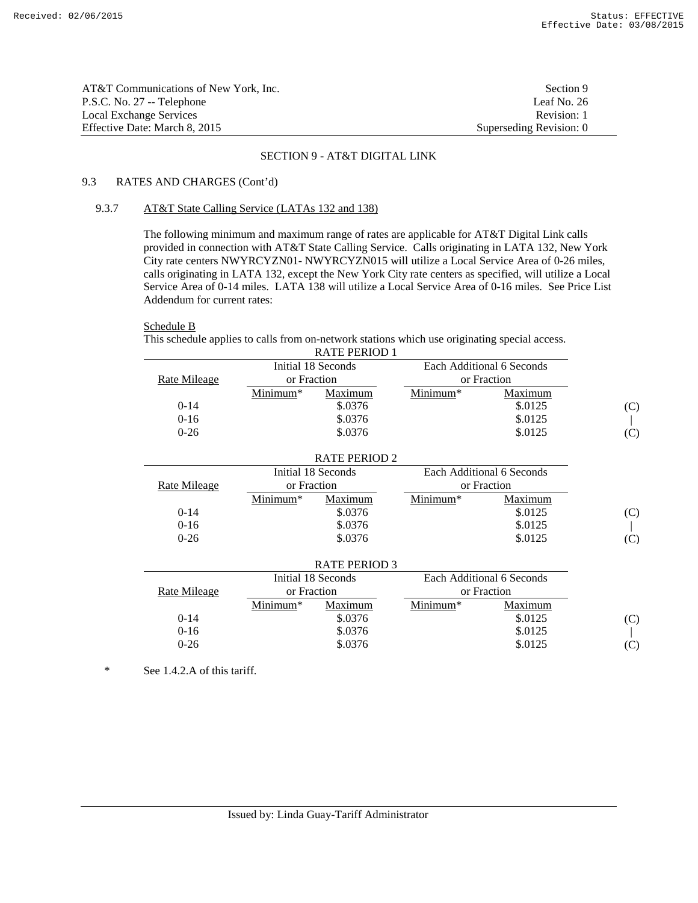AT&T Communications of New York, Inc.
P.S.C. No. 27 -- Telephone
Local Exchange Services
Effective Date: March 8, 2015

Section 9
Leaf No. 26
Revision: 1
Superseding Revision: 0

## SECTION 9 - AT&T DIGITAL LINK

### 9.3 RATES AND CHARGES (Cont'd)

#### 9.3.7 AT&T State Calling Service (LATAs 132 and 138)

The following minimum and maximum range of rates are applicable for AT&T Digital Link calls provided in connection with AT&T State Calling Service. Calls originating in LATA 132, New York City rate centers NWYRCYZN01- NWYRCYZN015 will utilize a Local Service Area of 0-26 miles, calls originating in LATA 132, except the New York City rate centers as specified, will utilize a Local Service Area of 0-14 miles. LATA 138 will utilize a Local Service Area of 0-16 miles. See Price List Addendum for current rates:

Schedule B

This schedule applies to calls from on-network stations which use originating special access.

RATE PERIOD 1

| Rate Mileage | Initial 18 Seconds or Fraction | | Each Additional 6 Seconds or Fraction | | |
|---|---|---|---|---|---|
| | Minimum* | Maximum | Minimum* | Maximum | |
| 0-14 | | $.0376 | | $.0125 | (C) |
| 0-16 | | $.0376 | | $.0125 | \| |
| 0-26 | | $.0376 | | $.0125 | (C) |

RATE PERIOD 2

| Rate Mileage | Initial 18 Seconds or Fraction | | Each Additional 6 Seconds or Fraction | | |
|---|---|---|---|---|---|
| | Minimum* | Maximum | Minimum* | Maximum | |
| 0-14 | | $.0376 | | $.0125 | (C) |
| 0-16 | | $.0376 | | $.0125 | \| |
| 0-26 | | $.0376 | | $.0125 | (C) |

RATE PERIOD 3

| Rate Mileage | Initial 18 Seconds or Fraction | | Each Additional 6 Seconds or Fraction | | |
|---|---|---|---|---|---|
| | Minimum* | Maximum | Minimum* | Maximum | |
| 0-14 | | $.0376 | | $.0125 | (C) |
| 0-16 | | $.0376 | | $.0125 | \| |
| 0-26 | | $.0376 | | $.0125 | (C) |

\* See 1.4.2.A of this tariff.

Issued by: Linda Guay-Tariff Administrator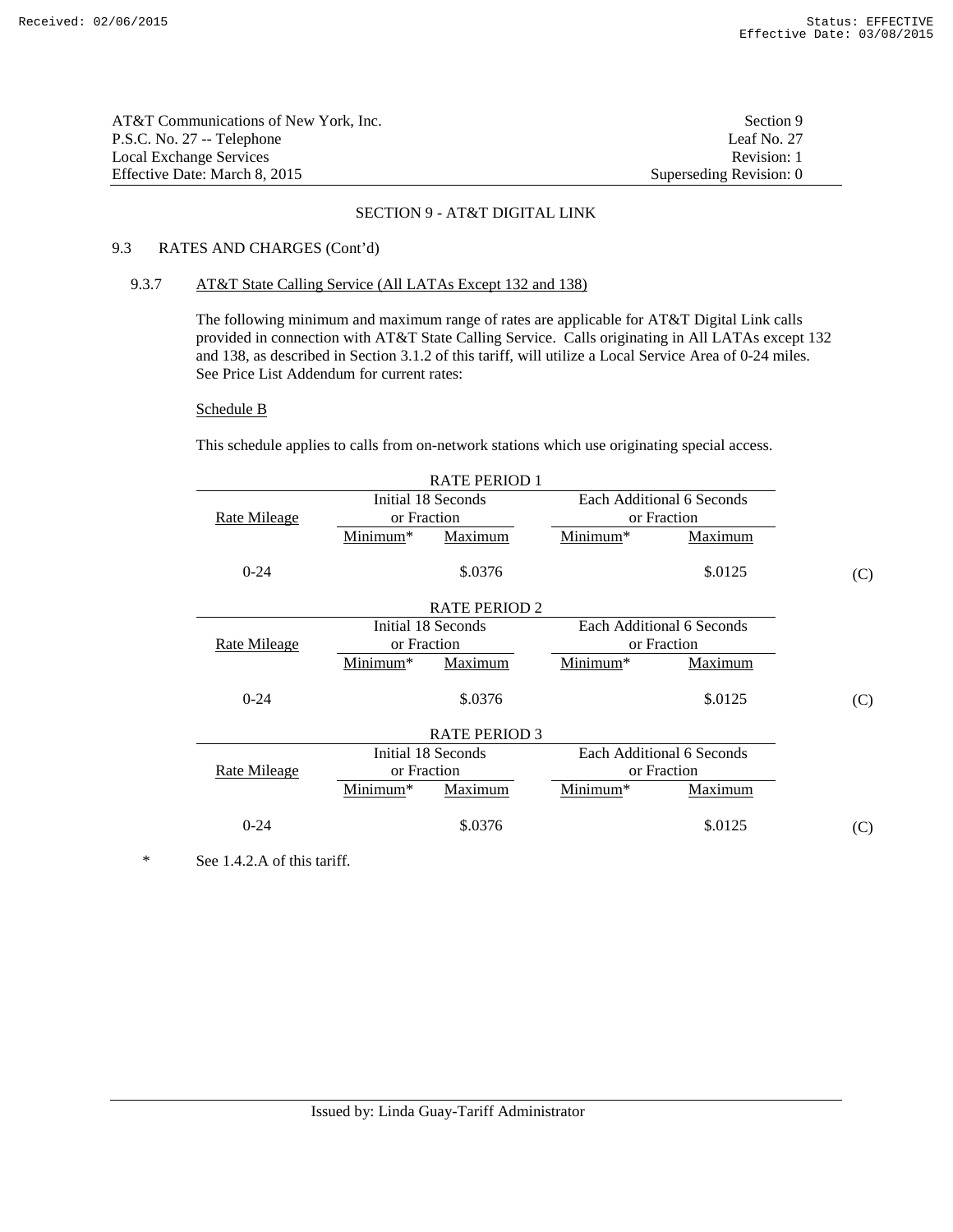AT&T Communications of New York, Inc.
P.S.C. No. 27 -- Telephone
Local Exchange Services
Effective Date: March 8, 2015

Section 9
Leaf No. 27
Revision: 1
Superseding Revision: 0

## SECTION 9 - AT&T DIGITAL LINK

### 9.3 RATES AND CHARGES (Cont'd)

#### 9.3.7 AT&T State Calling Service (All LATAs Except 132 and 138)

The following minimum and maximum range of rates are applicable for AT&T Digital Link calls provided in connection with AT&T State Calling Service. Calls originating in All LATAs except 132 and 138, as described in Section 3.1.2 of this tariff, will utilize a Local Service Area of 0-24 miles. See Price List Addendum for current rates:

Schedule B

This schedule applies to calls from on-network stations which use originating special access.

| RATE PERIOD 1 | | | | | |
|---|---|---|---|---|---|
| | Initial 18 Seconds or Fraction | | Each Additional 6 Seconds or Fraction | | |
| Rate Mileage | Minimum* | Maximum | Minimum* | Maximum | |
| 0-24 | | $.0376 | | $.0125 | (C) |

| RATE PERIOD 2 | | | | | |
|---|---|---|---|---|---|
| | Initial 18 Seconds or Fraction | | Each Additional 6 Seconds or Fraction | | |
| Rate Mileage | Minimum* | Maximum | Minimum* | Maximum | |
| 0-24 | | $.0376 | | $.0125 | (C) |

| RATE PERIOD 3 | | | | | |
|---|---|---|---|---|---|
| | Initial 18 Seconds or Fraction | | Each Additional 6 Seconds or Fraction | | |
| Rate Mileage | Minimum* | Maximum | Minimum* | Maximum | |
| 0-24 | | $.0376 | | $.0125 | (C) |

* See 1.4.2.A of this tariff.

Issued by: Linda Guay-Tariff Administrator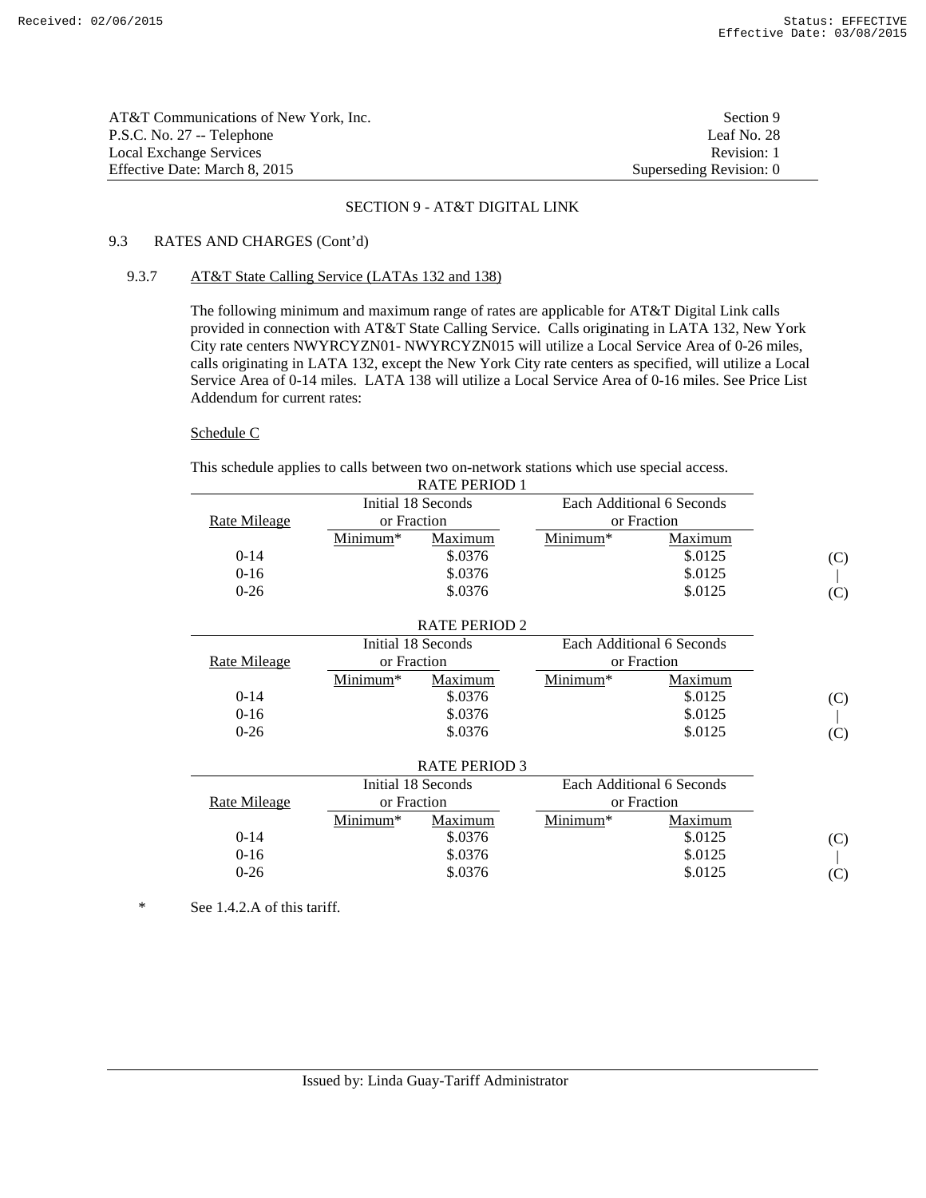AT&T Communications of New York, Inc.
P.S.C. No. 27 -- Telephone
Local Exchange Services
Effective Date: March 8, 2015

Section 9
Leaf No. 28
Revision: 1
Superseding Revision: 0

## SECTION 9 - AT&T DIGITAL LINK

### 9.3 RATES AND CHARGES (Cont'd)

#### 9.3.7 AT&T State Calling Service (LATAs 132 and 138)

The following minimum and maximum range of rates are applicable for AT&T Digital Link calls provided in connection with AT&T State Calling Service. Calls originating in LATA 132, New York City rate centers NWYRCYZN01- NWYRCYZN015 will utilize a Local Service Area of 0-26 miles, calls originating in LATA 132, except the New York City rate centers as specified, will utilize a Local Service Area of 0-14 miles. LATA 138 will utilize a Local Service Area of 0-16 miles. See Price List Addendum for current rates:

Schedule C

This schedule applies to calls between two on-network stations which use special access.

RATE PERIOD 1

| Rate Mileage | Initial 18 Seconds or Fraction | | Each Additional 6 Seconds or Fraction | | |
|---|---|---|---|---|---|
| | Minimum* | Maximum | Minimum* | Maximum | |
| 0-14 | | $.0376 | | $.0125 | (C) |
| 0-16 | | $.0376 | | $.0125 | \| |
| 0-26 | | $.0376 | | $.0125 | (C) |

RATE PERIOD 2

| Rate Mileage | Initial 18 Seconds or Fraction | | Each Additional 6 Seconds or Fraction | | |
|---|---|---|---|---|---|
| | Minimum* | Maximum | Minimum* | Maximum | |
| 0-14 | | $.0376 | | $.0125 | (C) |
| 0-16 | | $.0376 | | $.0125 | \| |
| 0-26 | | $.0376 | | $.0125 | (C) |

RATE PERIOD 3

| Rate Mileage | Initial 18 Seconds or Fraction | | Each Additional 6 Seconds or Fraction | | |
|---|---|---|---|---|---|
| | Minimum* | Maximum | Minimum* | Maximum | |
| 0-14 | | $.0376 | | $.0125 | (C) |
| 0-16 | | $.0376 | | $.0125 | \| |
| 0-26 | | $.0376 | | $.0125 | (C) |

\* See 1.4.2.A of this tariff.

Issued by: Linda Guay-Tariff Administrator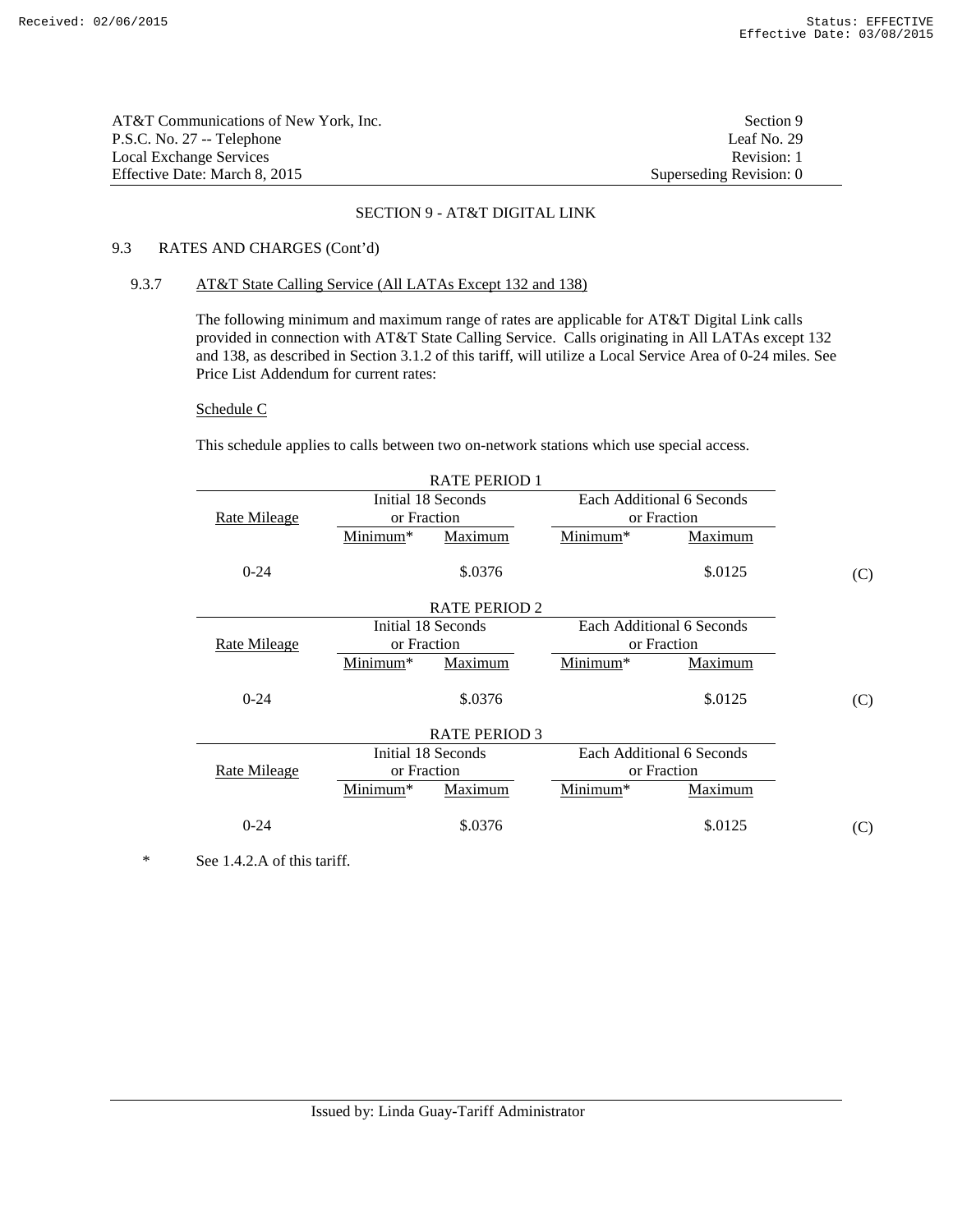AT&T Communications of New York, Inc.
P.S.C. No. 27 -- Telephone
Local Exchange Services
Effective Date: March 8, 2015

Section 9
Leaf No. 29
Revision: 1
Superseding Revision: 0

## SECTION 9 - AT&T DIGITAL LINK

### 9.3 RATES AND CHARGES (Cont'd)

#### 9.3.7 AT&T State Calling Service (All LATAs Except 132 and 138)

The following minimum and maximum range of rates are applicable for AT&T Digital Link calls provided in connection with AT&T State Calling Service. Calls originating in All LATAs except 132 and 138, as described in Section 3.1.2 of this tariff, will utilize a Local Service Area of 0-24 miles. See Price List Addendum for current rates:

Schedule C

This schedule applies to calls between two on-network stations which use special access.

RATE PERIOD 1

| Rate Mileage | Initial 18 Seconds or Fraction | | Each Additional 6 Seconds or Fraction | | |
|---|---|---|---|---|---|
| | Minimum* | Maximum | Minimum* | Maximum | |
| 0-24 | | $.0376 | | $.0125 | (C) |

RATE PERIOD 2

| Rate Mileage | Initial 18 Seconds or Fraction | | Each Additional 6 Seconds or Fraction | | |
|---|---|---|---|---|---|
| | Minimum* | Maximum | Minimum* | Maximum | |
| 0-24 | | $.0376 | | $.0125 | (C) |

RATE PERIOD 3

| Rate Mileage | Initial 18 Seconds or Fraction | | Each Additional 6 Seconds or Fraction | | |
|---|---|---|---|---|---|
| | Minimum* | Maximum | Minimum* | Maximum | |
| 0-24 | | $.0376 | | $.0125 | (C) |

* See 1.4.2.A of this tariff.

Issued by: Linda Guay-Tariff Administrator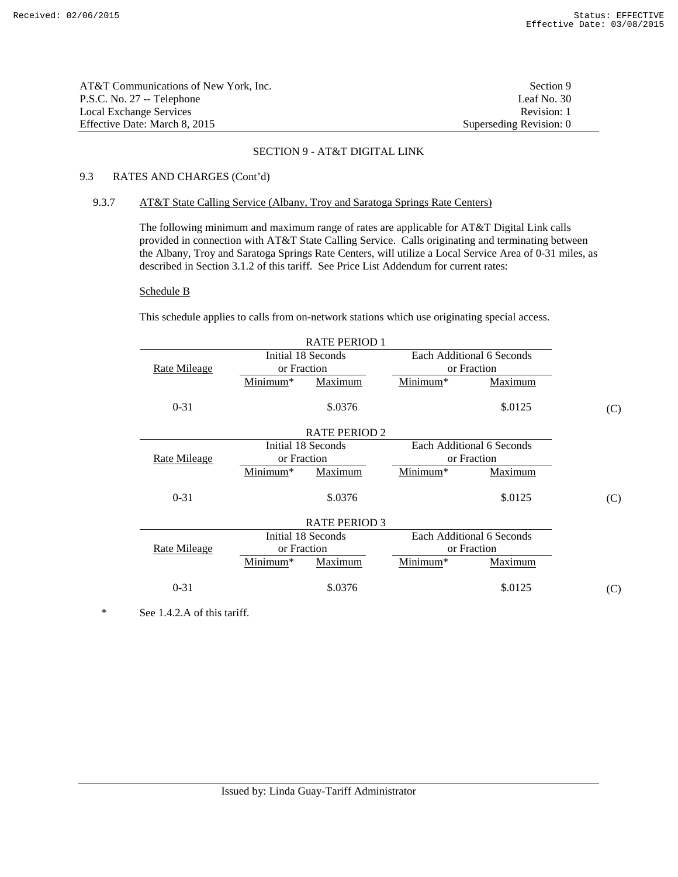AT&T Communications of New York, Inc. | Section 9
P.S.C. No. 27 -- Telephone | Leaf No. 30
Local Exchange Services | Revision: 1
Effective Date: March 8, 2015 | Superseding Revision: 0

## SECTION 9 - AT&T DIGITAL LINK

9.3 RATES AND CHARGES (Cont'd)

9.3.7 AT&T State Calling Service (Albany, Troy and Saratoga Springs Rate Centers)

The following minimum and maximum range of rates are applicable for AT&T Digital Link calls provided in connection with AT&T State Calling Service. Calls originating and terminating between the Albany, Troy and Saratoga Springs Rate Centers, will utilize a Local Service Area of 0-31 miles, as described in Section 3.1.2 of this tariff. See Price List Addendum for current rates:

Schedule B

This schedule applies to calls from on-network stations which use originating special access.

RATE PERIOD 1

| Rate Mileage | Initial 18 Seconds or Fraction | | Each Additional 6 Seconds or Fraction | | |
|---|---|---|---|---|---|
| | Minimum* | Maximum | Minimum* | Maximum | |
| 0-31 | | $.0376 | | $.0125 | (C) |

RATE PERIOD 2

| Rate Mileage | Initial 18 Seconds or Fraction | | Each Additional 6 Seconds or Fraction | | |
|---|---|---|---|---|---|
| | Minimum* | Maximum | Minimum* | Maximum | |
| 0-31 | | $.0376 | | $.0125 | (C) |

RATE PERIOD 3

| Rate Mileage | Initial 18 Seconds or Fraction | | Each Additional 6 Seconds or Fraction | | |
|---|---|---|---|---|---|
| | Minimum* | Maximum | Minimum* | Maximum | |
| 0-31 | | $.0376 | | $.0125 | (C) |

\* See 1.4.2.A of this tariff.

Issued by: Linda Guay-Tariff Administrator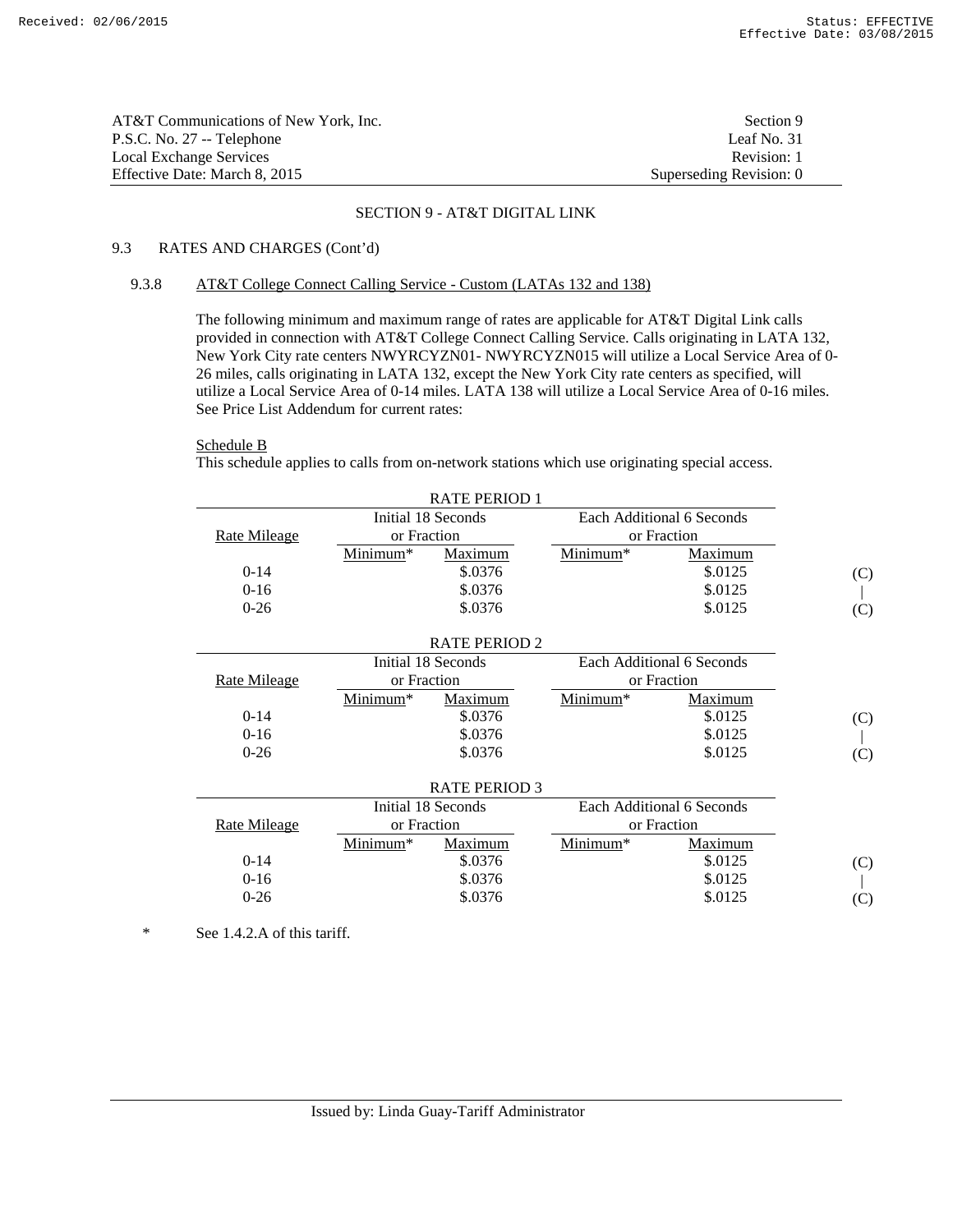AT&T Communications of New York, Inc.
P.S.C. No. 27 -- Telephone
Local Exchange Services
Effective Date: March 8, 2015

Section 9
Leaf No. 31
Revision: 1
Superseding Revision: 0

## SECTION 9 - AT&T DIGITAL LINK

### 9.3 RATES AND CHARGES (Cont'd)

#### 9.3.8 AT&T College Connect Calling Service - Custom (LATAs 132 and 138)

The following minimum and maximum range of rates are applicable for AT&T Digital Link calls provided in connection with AT&T College Connect Calling Service. Calls originating in LATA 132, New York City rate centers NWYRCYZN01- NWYRCYZN015 will utilize a Local Service Area of 0-26 miles, calls originating in LATA 132, except the New York City rate centers as specified, will utilize a Local Service Area of 0-14 miles. LATA 138 will utilize a Local Service Area of 0-16 miles. See Price List Addendum for current rates:

Schedule B

This schedule applies to calls from on-network stations which use originating special access.

RATE PERIOD 1

| Rate Mileage | Initial 18 Seconds or Fraction | | Each Additional 6 Seconds or Fraction | | |
|---|---|---|---|---|---|
| | Minimum* | Maximum | Minimum* | Maximum | |
| 0-14 | | $.0376 | | $.0125 | (C) |
| 0-16 | | $.0376 | | $.0125 | \| |
| 0-26 | | $.0376 | | $.0125 | (C) |

RATE PERIOD 2

| Rate Mileage | Initial 18 Seconds or Fraction | | Each Additional 6 Seconds or Fraction | | |
|---|---|---|---|---|---|
| | Minimum* | Maximum | Minimum* | Maximum | |
| 0-14 | | $.0376 | | $.0125 | (C) |
| 0-16 | | $.0376 | | $.0125 | \| |
| 0-26 | | $.0376 | | $.0125 | (C) |

RATE PERIOD 3

| Rate Mileage | Initial 18 Seconds or Fraction | | Each Additional 6 Seconds or Fraction | | |
|---|---|---|---|---|---|
| | Minimum* | Maximum | Minimum* | Maximum | |
| 0-14 | | $.0376 | | $.0125 | (C) |
| 0-16 | | $.0376 | | $.0125 | \| |
| 0-26 | | $.0376 | | $.0125 | (C) |

\* See 1.4.2.A of this tariff.

Issued by: Linda Guay-Tariff Administrator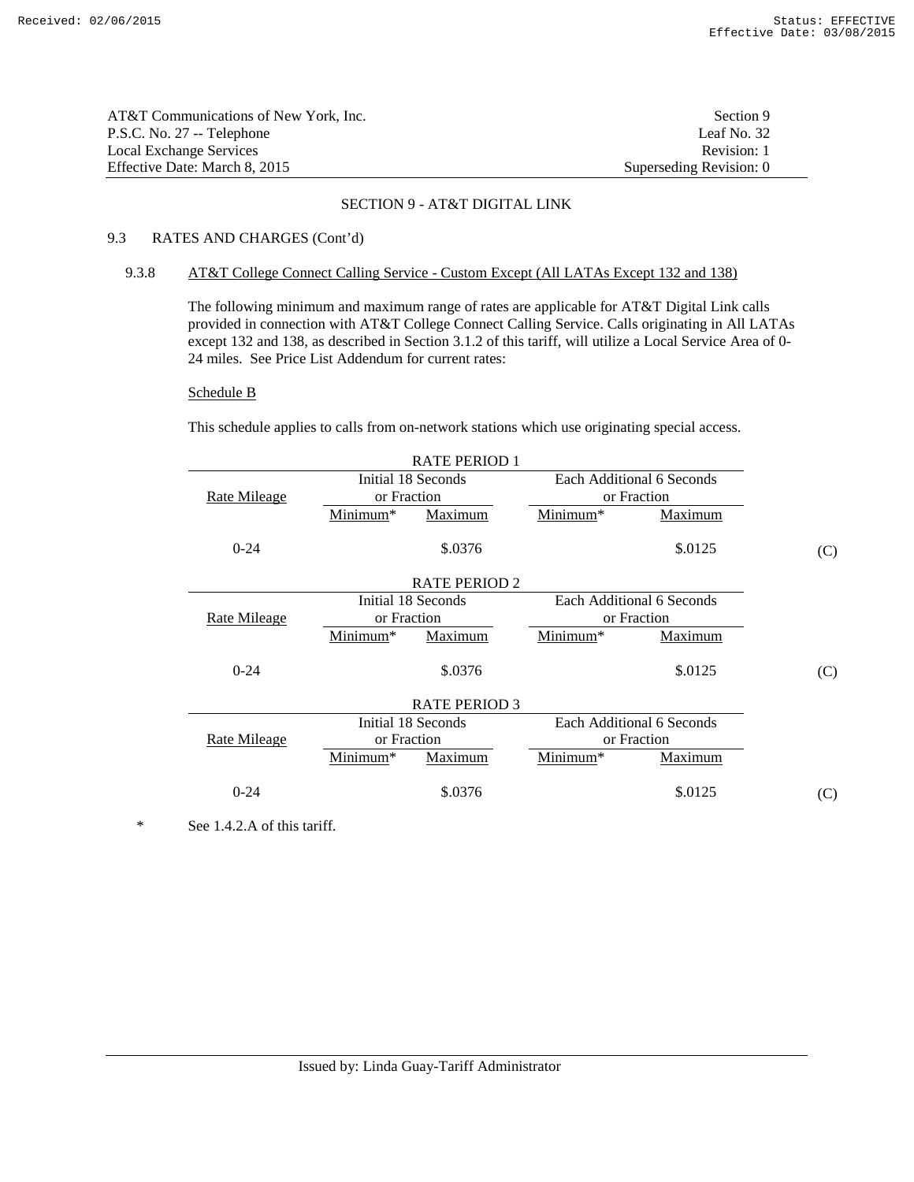AT&T Communications of New York, Inc.
P.S.C. No. 27 -- Telephone
Local Exchange Services
Effective Date: March 8, 2015

Section 9
Leaf No. 32
Revision: 1
Superseding Revision: 0

## SECTION 9 - AT&T DIGITAL LINK

### 9.3 RATES AND CHARGES (Cont'd)

#### 9.3.8 AT&T College Connect Calling Service - Custom Except (All LATAs Except 132 and 138)

The following minimum and maximum range of rates are applicable for AT&T Digital Link calls provided in connection with AT&T College Connect Calling Service. Calls originating in All LATAs except 132 and 138, as described in Section 3.1.2 of this tariff, will utilize a Local Service Area of 0-24 miles. See Price List Addendum for current rates:

Schedule B

This schedule applies to calls from on-network stations which use originating special access.

RATE PERIOD 1

| Rate Mileage | Initial 18 Seconds or Fraction | | Each Additional 6 Seconds or Fraction | | |
|---|---|---|---|---|---|
| | Minimum* | Maximum | Minimum* | Maximum | |
| 0-24 | | $.0376 | | $.0125 | (C) |

RATE PERIOD 2

| Rate Mileage | Initial 18 Seconds or Fraction | | Each Additional 6 Seconds or Fraction | | |
|---|---|---|---|---|---|
| | Minimum* | Maximum | Minimum* | Maximum | |
| 0-24 | | $.0376 | | $.0125 | (C) |

RATE PERIOD 3

| Rate Mileage | Initial 18 Seconds or Fraction | | Each Additional 6 Seconds or Fraction | | |
|---|---|---|---|---|---|
| | Minimum* | Maximum | Minimum* | Maximum | |
| 0-24 | | $.0376 | | $.0125 | (C) |

\* See 1.4.2.A of this tariff.

Issued by: Linda Guay-Tariff Administrator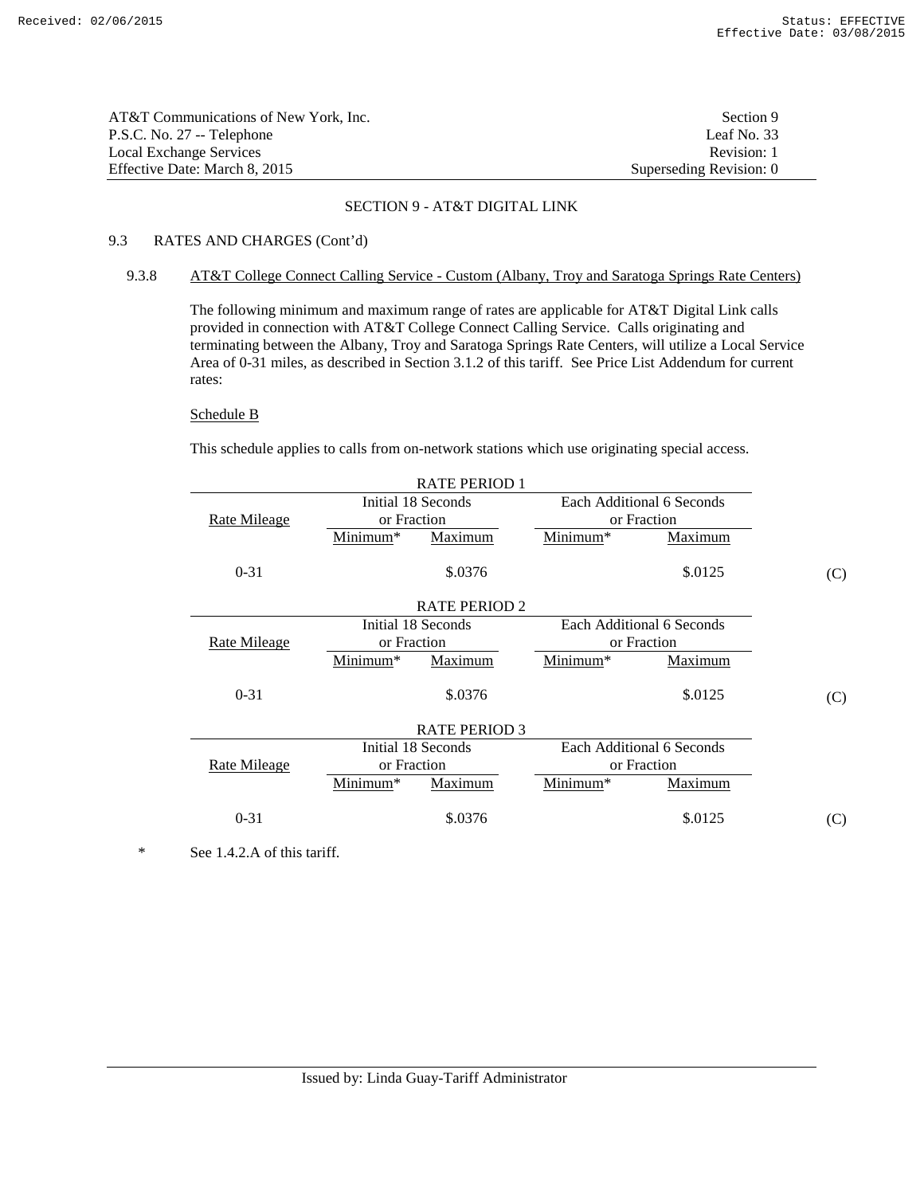AT&T Communications of New York, Inc.
P.S.C. No. 27 -- Telephone
Local Exchange Services
Effective Date: March 8, 2015

Section 9
Leaf No. 33
Revision: 1
Superseding Revision: 0

## SECTION 9 - AT&T DIGITAL LINK

### 9.3 RATES AND CHARGES (Cont'd)

#### 9.3.8 AT&T College Connect Calling Service - Custom (Albany, Troy and Saratoga Springs Rate Centers)

The following minimum and maximum range of rates are applicable for AT&T Digital Link calls provided in connection with AT&T College Connect Calling Service. Calls originating and terminating between the Albany, Troy and Saratoga Springs Rate Centers, will utilize a Local Service Area of 0-31 miles, as described in Section 3.1.2 of this tariff. See Price List Addendum for current rates:

Schedule B

This schedule applies to calls from on-network stations which use originating special access.

RATE PERIOD 1

| Rate Mileage | Initial 18 Seconds or Fraction | | Each Additional 6 Seconds or Fraction | | |
|---|---|---|---|---|---|
| | Minimum* | Maximum | Minimum* | Maximum | |
| 0-31 | | $.0376 | | $.0125 | (C) |

RATE PERIOD 2

| Rate Mileage | Initial 18 Seconds or Fraction | | Each Additional 6 Seconds or Fraction | | |
|---|---|---|---|---|---|
| | Minimum* | Maximum | Minimum* | Maximum | |
| 0-31 | | $.0376 | | $.0125 | (C) |

RATE PERIOD 3

| Rate Mileage | Initial 18 Seconds or Fraction | | Each Additional 6 Seconds or Fraction | | |
|---|---|---|---|---|---|
| | Minimum* | Maximum | Minimum* | Maximum | |
| 0-31 | | $.0376 | | $.0125 | (C) |

\* See 1.4.2.A of this tariff.

Issued by: Linda Guay-Tariff Administrator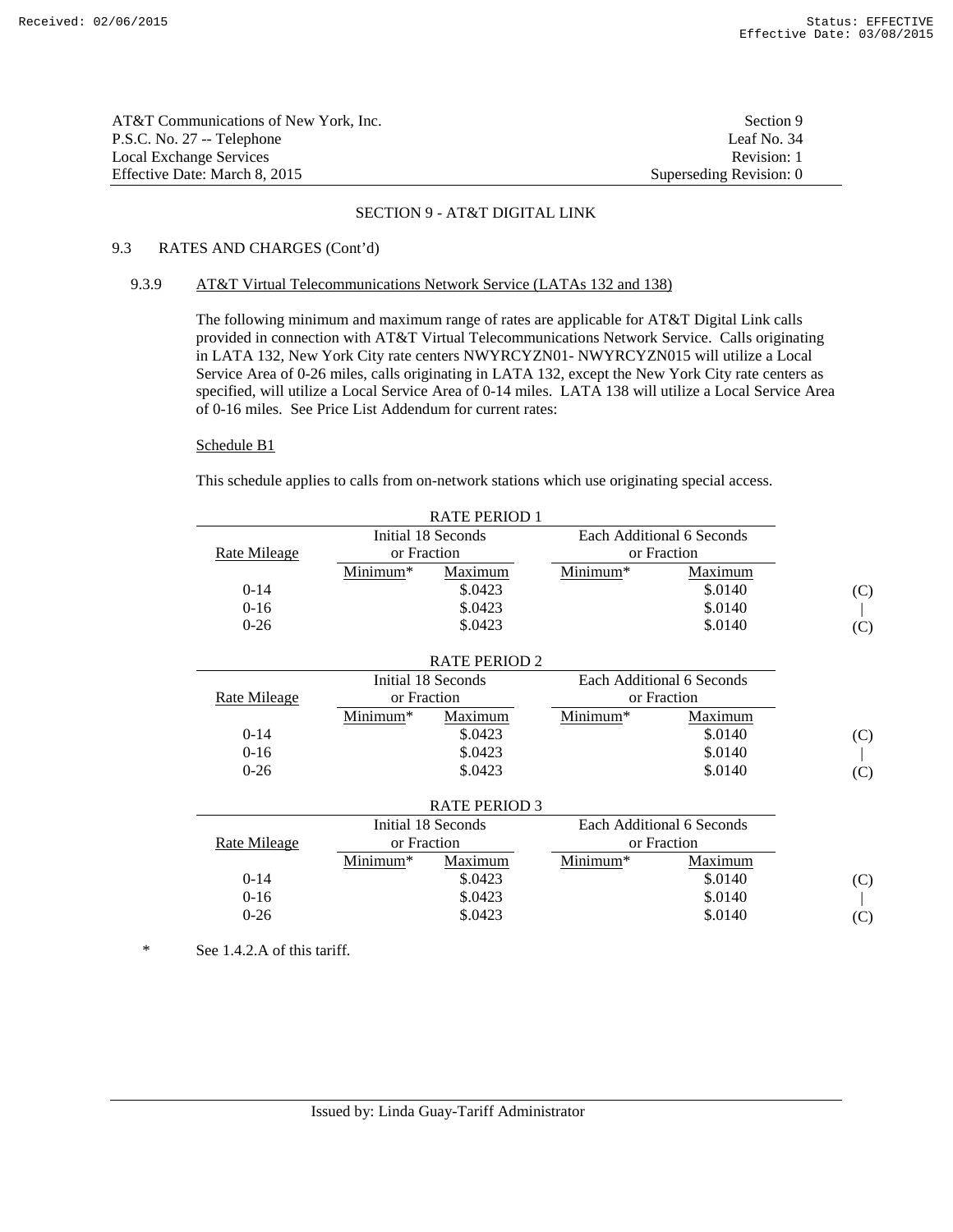AT&T Communications of New York, Inc.
P.S.C. No. 27 -- Telephone
Local Exchange Services
Effective Date: March 8, 2015

Section 9
Leaf No. 34
Revision: 1
Superseding Revision: 0

## SECTION 9 - AT&T DIGITAL LINK

### 9.3 RATES AND CHARGES (Cont'd)

#### 9.3.9 AT&T Virtual Telecommunications Network Service (LATAs 132 and 138)

The following minimum and maximum range of rates are applicable for AT&T Digital Link calls provided in connection with AT&T Virtual Telecommunications Network Service. Calls originating in LATA 132, New York City rate centers NWYRCYZN01- NWYRCYZN015 will utilize a Local Service Area of 0-26 miles, calls originating in LATA 132, except the New York City rate centers as specified, will utilize a Local Service Area of 0-14 miles. LATA 138 will utilize a Local Service Area of 0-16 miles. See Price List Addendum for current rates:

Schedule B1

This schedule applies to calls from on-network stations which use originating special access.

RATE PERIOD 1

| Rate Mileage | Initial 18 Seconds or Fraction | | Each Additional 6 Seconds or Fraction | | |
|---|---|---|---|---|---|
| | Minimum* | Maximum | Minimum* | Maximum | |
| 0-14 | | $.0423 | | $.0140 | (C) |
| 0-16 | | $.0423 | | $.0140 | \| |
| 0-26 | | $.0423 | | $.0140 | (C) |

RATE PERIOD 2

| Rate Mileage | Initial 18 Seconds or Fraction | | Each Additional 6 Seconds or Fraction | | |
|---|---|---|---|---|---|
| | Minimum* | Maximum | Minimum* | Maximum | |
| 0-14 | | $.0423 | | $.0140 | (C) |
| 0-16 | | $.0423 | | $.0140 | \| |
| 0-26 | | $.0423 | | $.0140 | (C) |

RATE PERIOD 3

| Rate Mileage | Initial 18 Seconds or Fraction | | Each Additional 6 Seconds or Fraction | | |
|---|---|---|---|---|---|
| | Minimum* | Maximum | Minimum* | Maximum | |
| 0-14 | | $.0423 | | $.0140 | (C) |
| 0-16 | | $.0423 | | $.0140 | \| |
| 0-26 | | $.0423 | | $.0140 | (C) |

\* See 1.4.2.A of this tariff.

Issued by: Linda Guay-Tariff Administrator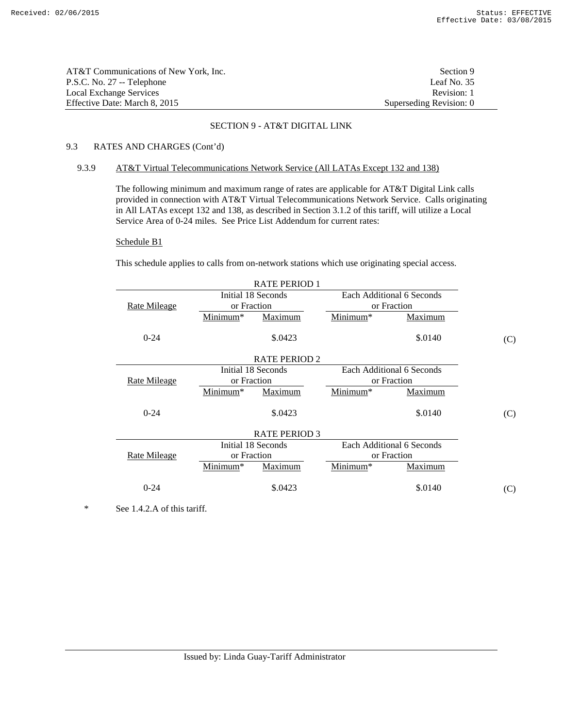AT&T Communications of New York, Inc.
P.S.C. No. 27 -- Telephone
Local Exchange Services
Effective Date: March 8, 2015

Section 9
Leaf No. 35
Revision: 1
Superseding Revision: 0

## SECTION 9 - AT&T DIGITAL LINK

### 9.3 RATES AND CHARGES (Cont'd)

#### 9.3.9 AT&T Virtual Telecommunications Network Service (All LATAs Except 132 and 138)

The following minimum and maximum range of rates are applicable for AT&T Digital Link calls provided in connection with AT&T Virtual Telecommunications Network Service. Calls originating in All LATAs except 132 and 138, as described in Section 3.1.2 of this tariff, will utilize a Local Service Area of 0-24 miles. See Price List Addendum for current rates:

Schedule B1

This schedule applies to calls from on-network stations which use originating special access.

RATE PERIOD 1

| Rate Mileage | Initial 18 Seconds or Fraction | | Each Additional 6 Seconds or Fraction | | |
|---|---|---|---|---|---|
| | Minimum* | Maximum | Minimum* | Maximum | |
| 0-24 | | $.0423 | | $.0140 | (C) |

RATE PERIOD 2

| Rate Mileage | Initial 18 Seconds or Fraction | | Each Additional 6 Seconds or Fraction | | |
|---|---|---|---|---|---|
| | Minimum* | Maximum | Minimum* | Maximum | |
| 0-24 | | $.0423 | | $.0140 | (C) |

RATE PERIOD 3

| Rate Mileage | Initial 18 Seconds or Fraction | | Each Additional 6 Seconds or Fraction | | |
|---|---|---|---|---|---|
| | Minimum* | Maximum | Minimum* | Maximum | |
| 0-24 | | $.0423 | | $.0140 | (C) |

* See 1.4.2.A of this tariff.

Issued by: Linda Guay-Tariff Administrator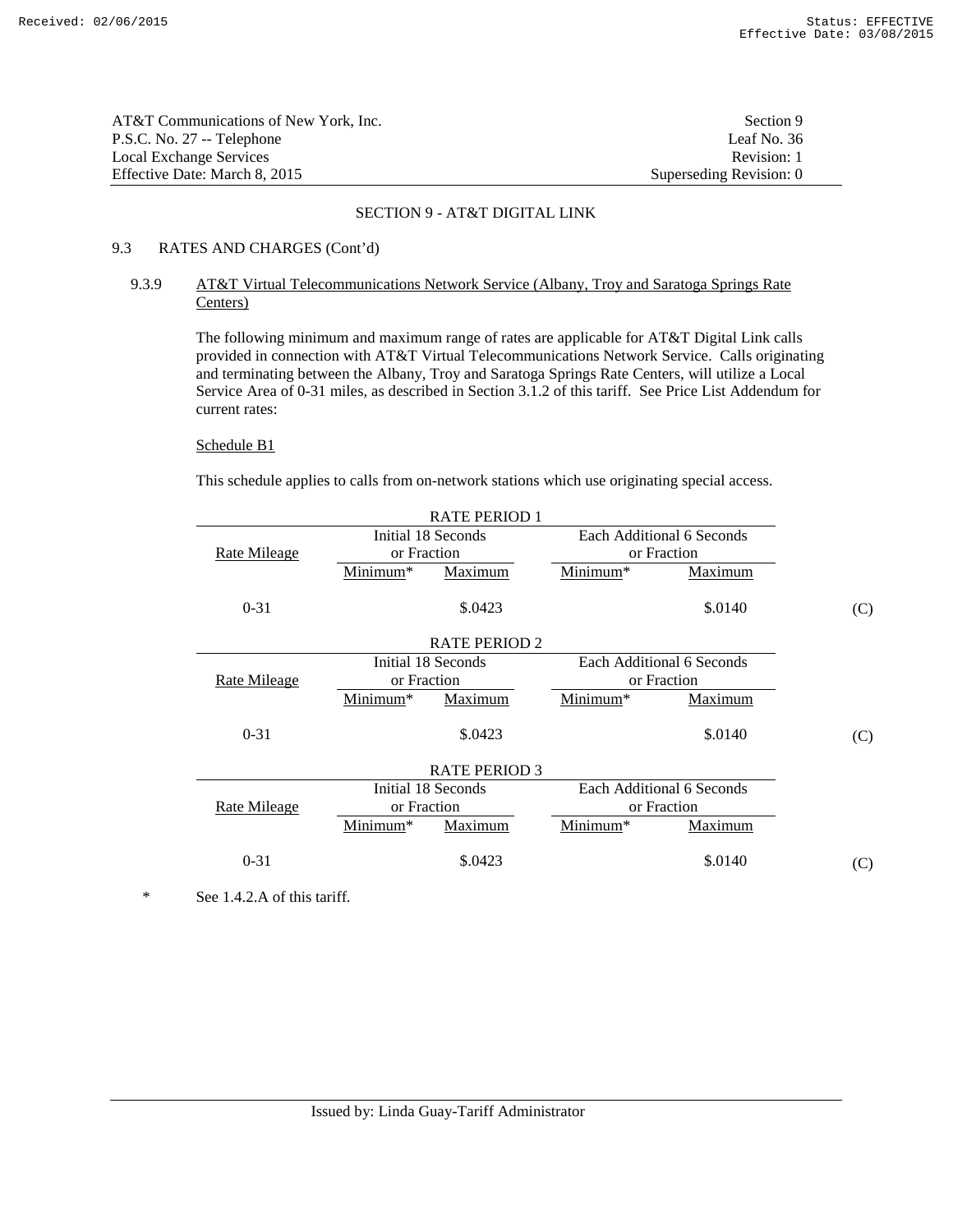AT&T Communications of New York, Inc.
P.S.C. No. 27 -- Telephone
Local Exchange Services
Effective Date: March 8, 2015

Section 9
Leaf No. 36
Revision: 1
Superseding Revision: 0

## SECTION 9 - AT&T DIGITAL LINK

### 9.3 RATES AND CHARGES (Cont'd)

#### 9.3.9 AT&T Virtual Telecommunications Network Service (Albany, Troy and Saratoga Springs Rate Centers)

The following minimum and maximum range of rates are applicable for AT&T Digital Link calls provided in connection with AT&T Virtual Telecommunications Network Service. Calls originating and terminating between the Albany, Troy and Saratoga Springs Rate Centers, will utilize a Local Service Area of 0-31 miles, as described in Section 3.1.2 of this tariff. See Price List Addendum for current rates:

Schedule B1

This schedule applies to calls from on-network stations which use originating special access.

RATE PERIOD 1

| Rate Mileage | Initial 18 Seconds or Fraction | | Each Additional 6 Seconds or Fraction | | |
|---|---|---|---|---|---|
| | Minimum* | Maximum | Minimum* | Maximum | |
| 0-31 | | $.0423 | | $.0140 | (C) |

RATE PERIOD 2

| Rate Mileage | Initial 18 Seconds or Fraction | | Each Additional 6 Seconds or Fraction | | |
|---|---|---|---|---|---|
| | Minimum* | Maximum | Minimum* | Maximum | |
| 0-31 | | $.0423 | | $.0140 | (C) |

RATE PERIOD 3

| Rate Mileage | Initial 18 Seconds or Fraction | | Each Additional 6 Seconds or Fraction | | |
|---|---|---|---|---|---|
| | Minimum* | Maximum | Minimum* | Maximum | |
| 0-31 | | $.0423 | | $.0140 | (C) |

* See 1.4.2.A of this tariff.

Issued by: Linda Guay-Tariff Administrator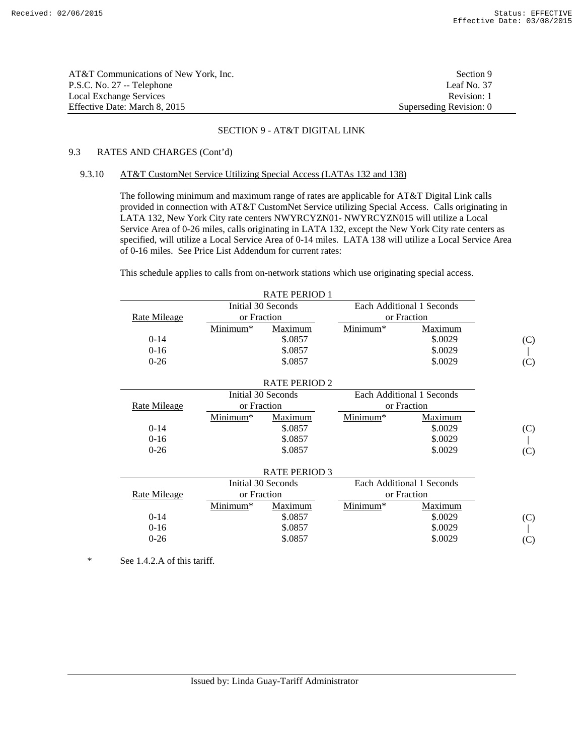AT&T Communications of New York, Inc. | Section 9
P.S.C. No. 27 -- Telephone | Leaf No. 37
Local Exchange Services | Revision: 1
Effective Date: March 8, 2015 | Superseding Revision: 0

## SECTION 9 - AT&T DIGITAL LINK

### 9.3 RATES AND CHARGES (Cont'd)

#### 9.3.10 AT&T CustomNet Service Utilizing Special Access (LATAs 132 and 138)

The following minimum and maximum range of rates are applicable for AT&T Digital Link calls provided in connection with AT&T CustomNet Service utilizing Special Access. Calls originating in LATA 132, New York City rate centers NWYRCYZN01- NWYRCYZN015 will utilize a Local Service Area of 0-26 miles, calls originating in LATA 132, except the New York City rate centers as specified, will utilize a Local Service Area of 0-14 miles. LATA 138 will utilize a Local Service Area of 0-16 miles. See Price List Addendum for current rates:

This schedule applies to calls from on-network stations which use originating special access.

**RATE PERIOD 1**

| Rate Mileage | Initial 30 Seconds or Fraction | | Each Additional 1 Seconds or Fraction | | |
|---|---|---|---|---|---|
| | Minimum* | Maximum | Minimum* | Maximum | |
| 0-14 | | $.0857 | | $.0029 | (C) |
| 0-16 | | $.0857 | | $.0029 | \| |
| 0-26 | | $.0857 | | $.0029 | (C) |

**RATE PERIOD 2**

| Rate Mileage | Initial 30 Seconds or Fraction | | Each Additional 1 Seconds or Fraction | | |
|---|---|---|---|---|---|
| | Minimum* | Maximum | Minimum* | Maximum | |
| 0-14 | | $.0857 | | $.0029 | (C) |
| 0-16 | | $.0857 | | $.0029 | \| |
| 0-26 | | $.0857 | | $.0029 | (C) |

**RATE PERIOD 3**

| Rate Mileage | Initial 30 Seconds or Fraction | | Each Additional 1 Seconds or Fraction | | |
|---|---|---|---|---|---|
| | Minimum* | Maximum | Minimum* | Maximum | |
| 0-14 | | $.0857 | | $.0029 | (C) |
| 0-16 | | $.0857 | | $.0029 | \| |
| 0-26 | | $.0857 | | $.0029 | (C) |

\* See 1.4.2.A of this tariff.

Issued by: Linda Guay-Tariff Administrator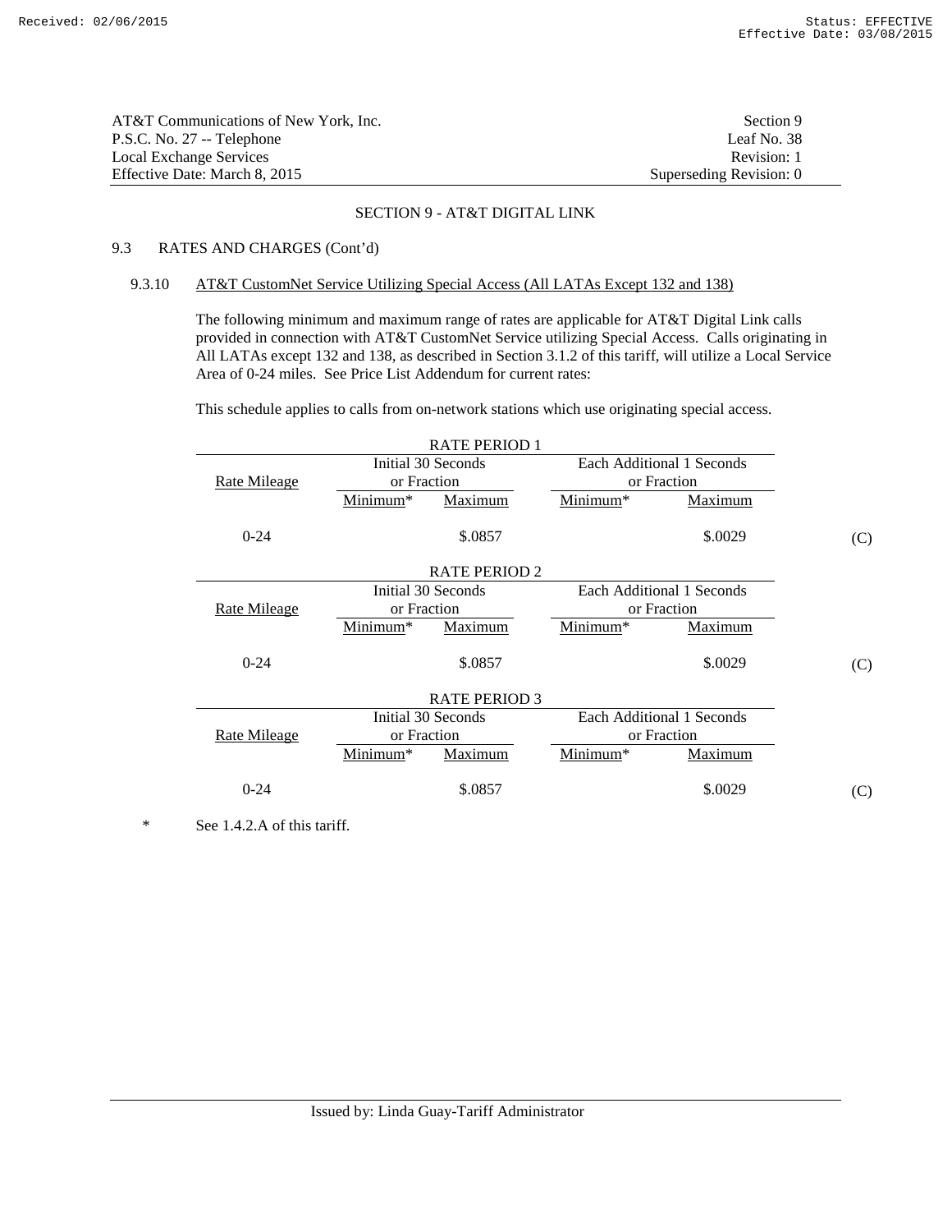AT&T Communications of New York, Inc.
P.S.C. No. 27 -- Telephone
Local Exchange Services
Effective Date: March 8, 2015

Section 9
Leaf No. 38
Revision: 1
Superseding Revision: 0

## SECTION 9 - AT&T DIGITAL LINK

### 9.3 RATES AND CHARGES (Cont'd)

#### 9.3.10 AT&T CustomNet Service Utilizing Special Access (All LATAs Except 132 and 138)

The following minimum and maximum range of rates are applicable for AT&T Digital Link calls provided in connection with AT&T CustomNet Service utilizing Special Access. Calls originating in All LATAs except 132 and 138, as described in Section 3.1.2 of this tariff, will utilize a Local Service Area of 0-24 miles. See Price List Addendum for current rates:

This schedule applies to calls from on-network stations which use originating special access.

RATE PERIOD 1

| Rate Mileage | Initial 30 Seconds or Fraction | | Each Additional 1 Seconds or Fraction | | |
|---|---|---|---|---|---|
| | Minimum* | Maximum | Minimum* | Maximum | |
| 0-24 | | $.0857 | | $.0029 | (C) |

RATE PERIOD 2

| Rate Mileage | Initial 30 Seconds or Fraction | | Each Additional 1 Seconds or Fraction | | |
|---|---|---|---|---|---|
| | Minimum* | Maximum | Minimum* | Maximum | |
| 0-24 | | $.0857 | | $.0029 | (C) |

RATE PERIOD 3

| Rate Mileage | Initial 30 Seconds or Fraction | | Each Additional 1 Seconds or Fraction | | |
|---|---|---|---|---|---|
| | Minimum* | Maximum | Minimum* | Maximum | |
| 0-24 | | $.0857 | | $.0029 | (C) |

\* See 1.4.2.A of this tariff.

Issued by: Linda Guay-Tariff Administrator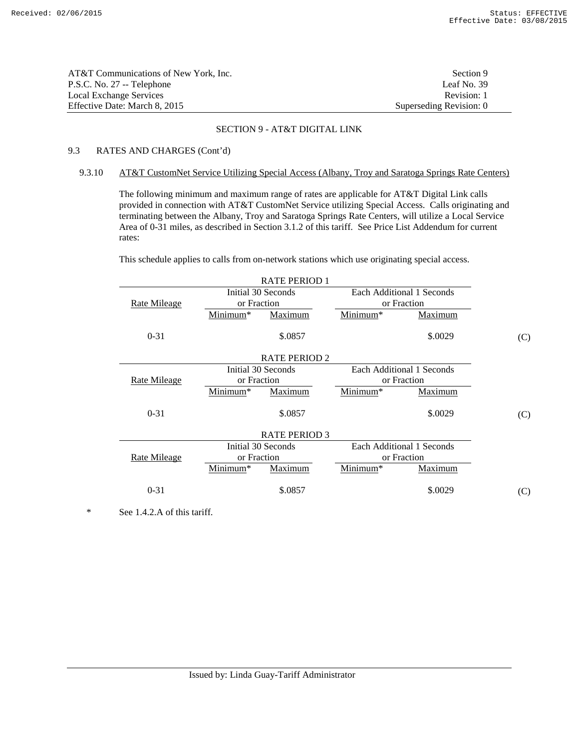AT&T Communications of New York, Inc.
P.S.C. No. 27 -- Telephone
Local Exchange Services
Effective Date: March 8, 2015

Section 9
Leaf No. 39
Revision: 1
Superseding Revision: 0

## SECTION 9 - AT&T DIGITAL LINK

### 9.3 RATES AND CHARGES (Cont'd)

#### 9.3.10 AT&T CustomNet Service Utilizing Special Access (Albany, Troy and Saratoga Springs Rate Centers)

The following minimum and maximum range of rates are applicable for AT&T Digital Link calls provided in connection with AT&T CustomNet Service utilizing Special Access. Calls originating and terminating between the Albany, Troy and Saratoga Springs Rate Centers, will utilize a Local Service Area of 0-31 miles, as described in Section 3.1.2 of this tariff. See Price List Addendum for current rates:

This schedule applies to calls from on-network stations which use originating special access.

RATE PERIOD 1

| Rate Mileage | Initial 30 Seconds or Fraction | | Each Additional 1 Seconds or Fraction | | |
|---|---|---|---|---|---|
| | Minimum* | Maximum | Minimum* | Maximum | |
| 0-31 | | $.0857 | | $.0029 | (C) |

RATE PERIOD 2

| Rate Mileage | Initial 30 Seconds or Fraction | | Each Additional 1 Seconds or Fraction | | |
|---|---|---|---|---|---|
| | Minimum* | Maximum | Minimum* | Maximum | |
| 0-31 | | $.0857 | | $.0029 | (C) |

RATE PERIOD 3

| Rate Mileage | Initial 30 Seconds or Fraction | | Each Additional 1 Seconds or Fraction | | |
|---|---|---|---|---|---|
| | Minimum* | Maximum | Minimum* | Maximum | |
| 0-31 | | $.0857 | | $.0029 | (C) |

\* See 1.4.2.A of this tariff.

Issued by: Linda Guay-Tariff Administrator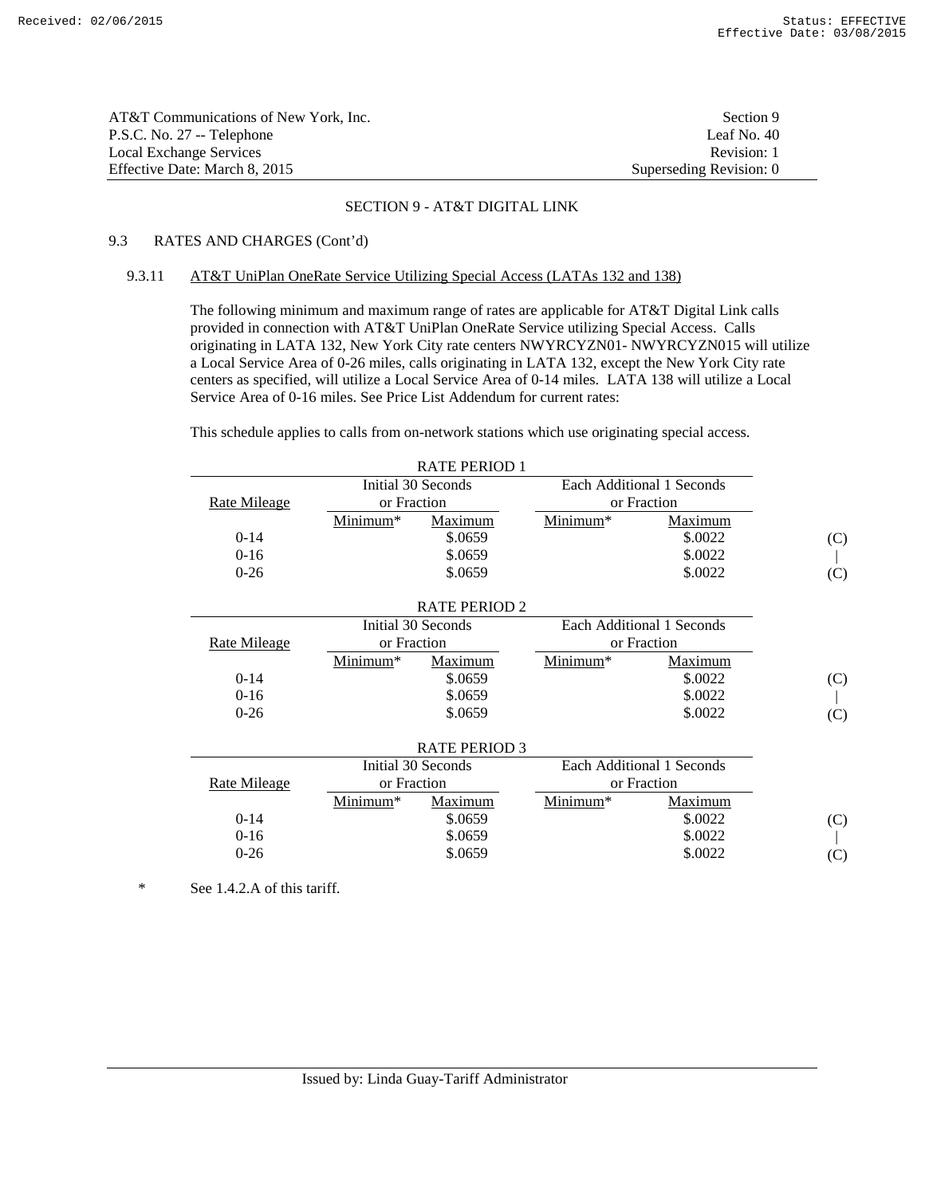AT&T Communications of New York, Inc.
P.S.C. No. 27 -- Telephone
Local Exchange Services
Effective Date: March 8, 2015

Section 9
Leaf No. 40
Revision: 1
Superseding Revision: 0

## SECTION 9 - AT&T DIGITAL LINK

### 9.3 RATES AND CHARGES (Cont'd)

#### 9.3.11 AT&T UniPlan OneRate Service Utilizing Special Access (LATAs 132 and 138)

The following minimum and maximum range of rates are applicable for AT&T Digital Link calls provided in connection with AT&T UniPlan OneRate Service utilizing Special Access. Calls originating in LATA 132, New York City rate centers NWYRCYZN01- NWYRCYZN015 will utilize a Local Service Area of 0-26 miles, calls originating in LATA 132, except the New York City rate centers as specified, will utilize a Local Service Area of 0-14 miles. LATA 138 will utilize a Local Service Area of 0-16 miles. See Price List Addendum for current rates:

This schedule applies to calls from on-network stations which use originating special access.

RATE PERIOD 1

| Rate Mileage | Initial 30 Seconds or Fraction | | Each Additional 1 Seconds or Fraction | | |
|---|---|---|---|---|---|
| | Minimum* | Maximum | Minimum* | Maximum | |
| 0-14 | | \$.0659 | | \$.0022 | (C) |
| 0-16 | | \$.0659 | | \$.0022 | \| |
| 0-26 | | \$.0659 | | \$.0022 | (C) |

RATE PERIOD 2

| Rate Mileage | Initial 30 Seconds or Fraction | | Each Additional 1 Seconds or Fraction | | |
|---|---|---|---|---|---|
| | Minimum* | Maximum | Minimum* | Maximum | |
| 0-14 | | \$.0659 | | \$.0022 | (C) |
| 0-16 | | \$.0659 | | \$.0022 | \| |
| 0-26 | | \$.0659 | | \$.0022 | (C) |

RATE PERIOD 3

| Rate Mileage | Initial 30 Seconds or Fraction | | Each Additional 1 Seconds or Fraction | | |
|---|---|---|---|---|---|
| | Minimum* | Maximum | Minimum* | Maximum | |
| 0-14 | | \$.0659 | | \$.0022 | (C) |
| 0-16 | | \$.0659 | | \$.0022 | \| |
| 0-26 | | \$.0659 | | \$.0022 | (C) |

\* See 1.4.2.A of this tariff.

Issued by: Linda Guay-Tariff Administrator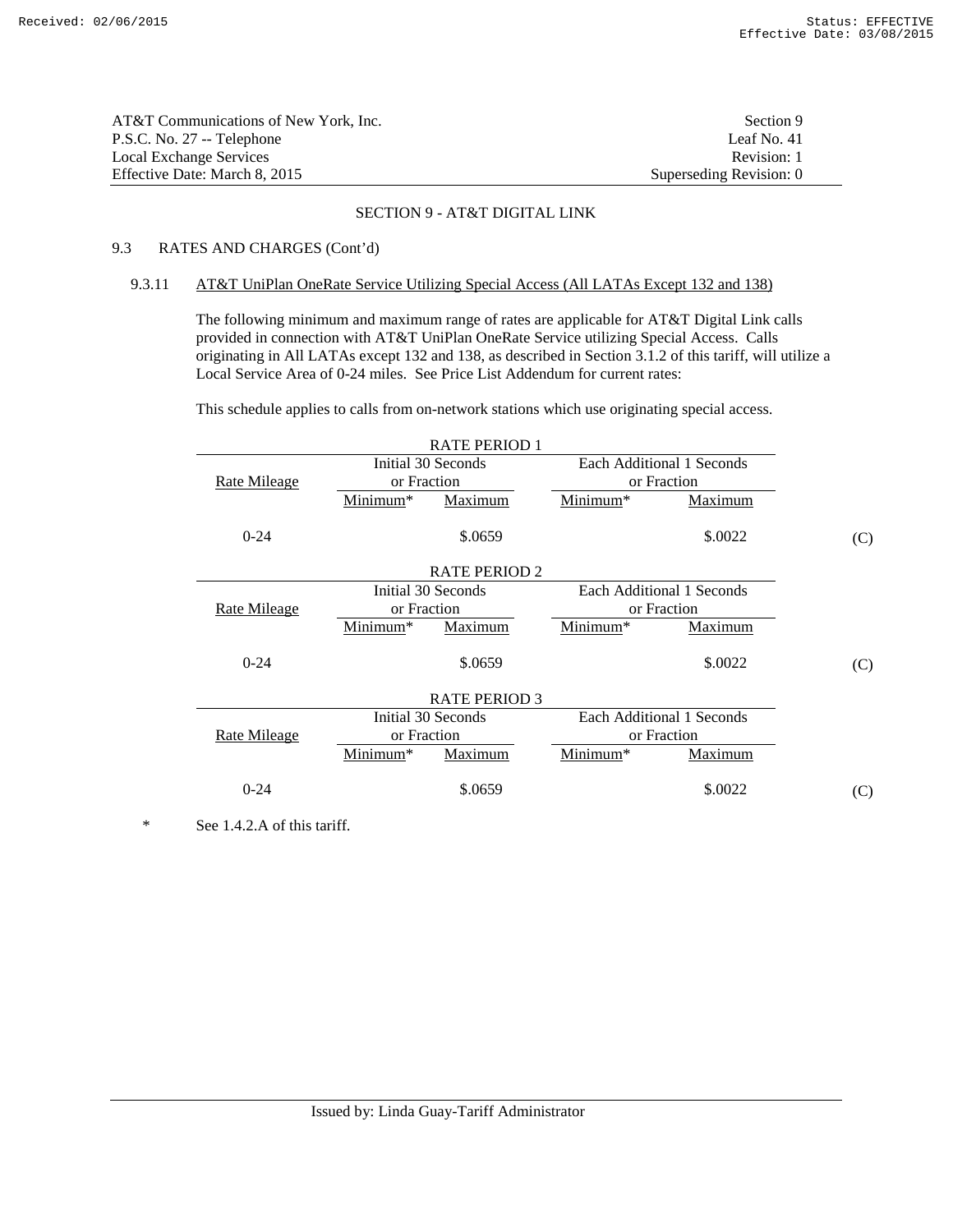AT&T Communications of New York, Inc.
P.S.C. No. 27 -- Telephone
Local Exchange Services
Effective Date: March 8, 2015

Section 9
Leaf No. 41
Revision: 1
Superseding Revision: 0

## SECTION 9 - AT&T DIGITAL LINK

### 9.3 RATES AND CHARGES (Cont'd)

#### 9.3.11 AT&T UniPlan OneRate Service Utilizing Special Access (All LATAs Except 132 and 138)

The following minimum and maximum range of rates are applicable for AT&T Digital Link calls provided in connection with AT&T UniPlan OneRate Service utilizing Special Access. Calls originating in All LATAs except 132 and 138, as described in Section 3.1.2 of this tariff, will utilize a Local Service Area of 0-24 miles. See Price List Addendum for current rates:

This schedule applies to calls from on-network stations which use originating special access.

RATE PERIOD 1

| Rate Mileage | Initial 30 Seconds or Fraction | | Each Additional 1 Seconds or Fraction | | |
|---|---|---|---|---|---|
| | Minimum* | Maximum | Minimum* | Maximum | |
| 0-24 | | $.0659 | | $.0022 | (C) |

RATE PERIOD 2

| Rate Mileage | Initial 30 Seconds or Fraction | | Each Additional 1 Seconds or Fraction | | |
|---|---|---|---|---|---|
| | Minimum* | Maximum | Minimum* | Maximum | |
| 0-24 | | $.0659 | | $.0022 | (C) |

RATE PERIOD 3

| Rate Mileage | Initial 30 Seconds or Fraction | | Each Additional 1 Seconds or Fraction | | |
|---|---|---|---|---|---|
| | Minimum* | Maximum | Minimum* | Maximum | |
| 0-24 | | $.0659 | | $.0022 | (C) |

\* See 1.4.2.A of this tariff.

Issued by: Linda Guay-Tariff Administrator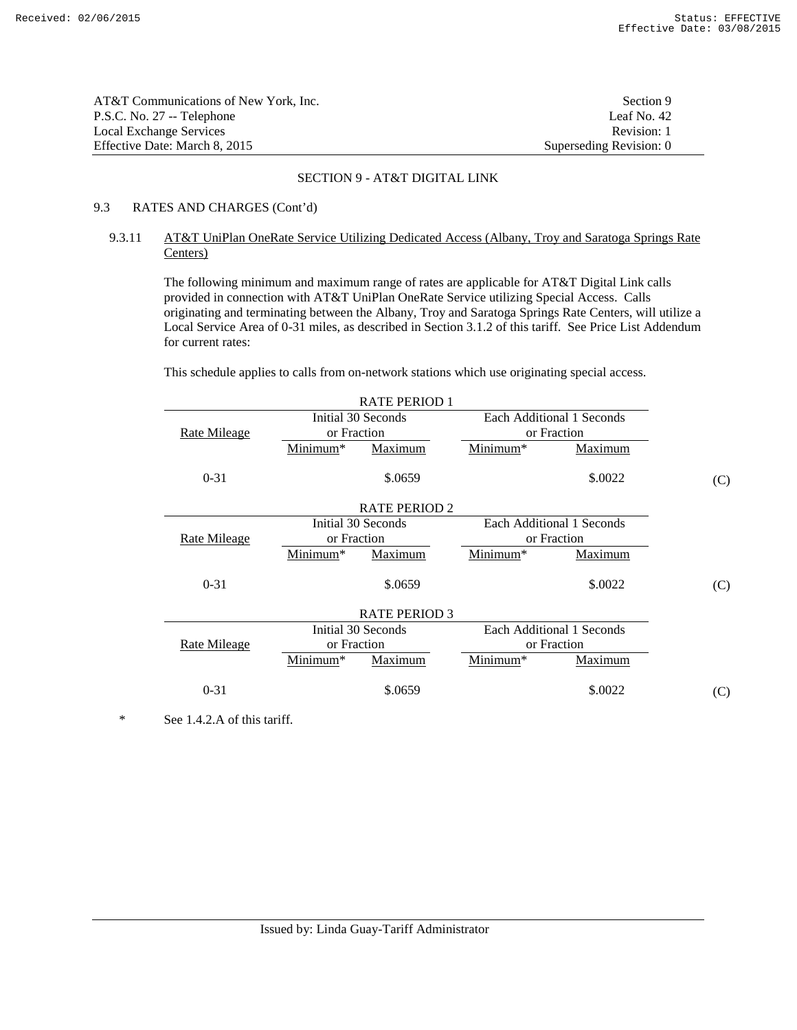AT&T Communications of New York, Inc.
P.S.C. No. 27 -- Telephone
Local Exchange Services
Effective Date: March 8, 2015

Section 9
Leaf No. 42
Revision: 1
Superseding Revision: 0

## SECTION 9 - AT&T DIGITAL LINK

### 9.3 RATES AND CHARGES (Cont'd)

#### 9.3.11 AT&T UniPlan OneRate Service Utilizing Dedicated Access (Albany, Troy and Saratoga Springs Rate Centers)

The following minimum and maximum range of rates are applicable for AT&T Digital Link calls provided in connection with AT&T UniPlan OneRate Service utilizing Special Access. Calls originating and terminating between the Albany, Troy and Saratoga Springs Rate Centers, will utilize a Local Service Area of 0-31 miles, as described in Section 3.1.2 of this tariff. See Price List Addendum for current rates:

This schedule applies to calls from on-network stations which use originating special access.

RATE PERIOD 1

| Rate Mileage | Initial 30 Seconds or Fraction | | Each Additional 1 Seconds or Fraction | | |
|---|---|---|---|---|---|
| | Minimum* | Maximum | Minimum* | Maximum | |
| 0-31 | | $.0659 | | $.0022 | (C) |

RATE PERIOD 2

| Rate Mileage | Initial 30 Seconds or Fraction | | Each Additional 1 Seconds or Fraction | | |
|---|---|---|---|---|---|
| | Minimum* | Maximum | Minimum* | Maximum | |
| 0-31 | | $.0659 | | $.0022 | (C) |

RATE PERIOD 3

| Rate Mileage | Initial 30 Seconds or Fraction | | Each Additional 1 Seconds or Fraction | | |
|---|---|---|---|---|---|
| | Minimum* | Maximum | Minimum* | Maximum | |
| 0-31 | | $.0659 | | $.0022 | (C) |

\* See 1.4.2.A of this tariff.

Issued by: Linda Guay-Tariff Administrator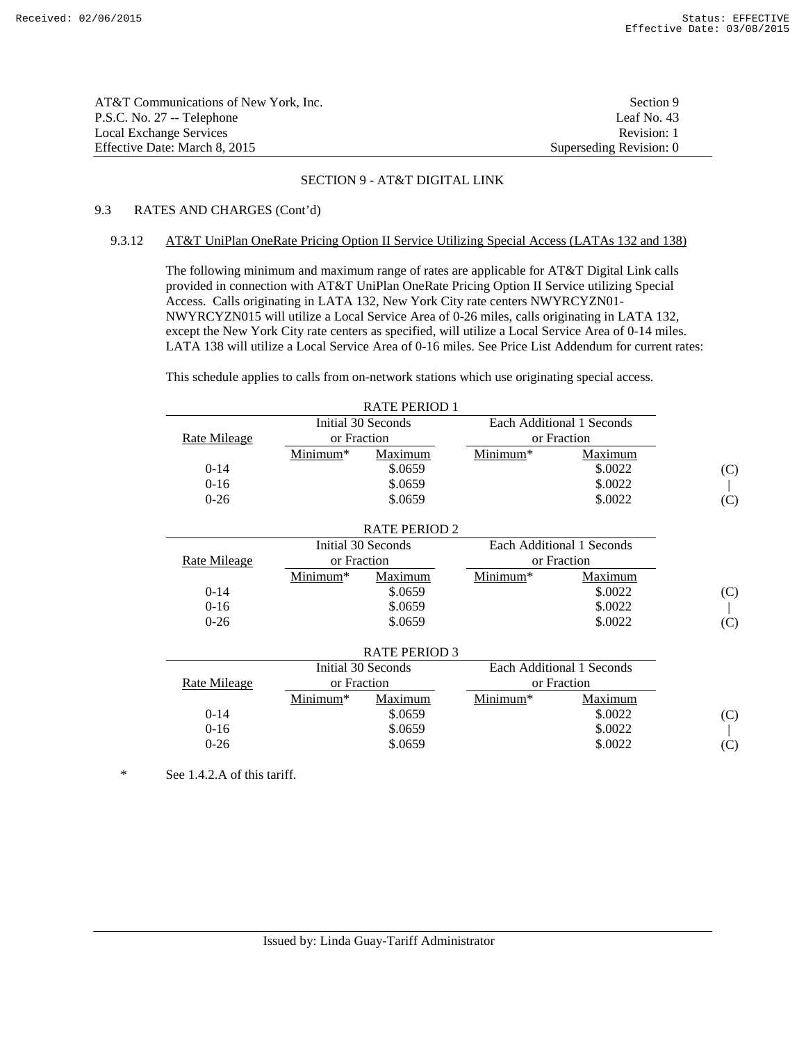AT&T Communications of New York, Inc. — Section 9
P.S.C. No. 27 -- Telephone — Leaf No. 43
Local Exchange Services — Revision: 1
Effective Date: March 8, 2015 — Superseding Revision: 0

## SECTION 9 - AT&T DIGITAL LINK

### 9.3 RATES AND CHARGES (Cont'd)

#### 9.3.12 AT&T UniPlan OneRate Pricing Option II Service Utilizing Special Access (LATAs 132 and 138)

The following minimum and maximum range of rates are applicable for AT&T Digital Link calls provided in connection with AT&T UniPlan OneRate Pricing Option II Service utilizing Special Access. Calls originating in LATA 132, New York City rate centers NWYRCYZN01-NWYRCYZN015 will utilize a Local Service Area of 0-26 miles, calls originating in LATA 132, except the New York City rate centers as specified, will utilize a Local Service Area of 0-14 miles. LATA 138 will utilize a Local Service Area of 0-16 miles. See Price List Addendum for current rates:

This schedule applies to calls from on-network stations which use originating special access.

RATE PERIOD 1

| Rate Mileage | Initial 30 Seconds or Fraction | | Each Additional 1 Seconds or Fraction | | |
|---|---|---|---|---|---|
| | Minimum* | Maximum | Minimum* | Maximum | |
| 0-14 | | $.0659 | | $.0022 | (C) |
| 0-16 | | $.0659 | | $.0022 | \| |
| 0-26 | | $.0659 | | $.0022 | (C) |

RATE PERIOD 2

| Rate Mileage | Initial 30 Seconds or Fraction | | Each Additional 1 Seconds or Fraction | | |
|---|---|---|---|---|---|
| | Minimum* | Maximum | Minimum* | Maximum | |
| 0-14 | | $.0659 | | $.0022 | (C) |
| 0-16 | | $.0659 | | $.0022 | \| |
| 0-26 | | $.0659 | | $.0022 | (C) |

RATE PERIOD 3

| Rate Mileage | Initial 30 Seconds or Fraction | | Each Additional 1 Seconds or Fraction | | |
|---|---|---|---|---|---|
| | Minimum* | Maximum | Minimum* | Maximum | |
| 0-14 | | $.0659 | | $.0022 | (C) |
| 0-16 | | $.0659 | | $.0022 | \| |
| 0-26 | | $.0659 | | $.0022 | (C) |

\* See 1.4.2.A of this tariff.

Issued by: Linda Guay-Tariff Administrator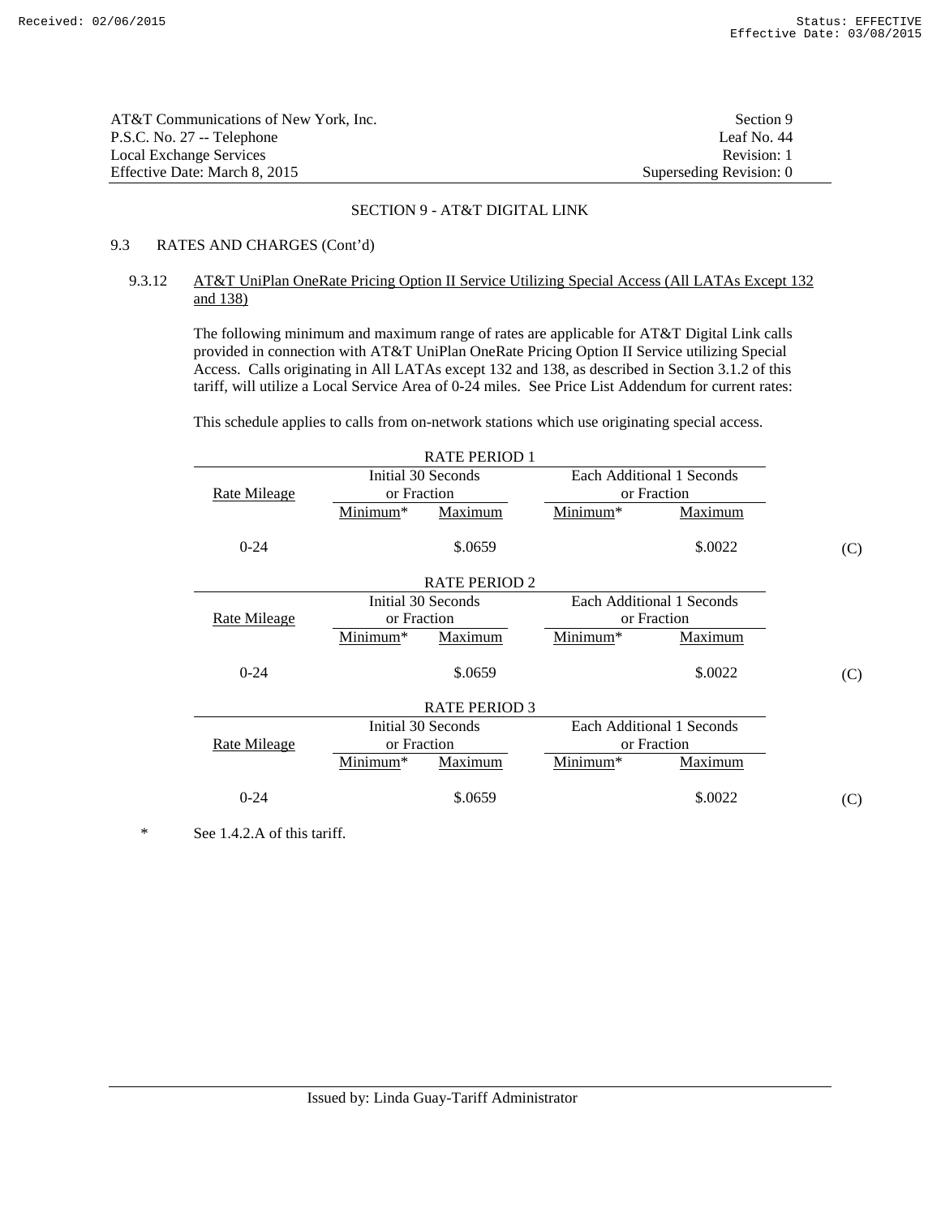AT&T Communications of New York, Inc.
P.S.C. No. 27 -- Telephone
Local Exchange Services
Effective Date: March 8, 2015

Section 9
Leaf No. 44
Revision: 1
Superseding Revision: 0

SECTION 9 - AT&T DIGITAL LINK

9.3 RATES AND CHARGES (Cont'd)

9.3.12 AT&T UniPlan OneRate Pricing Option II Service Utilizing Special Access (All LATAs Except 132 and 138)

The following minimum and maximum range of rates are applicable for AT&T Digital Link calls provided in connection with AT&T UniPlan OneRate Pricing Option II Service utilizing Special Access. Calls originating in All LATAs except 132 and 138, as described in Section 3.1.2 of this tariff, will utilize a Local Service Area of 0-24 miles. See Price List Addendum for current rates:

This schedule applies to calls from on-network stations which use originating special access.

RATE PERIOD 1

| Rate Mileage | Initial 30 Seconds or Fraction | | Each Additional 1 Seconds or Fraction | | |
|---|---|---|---|---|---|
| | Minimum* | Maximum | Minimum* | Maximum | |
| 0-24 | | $.0659 | | $.0022 | (C) |

RATE PERIOD 2

| Rate Mileage | Initial 30 Seconds or Fraction | | Each Additional 1 Seconds or Fraction | | |
|---|---|---|---|---|---|
| | Minimum* | Maximum | Minimum* | Maximum | |
| 0-24 | | $.0659 | | $.0022 | (C) |

RATE PERIOD 3

| Rate Mileage | Initial 30 Seconds or Fraction | | Each Additional 1 Seconds or Fraction | | |
|---|---|---|---|---|---|
| | Minimum* | Maximum | Minimum* | Maximum | |
| 0-24 | | $.0659 | | $.0022 | (C) |

* See 1.4.2.A of this tariff.

Issued by: Linda Guay-Tariff Administrator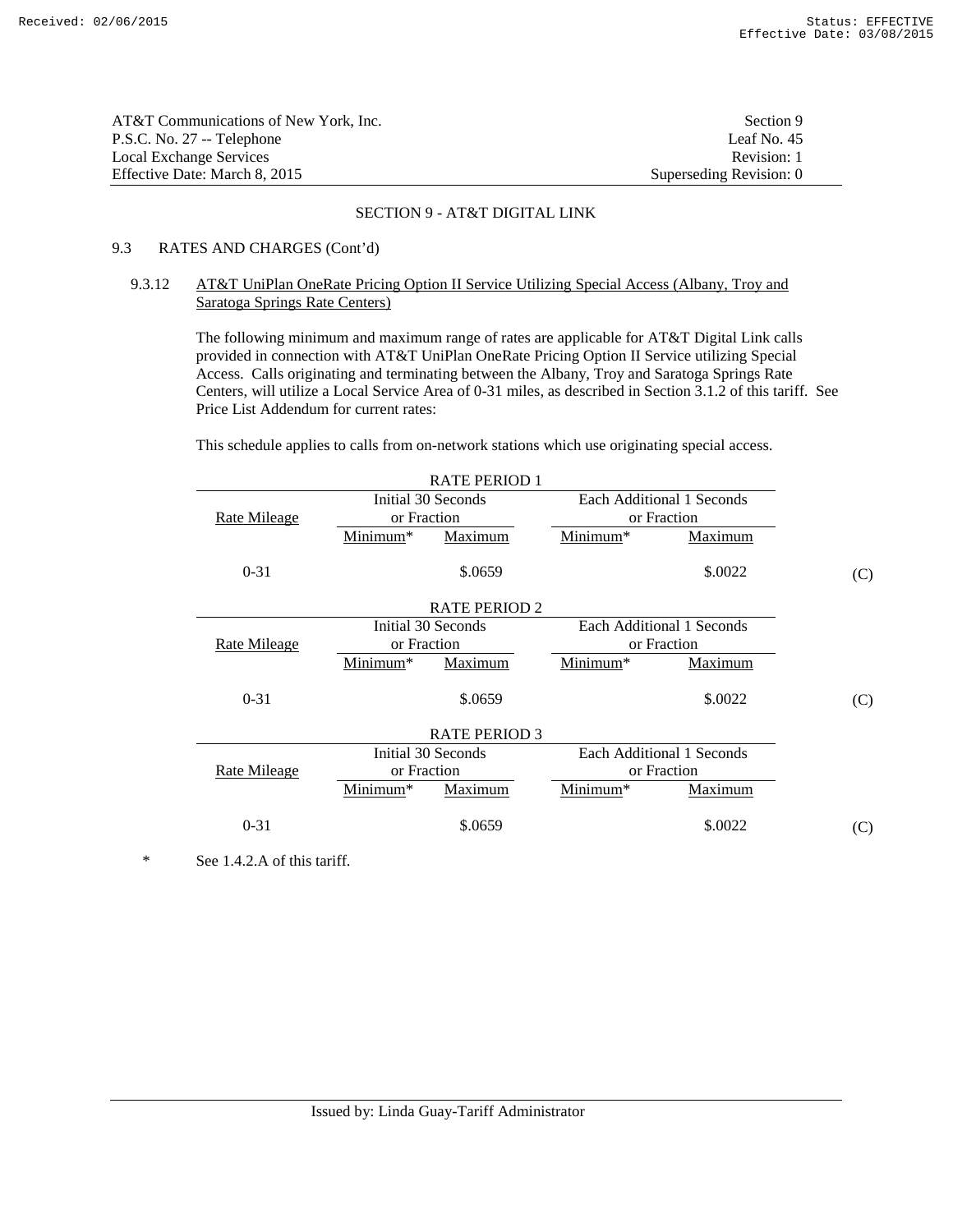AT&T Communications of New York, Inc.
P.S.C. No. 27 -- Telephone
Local Exchange Services
Effective Date: March 8, 2015

Section 9
Leaf No. 45
Revision: 1
Superseding Revision: 0

## SECTION 9 - AT&T DIGITAL LINK

### 9.3 RATES AND CHARGES (Cont'd)

#### 9.3.12 AT&T UniPlan OneRate Pricing Option II Service Utilizing Special Access (Albany, Troy and Saratoga Springs Rate Centers)

The following minimum and maximum range of rates are applicable for AT&T Digital Link calls provided in connection with AT&T UniPlan OneRate Pricing Option II Service utilizing Special Access. Calls originating and terminating between the Albany, Troy and Saratoga Springs Rate Centers, will utilize a Local Service Area of 0-31 miles, as described in Section 3.1.2 of this tariff. See Price List Addendum for current rates:

This schedule applies to calls from on-network stations which use originating special access.

RATE PERIOD 1

| Rate Mileage | Initial 30 Seconds or Fraction | | Each Additional 1 Seconds or Fraction | | |
|---|---|---|---|---|---|
| | Minimum* | Maximum | Minimum* | Maximum | |
| 0-31 | | $.0659 | | $.0022 | (C) |

RATE PERIOD 2

| Rate Mileage | Initial 30 Seconds or Fraction | | Each Additional 1 Seconds or Fraction | | |
|---|---|---|---|---|---|
| | Minimum* | Maximum | Minimum* | Maximum | |
| 0-31 | | $.0659 | | $.0022 | (C) |

RATE PERIOD 3

| Rate Mileage | Initial 30 Seconds or Fraction | | Each Additional 1 Seconds or Fraction | | |
|---|---|---|---|---|---|
| | Minimum* | Maximum | Minimum* | Maximum | |
| 0-31 | | $.0659 | | $.0022 | (C) |

\* See 1.4.2.A of this tariff.

Issued by: Linda Guay-Tariff Administrator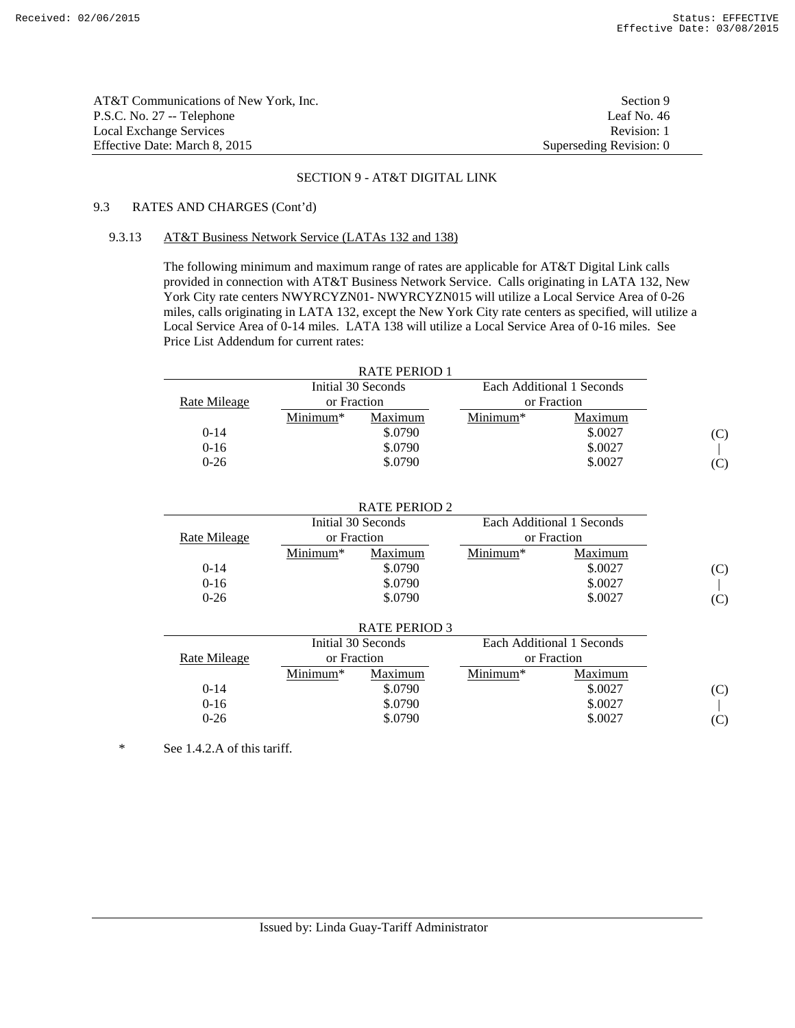AT&T Communications of New York, Inc. — Section 9
P.S.C. No. 27 -- Telephone — Leaf No. 46
Local Exchange Services — Revision: 1
Effective Date: March 8, 2015 — Superseding Revision: 0

## SECTION 9 - AT&T DIGITAL LINK

### 9.3 RATES AND CHARGES (Cont'd)

#### 9.3.13 AT&T Business Network Service (LATAs 132 and 138)

The following minimum and maximum range of rates are applicable for AT&T Digital Link calls provided in connection with AT&T Business Network Service. Calls originating in LATA 132, New York City rate centers NWYRCYZN01- NWYRCYZN015 will utilize a Local Service Area of 0-26 miles, calls originating in LATA 132, except the New York City rate centers as specified, will utilize a Local Service Area of 0-14 miles. LATA 138 will utilize a Local Service Area of 0-16 miles. See Price List Addendum for current rates:

**RATE PERIOD 1**

| Rate Mileage | Initial 30 Seconds or Fraction | | Each Additional 1 Seconds or Fraction | | |
|---|---|---|---|---|---|
| | Minimum* | Maximum | Minimum* | Maximum | |
| 0-14 | | $.0790 | | $.0027 | (C) |
| 0-16 | | $.0790 | | $.0027 | \| |
| 0-26 | | $.0790 | | $.0027 | (C) |

**RATE PERIOD 2**

| Rate Mileage | Initial 30 Seconds or Fraction | | Each Additional 1 Seconds or Fraction | | |
|---|---|---|---|---|---|
| | Minimum* | Maximum | Minimum* | Maximum | |
| 0-14 | | $.0790 | | $.0027 | (C) |
| 0-16 | | $.0790 | | $.0027 | \| |
| 0-26 | | $.0790 | | $.0027 | (C) |

**RATE PERIOD 3**

| Rate Mileage | Initial 30 Seconds or Fraction | | Each Additional 1 Seconds or Fraction | | |
|---|---|---|---|---|---|
| | Minimum* | Maximum | Minimum* | Maximum | |
| 0-14 | | $.0790 | | $.0027 | (C) |
| 0-16 | | $.0790 | | $.0027 | \| |
| 0-26 | | $.0790 | | $.0027 | (C) |

\* See 1.4.2.A of this tariff.

Issued by: Linda Guay-Tariff Administrator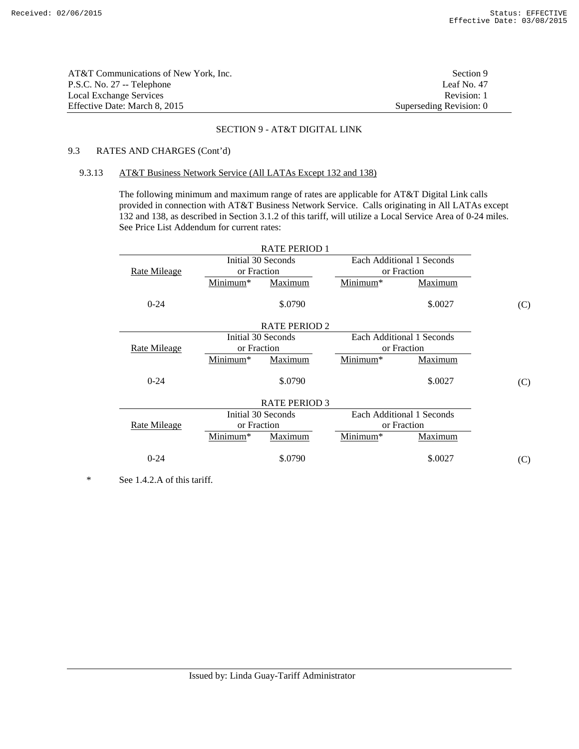AT&T Communications of New York, Inc.
P.S.C. No. 27 -- Telephone
Local Exchange Services
Effective Date: March 8, 2015

Section 9
Leaf No. 47
Revision: 1
Superseding Revision: 0

## SECTION 9 - AT&T DIGITAL LINK

### 9.3 RATES AND CHARGES (Cont'd)

#### 9.3.13 AT&T Business Network Service (All LATAs Except 132 and 138)

The following minimum and maximum range of rates are applicable for AT&T Digital Link calls provided in connection with AT&T Business Network Service. Calls originating in All LATAs except 132 and 138, as described in Section 3.1.2 of this tariff, will utilize a Local Service Area of 0-24 miles. See Price List Addendum for current rates:

RATE PERIOD 1

| Rate Mileage | Initial 30 Seconds or Fraction | | Each Additional 1 Seconds or Fraction | | |
|---|---|---|---|---|---|
| | Minimum* | Maximum | Minimum* | Maximum | |
| 0-24 | | $.0790 | | $.0027 | (C) |

RATE PERIOD 2

| Rate Mileage | Initial 30 Seconds or Fraction | | Each Additional 1 Seconds or Fraction | | |
|---|---|---|---|---|---|
| | Minimum* | Maximum | Minimum* | Maximum | |
| 0-24 | | $.0790 | | $.0027 | (C) |

RATE PERIOD 3

| Rate Mileage | Initial 30 Seconds or Fraction | | Each Additional 1 Seconds or Fraction | | |
|---|---|---|---|---|---|
| | Minimum* | Maximum | Minimum* | Maximum | |
| 0-24 | | $.0790 | | $.0027 | (C) |

\* See 1.4.2.A of this tariff.

Issued by: Linda Guay-Tariff Administrator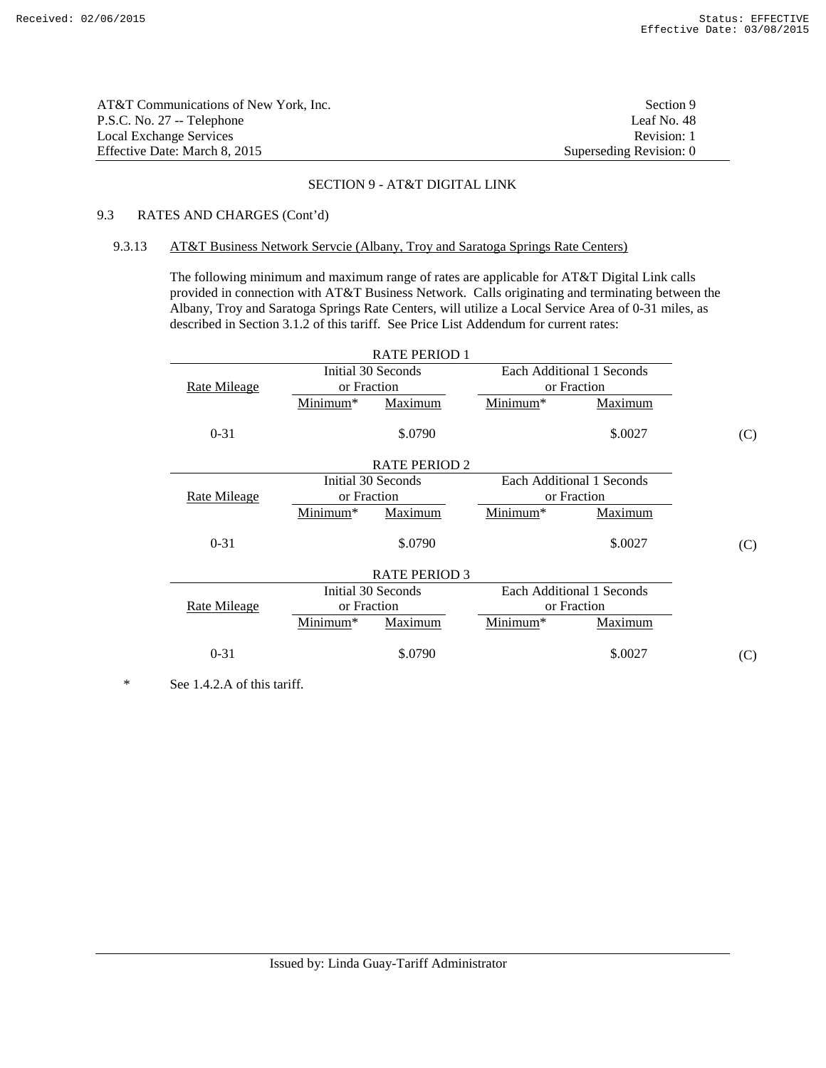AT&T Communications of New York, Inc. | Section 9
P.S.C. No. 27 -- Telephone | Leaf No. 48
Local Exchange Services | Revision: 1
Effective Date: March 8, 2015 | Superseding Revision: 0

## SECTION 9 - AT&T DIGITAL LINK

### 9.3 RATES AND CHARGES (Cont'd)

#### 9.3.13 AT&T Business Network Servcie (Albany, Troy and Saratoga Springs Rate Centers)

The following minimum and maximum range of rates are applicable for AT&T Digital Link calls provided in connection with AT&T Business Network. Calls originating and terminating between the Albany, Troy and Saratoga Springs Rate Centers, will utilize a Local Service Area of 0-31 miles, as described in Section 3.1.2 of this tariff. See Price List Addendum for current rates:

**RATE PERIOD 1**

| Rate Mileage | Initial 30 Seconds or Fraction | | Each Additional 1 Seconds or Fraction | | |
|---|---|---|---|---|---|
| | Minimum* | Maximum | Minimum* | Maximum | |
| 0-31 | | $.0790 | | $.0027 | (C) |

**RATE PERIOD 2**

| Rate Mileage | Initial 30 Seconds or Fraction | | Each Additional 1 Seconds or Fraction | | |
|---|---|---|---|---|---|
| | Minimum* | Maximum | Minimum* | Maximum | |
| 0-31 | | $.0790 | | $.0027 | (C) |

**RATE PERIOD 3**

| Rate Mileage | Initial 30 Seconds or Fraction | | Each Additional 1 Seconds or Fraction | | |
|---|---|---|---|---|---|
| | Minimum* | Maximum | Minimum* | Maximum | |
| 0-31 | | $.0790 | | $.0027 | (C) |

\* See 1.4.2.A of this tariff.

Issued by: Linda Guay-Tariff Administrator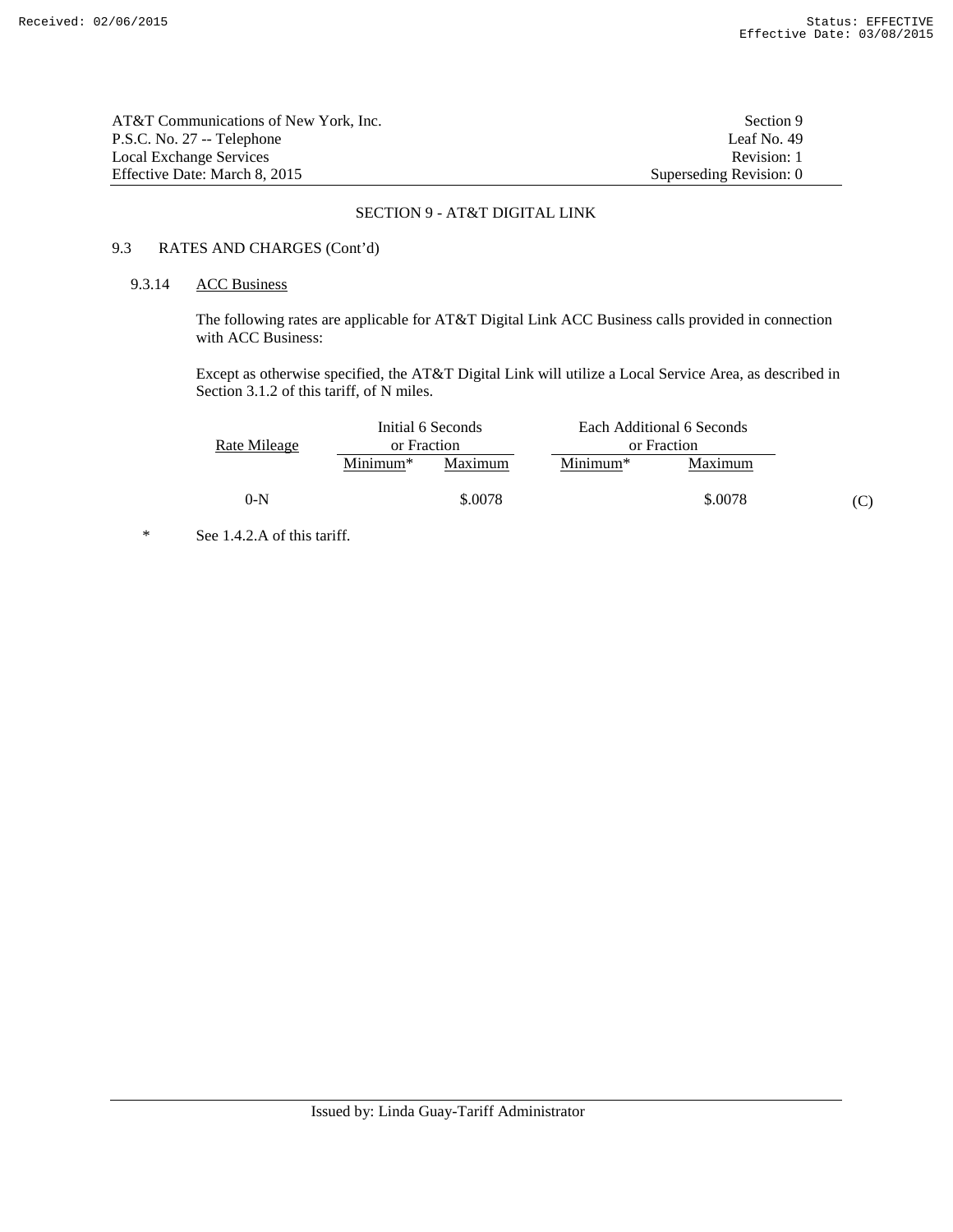SECTION 9 - AT&T DIGITAL LINK

9.3 RATES AND CHARGES (Cont'd)

9.3.14 ACC Business

The following rates are applicable for AT&T Digital Link ACC Business calls provided in connection with ACC Business:

Except as otherwise specified, the AT&T Digital Link will utilize a Local Service Area, as described in Section 3.1.2 of this tariff, of N miles.

| Rate Mileage | Initial 6 Seconds or Fraction | | Each Additional 6 Seconds or Fraction | | |
|---|---|---|---|---|---|
| | Minimum* | Maximum | Minimum* | Maximum | |
| 0-N | | $.0078 | | $.0078 | (C) |

\* See 1.4.2.A of this tariff.

Issued by: Linda Guay-Tariff Administrator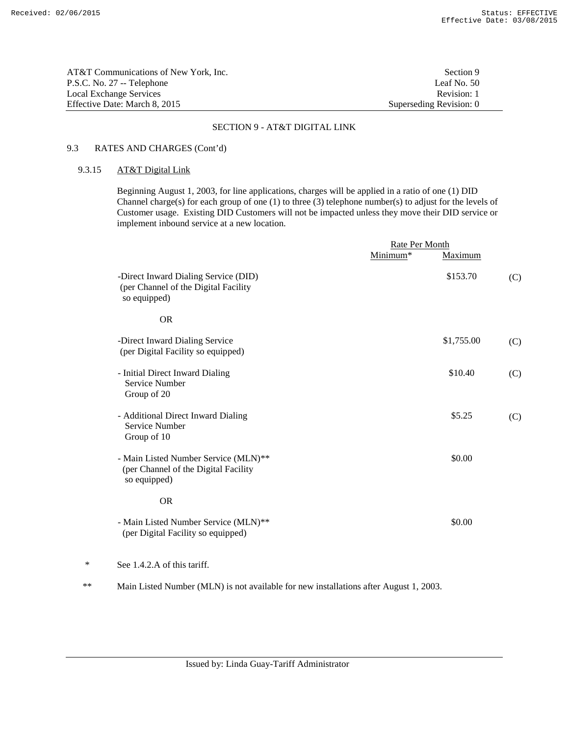AT&T Communications of New York, Inc. — Section 9
P.S.C. No. 27 -- Telephone — Leaf No. 50
Local Exchange Services — Revision: 1
Effective Date: March 8, 2015 — Superseding Revision: 0

## SECTION 9 - AT&T DIGITAL LINK

### 9.3 RATES AND CHARGES (Cont'd)

#### 9.3.15 AT&T Digital Link

Beginning August 1, 2003, for line applications, charges will be applied in a ratio of one (1) DID Channel charge(s) for each group of one (1) to three (3) telephone number(s) to adjust for the levels of Customer usage. Existing DID Customers will not be impacted unless they move their DID service or implement inbound service at a new location.

| | Rate Per Month | | |
|---|---|---|---|
| | Minimum* | Maximum | |
| -Direct Inward Dialing Service (DID) (per Channel of the Digital Facility so equipped) | | $153.70 | (C) |
| OR | | | |
| -Direct Inward Dialing Service (per Digital Facility so equipped) | | $1,755.00 | (C) |
| - Initial Direct Inward Dialing Service Number Group of 20 | | $10.40 | (C) |
| - Additional Direct Inward Dialing Service Number Group of 10 | | $5.25 | (C) |
| - Main Listed Number Service (MLN)** (per Channel of the Digital Facility so equipped) | | $0.00 | |
| OR | | | |
| - Main Listed Number Service (MLN)** (per Digital Facility so equipped) | | $0.00 | |

\* See 1.4.2.A of this tariff.

\** Main Listed Number (MLN) is not available for new installations after August 1, 2003.

Issued by: Linda Guay-Tariff Administrator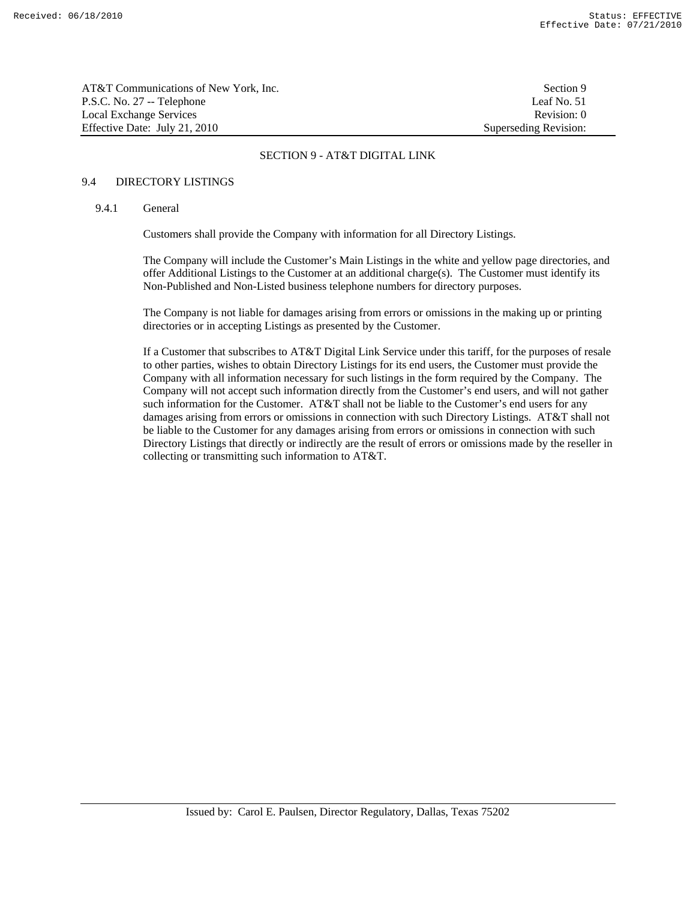## SECTION 9 - AT&T DIGITAL LINK

### 9.4 DIRECTORY LISTINGS

#### 9.4.1 General

Customers shall provide the Company with information for all Directory Listings.

The Company will include the Customer's Main Listings in the white and yellow page directories, and offer Additional Listings to the Customer at an additional charge(s). The Customer must identify its Non-Published and Non-Listed business telephone numbers for directory purposes.

The Company is not liable for damages arising from errors or omissions in the making up or printing directories or in accepting Listings as presented by the Customer.

If a Customer that subscribes to AT&T Digital Link Service under this tariff, for the purposes of resale to other parties, wishes to obtain Directory Listings for its end users, the Customer must provide the Company with all information necessary for such listings in the form required by the Company. The Company will not accept such information directly from the Customer's end users, and will not gather such information for the Customer. AT&T shall not be liable to the Customer's end users for any damages arising from errors or omissions in connection with such Directory Listings. AT&T shall not be liable to the Customer for any damages arising from errors or omissions in connection with such Directory Listings that directly or indirectly are the result of errors or omissions made by the reseller in collecting or transmitting such information to AT&T.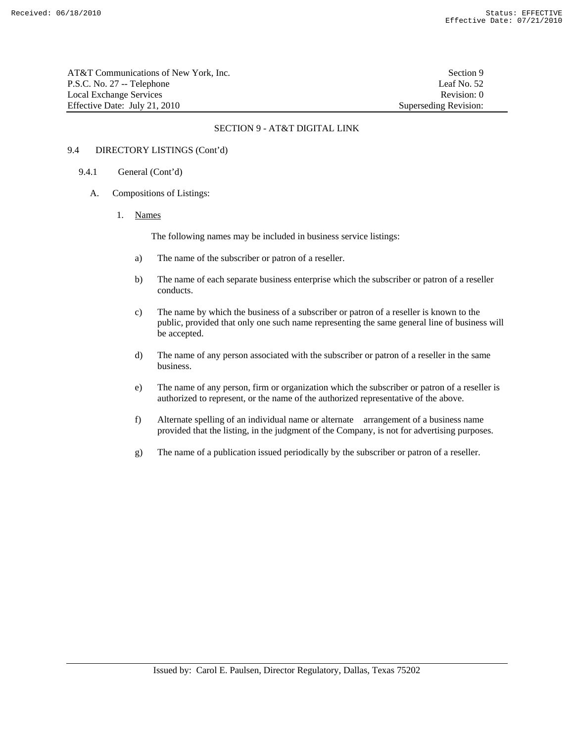## SECTION 9 - AT&T DIGITAL LINK

### 9.4 DIRECTORY LISTINGS (Cont'd)

#### 9.4.1 General (Cont'd)

A. Compositions of Listings:

1. Names

   The following names may be included in business service listings:

   a) The name of the subscriber or patron of a reseller.

   b) The name of each separate business enterprise which the subscriber or patron of a reseller conducts.

   c) The name by which the business of a subscriber or patron of a reseller is known to the public, provided that only one such name representing the same general line of business will be accepted.

   d) The name of any person associated with the subscriber or patron of a reseller in the same business.

   e) The name of any person, firm or organization which the subscriber or patron of a reseller is authorized to represent, or the name of the authorized representative of the above.

   f) Alternate spelling of an individual name or alternate arrangement of a business name provided that the listing, in the judgment of the Company, is not for advertising purposes.

   g) The name of a publication issued periodically by the subscriber or patron of a reseller.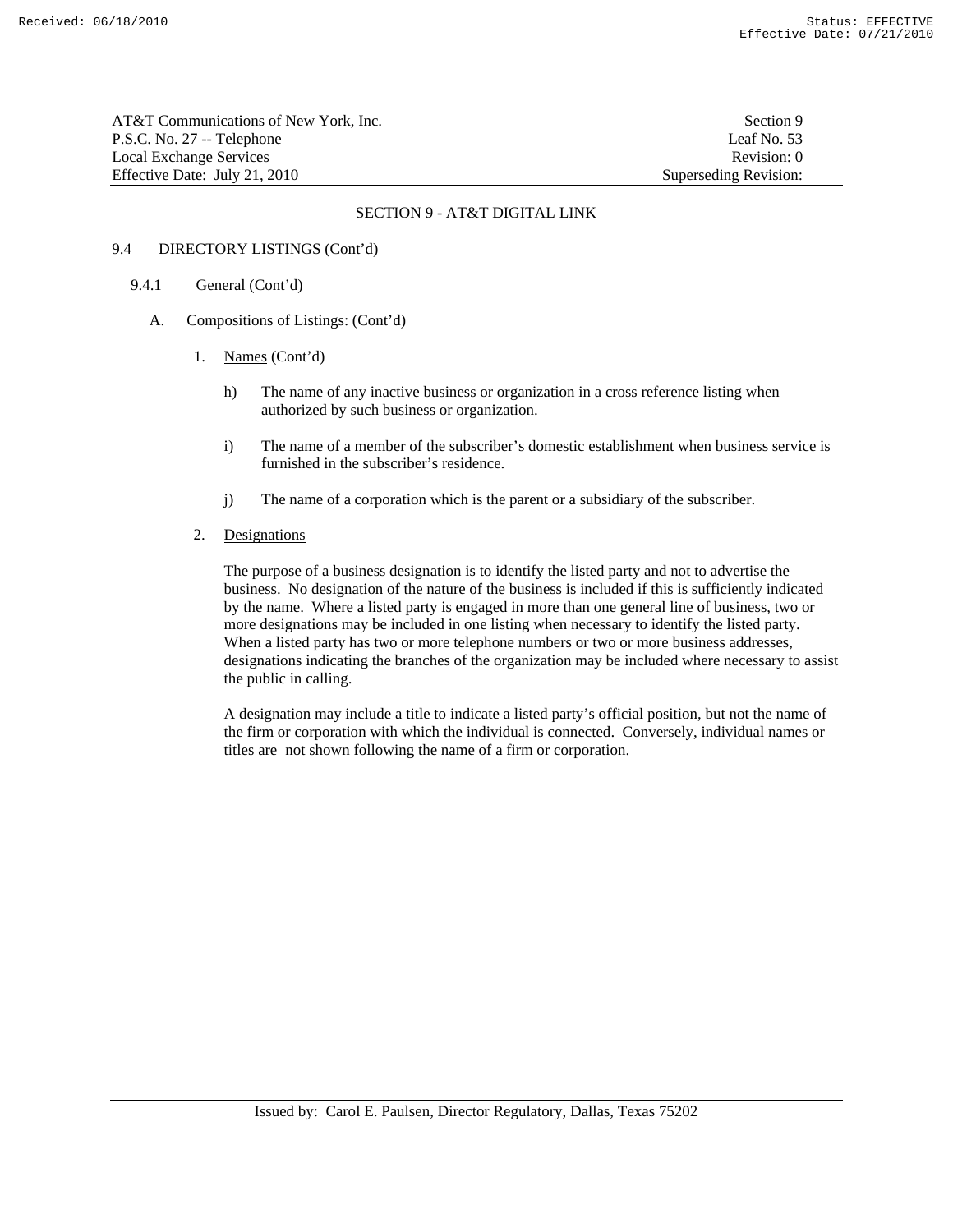## SECTION 9 - AT&T DIGITAL LINK

9.4 DIRECTORY LISTINGS (Cont'd)

9.4.1 General (Cont'd)

A. Compositions of Listings: (Cont'd)

1. Names (Cont'd)

h) The name of any inactive business or organization in a cross reference listing when authorized by such business or organization.

i) The name of a member of the subscriber's domestic establishment when business service is furnished in the subscriber's residence.

j) The name of a corporation which is the parent or a subsidiary of the subscriber.

2. Designations

The purpose of a business designation is to identify the listed party and not to advertise the business. No designation of the nature of the business is included if this is sufficiently indicated by the name. Where a listed party is engaged in more than one general line of business, two or more designations may be included in one listing when necessary to identify the listed party. When a listed party has two or more telephone numbers or two or more business addresses, designations indicating the branches of the organization may be included where necessary to assist the public in calling.

A designation may include a title to indicate a listed party's official position, but not the name of the firm or corporation with which the individual is connected. Conversely, individual names or titles are not shown following the name of a firm or corporation.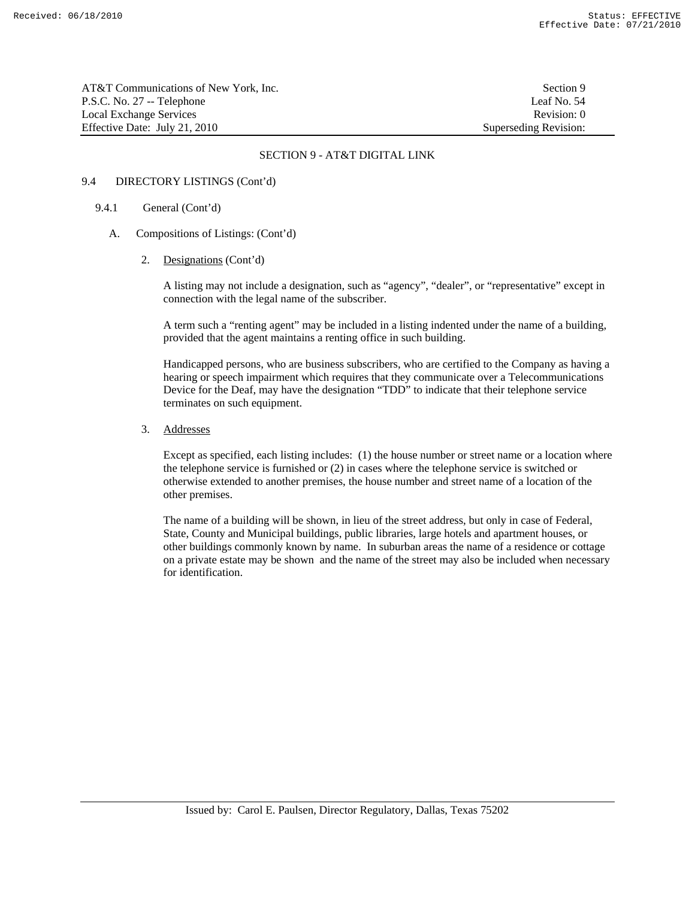## SECTION 9 - AT&T DIGITAL LINK

### 9.4 DIRECTORY LISTINGS (Cont'd)

#### 9.4.1 General (Cont'd)

A. Compositions of Listings: (Cont'd)

2. Designations (Cont'd)

   A listing may not include a designation, such as "agency", "dealer", or "representative" except in connection with the legal name of the subscriber.

   A term such a "renting agent" may be included in a listing indented under the name of a building, provided that the agent maintains a renting office in such building.

   Handicapped persons, who are business subscribers, who are certified to the Company as having a hearing or speech impairment which requires that they communicate over a Telecommunications Device for the Deaf, may have the designation "TDD" to indicate that their telephone service terminates on such equipment.

3. Addresses

   Except as specified, each listing includes: (1) the house number or street name or a location where the telephone service is furnished or (2) in cases where the telephone service is switched or otherwise extended to another premises, the house number and street name of a location of the other premises.

   The name of a building will be shown, in lieu of the street address, but only in case of Federal, State, County and Municipal buildings, public libraries, large hotels and apartment houses, or other buildings commonly known by name. In suburban areas the name of a residence or cottage on a private estate may be shown and the name of the street may also be included when necessary for identification.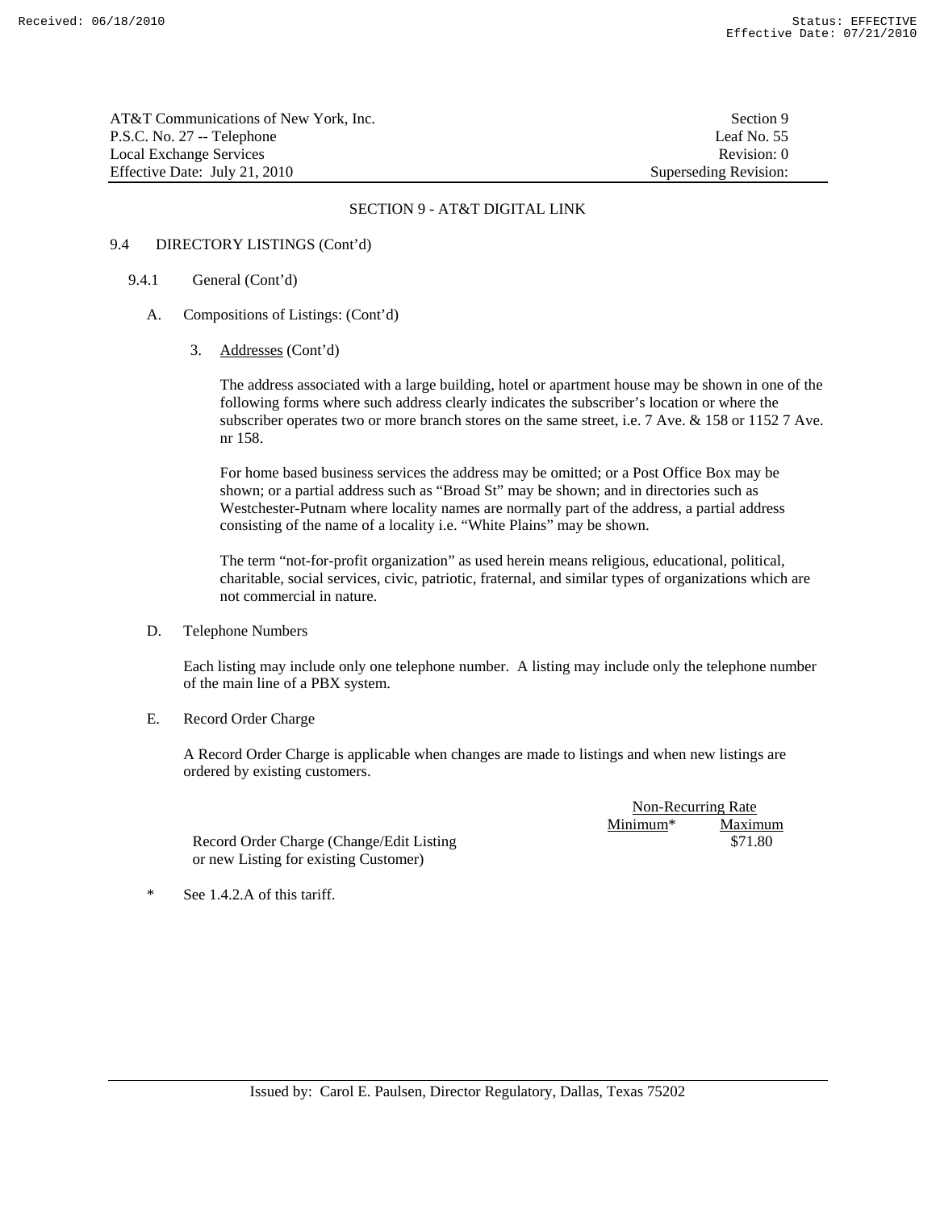## SECTION 9 - AT&T DIGITAL LINK

9.4 DIRECTORY LISTINGS (Cont'd)

9.4.1 General (Cont'd)

A. Compositions of Listings: (Cont'd)

3. Addresses (Cont'd)

The address associated with a large building, hotel or apartment house may be shown in one of the following forms where such address clearly indicates the subscriber's location or where the subscriber operates two or more branch stores on the same street, i.e. 7 Ave. & 158 or 1152 7 Ave. nr 158.

For home based business services the address may be omitted; or a Post Office Box may be shown; or a partial address such as "Broad St" may be shown; and in directories such as Westchester-Putnam where locality names are normally part of the address, a partial address consisting of the name of a locality i.e. "White Plains" may be shown.

The term "not-for-profit organization" as used herein means religious, educational, political, charitable, social services, civic, patriotic, fraternal, and similar types of organizations which are not commercial in nature.

D. Telephone Numbers

Each listing may include only one telephone number. A listing may include only the telephone number of the main line of a PBX system.

E. Record Order Charge

A Record Order Charge is applicable when changes are made to listings and when new listings are ordered by existing customers.

| | Non-Recurring Rate | |
|---|---|---|
| | Minimum* | Maximum |
| Record Order Charge (Change/Edit Listing or new Listing for existing Customer) | | $71.80 |

\* See 1.4.2.A of this tariff.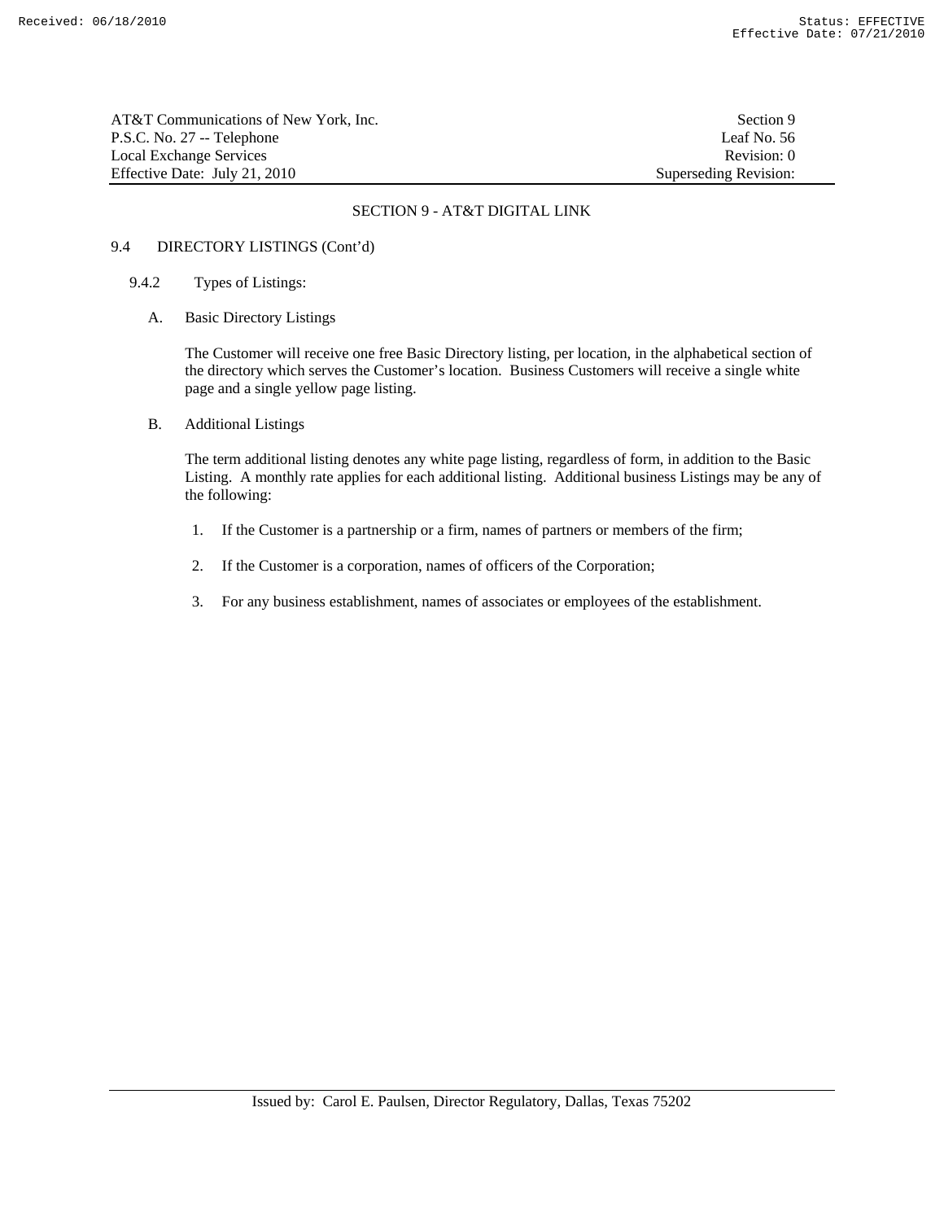## SECTION 9 - AT&T DIGITAL LINK

### 9.4 DIRECTORY LISTINGS (Cont'd)

#### 9.4.2 Types of Listings:

A. Basic Directory Listings

The Customer will receive one free Basic Directory listing, per location, in the alphabetical section of the directory which serves the Customer's location. Business Customers will receive a single white page and a single yellow page listing.

B. Additional Listings

The term additional listing denotes any white page listing, regardless of form, in addition to the Basic Listing. A monthly rate applies for each additional listing. Additional business Listings may be any of the following:

1. If the Customer is a partnership or a firm, names of partners or members of the firm;
2. If the Customer is a corporation, names of officers of the Corporation;
3. For any business establishment, names of associates or employees of the establishment.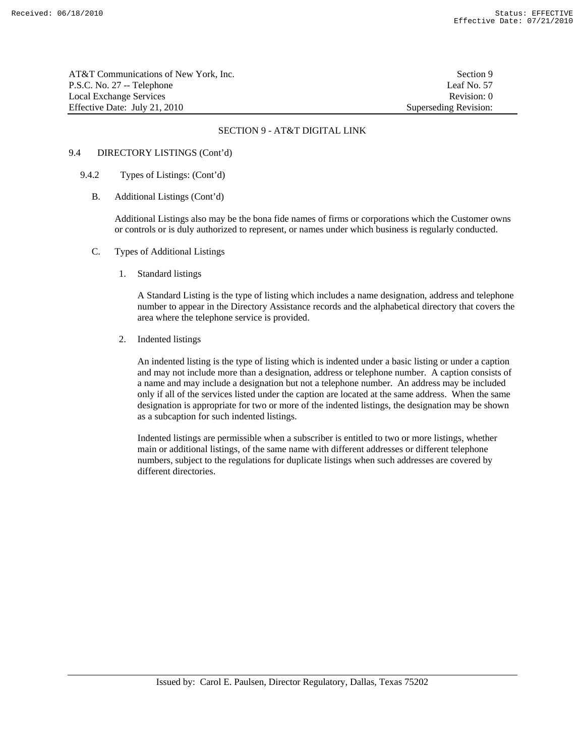## SECTION 9 - AT&T DIGITAL LINK

9.4 DIRECTORY LISTINGS (Cont'd)

9.4.2 Types of Listings: (Cont'd)

B. Additional Listings (Cont'd)

Additional Listings also may be the bona fide names of firms or corporations which the Customer owns or controls or is duly authorized to represent, or names under which business is regularly conducted.

C. Types of Additional Listings

1. Standard listings

A Standard Listing is the type of listing which includes a name designation, address and telephone number to appear in the Directory Assistance records and the alphabetical directory that covers the area where the telephone service is provided.

2. Indented listings

An indented listing is the type of listing which is indented under a basic listing or under a caption and may not include more than a designation, address or telephone number. A caption consists of a name and may include a designation but not a telephone number. An address may be included only if all of the services listed under the caption are located at the same address. When the same designation is appropriate for two or more of the indented listings, the designation may be shown as a subcaption for such indented listings.

Indented listings are permissible when a subscriber is entitled to two or more listings, whether main or additional listings, of the same name with different addresses or different telephone numbers, subject to the regulations for duplicate listings when such addresses are covered by different directories.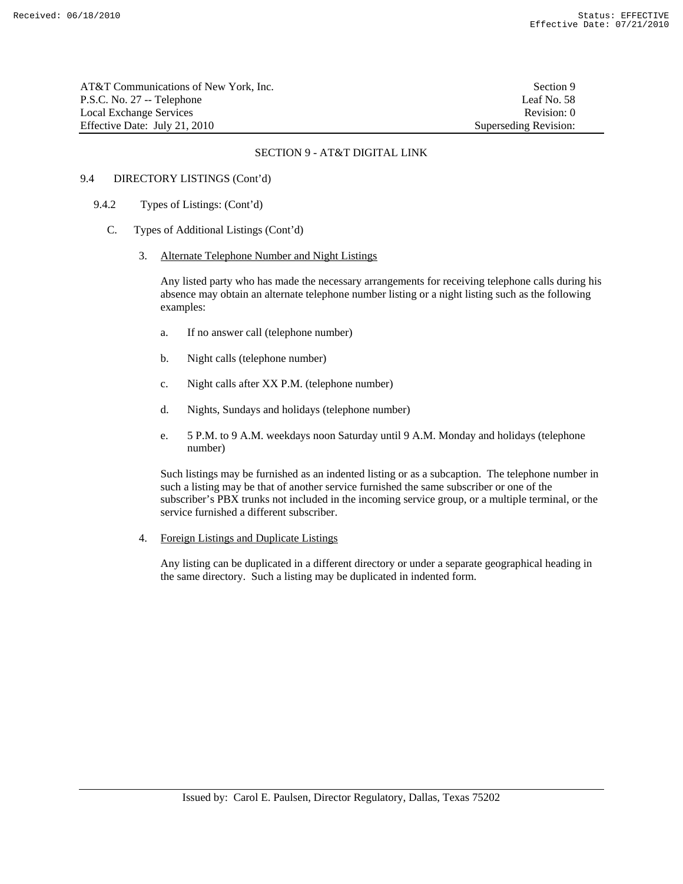## SECTION 9 - AT&T DIGITAL LINK

9.4 DIRECTORY LISTINGS (Cont'd)

9.4.2 Types of Listings: (Cont'd)

C. Types of Additional Listings (Cont'd)

3. Alternate Telephone Number and Night Listings

Any listed party who has made the necessary arrangements for receiving telephone calls during his absence may obtain an alternate telephone number listing or a night listing such as the following examples:

a. If no answer call (telephone number)

b. Night calls (telephone number)

c. Night calls after XX P.M. (telephone number)

d. Nights, Sundays and holidays (telephone number)

e. 5 P.M. to 9 A.M. weekdays noon Saturday until 9 A.M. Monday and holidays (telephone number)

Such listings may be furnished as an indented listing or as a subcaption. The telephone number in such a listing may be that of another service furnished the same subscriber or one of the subscriber's PBX trunks not included in the incoming service group, or a multiple terminal, or the service furnished a different subscriber.

4. Foreign Listings and Duplicate Listings

Any listing can be duplicated in a different directory or under a separate geographical heading in the same directory. Such a listing may be duplicated in indented form.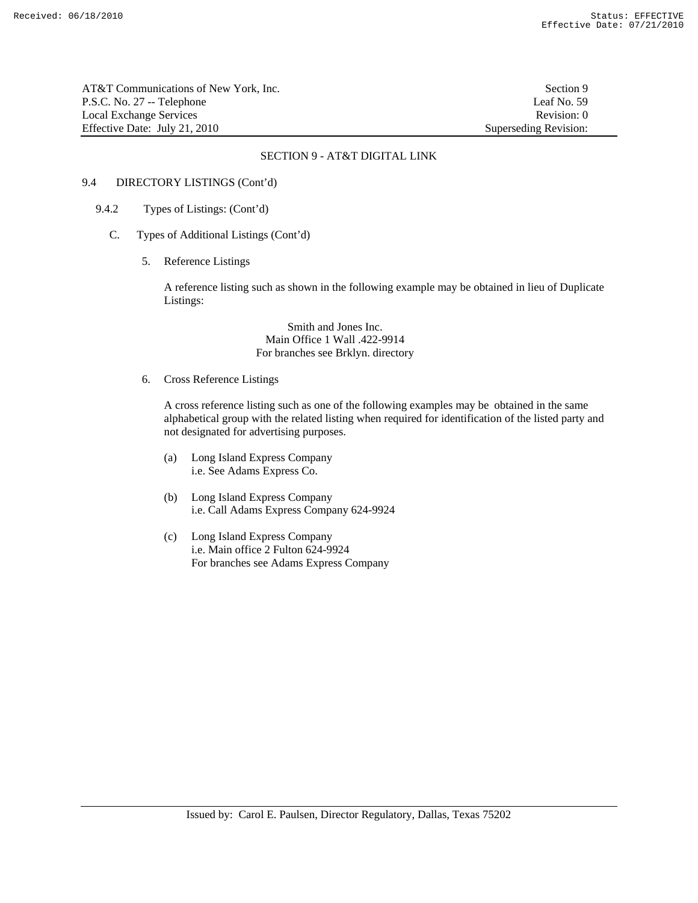## SECTION 9 - AT&T DIGITAL LINK

9.4 DIRECTORY LISTINGS (Cont'd)

9.4.2 Types of Listings: (Cont'd)

C. Types of Additional Listings (Cont'd)

5. Reference Listings

A reference listing such as shown in the following example may be obtained in lieu of Duplicate Listings:

Smith and Jones Inc.
Main Office 1 Wall .422-9914
For branches see Brklyn. directory

6. Cross Reference Listings

A cross reference listing such as one of the following examples may be obtained in the same alphabetical group with the related listing when required for identification of the listed party and not designated for advertising purposes.

(a) Long Island Express Company
i.e. See Adams Express Co.

(b) Long Island Express Company
i.e. Call Adams Express Company 624-9924

(c) Long Island Express Company
i.e. Main office 2 Fulton 624-9924
For branches see Adams Express Company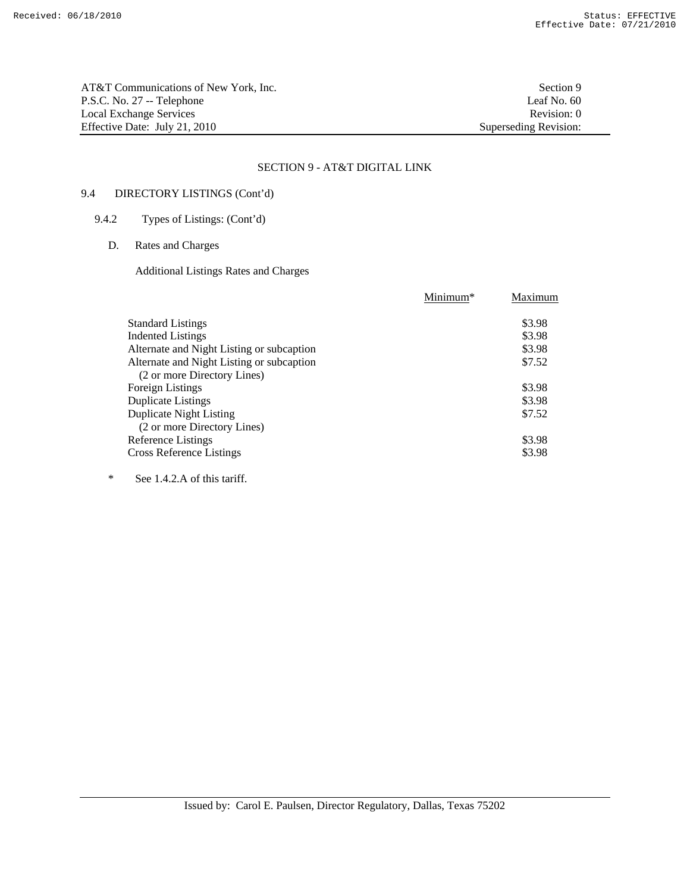AT&T Communications of New York, Inc.
P.S.C. No. 27 -- Telephone
Local Exchange Services
Effective Date: July 21, 2010

Section 9
Leaf No. 60
Revision: 0
Superseding Revision:

## SECTION 9 - AT&T DIGITAL LINK

### 9.4 DIRECTORY LISTINGS (Cont'd)

#### 9.4.2 Types of Listings: (Cont'd)

D. Rates and Charges

Additional Listings Rates and Charges

| | Minimum* | Maximum |
|---|---|---|
| Standard Listings | | $3.98 |
| Indented Listings | | $3.98 |
| Alternate and Night Listing or subcaption | | $3.98 |
| Alternate and Night Listing or subcaption (2 or more Directory Lines) | | $7.52 |
| Foreign Listings | | $3.98 |
| Duplicate Listings | | $3.98 |
| Duplicate Night Listing (2 or more Directory Lines) | | $7.52 |
| Reference Listings | | $3.98 |
| Cross Reference Listings | | $3.98 |

* See 1.4.2.A of this tariff.

Issued by: Carol E. Paulsen, Director Regulatory, Dallas, Texas 75202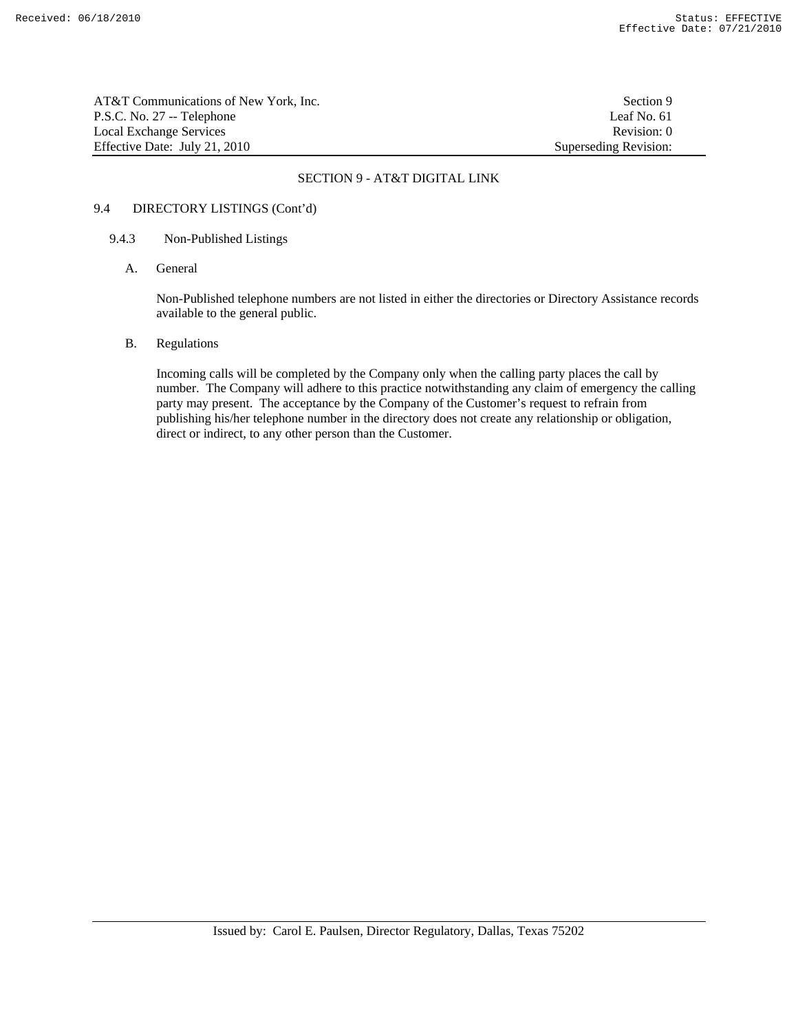## SECTION 9 - AT&T DIGITAL LINK

### 9.4 DIRECTORY LISTINGS (Cont'd)

#### 9.4.3 Non-Published Listings

A. General

Non-Published telephone numbers are not listed in either the directories or Directory Assistance records available to the general public.

B. Regulations

Incoming calls will be completed by the Company only when the calling party places the call by number. The Company will adhere to this practice notwithstanding any claim of emergency the calling party may present. The acceptance by the Company of the Customer's request to refrain from publishing his/her telephone number in the directory does not create any relationship or obligation, direct or indirect, to any other person than the Customer.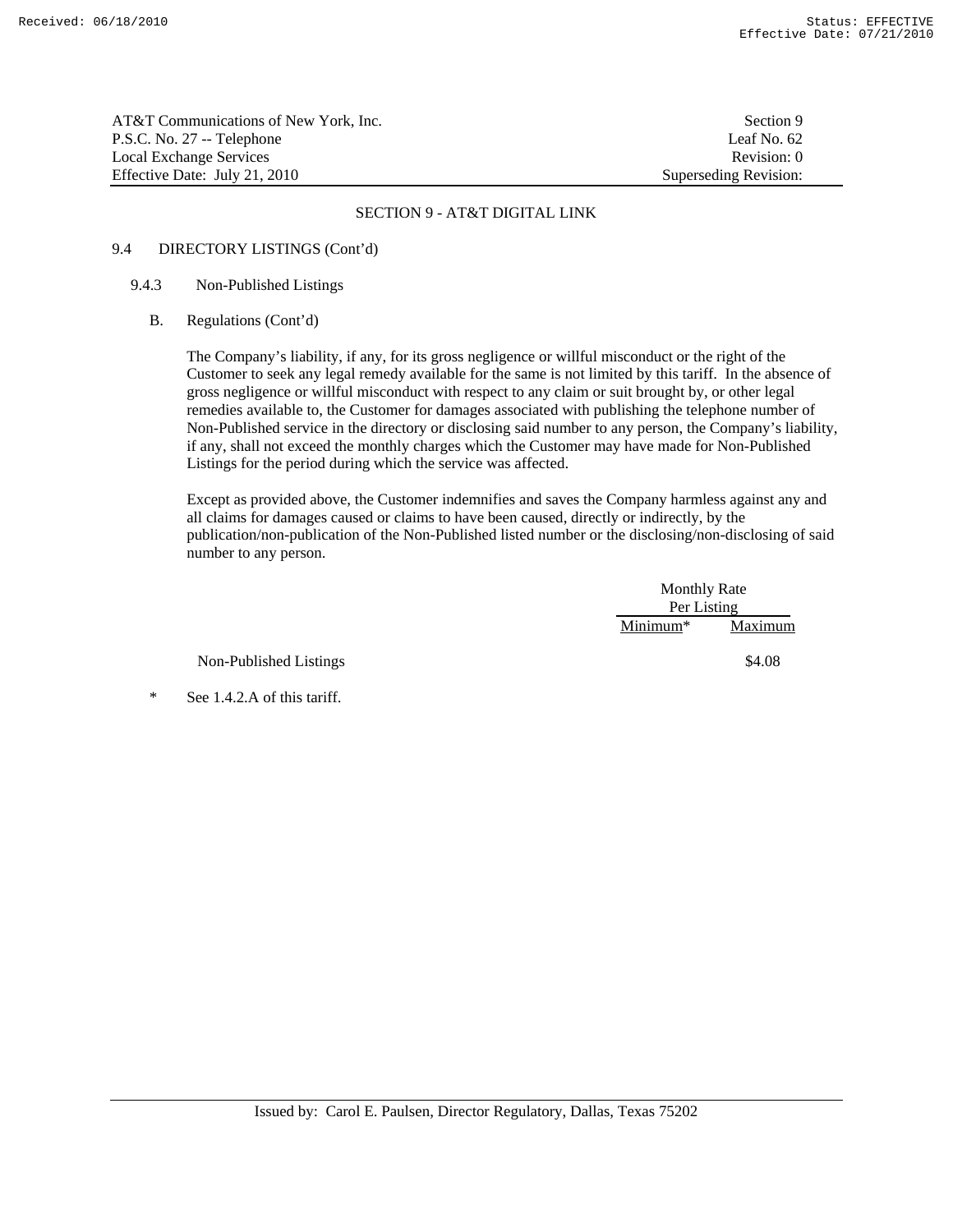## SECTION 9 - AT&T DIGITAL LINK

### 9.4 DIRECTORY LISTINGS (Cont'd)

#### 9.4.3 Non-Published Listings

B. Regulations (Cont'd)

The Company's liability, if any, for its gross negligence or willful misconduct or the right of the Customer to seek any legal remedy available for the same is not limited by this tariff. In the absence of gross negligence or willful misconduct with respect to any claim or suit brought by, or other legal remedies available to, the Customer for damages associated with publishing the telephone number of Non-Published service in the directory or disclosing said number to any person, the Company's liability, if any, shall not exceed the monthly charges which the Customer may have made for Non-Published Listings for the period during which the service was affected.

Except as provided above, the Customer indemnifies and saves the Company harmless against any and all claims for damages caused or claims to have been caused, directly or indirectly, by the publication/non-publication of the Non-Published listed number or the disclosing/non-disclosing of said number to any person.

| | Monthly Rate Per Listing | |
|---|---|---|
| | Minimum* | Maximum |
| Non-Published Listings | | $4.08 |

\* See 1.4.2.A of this tariff.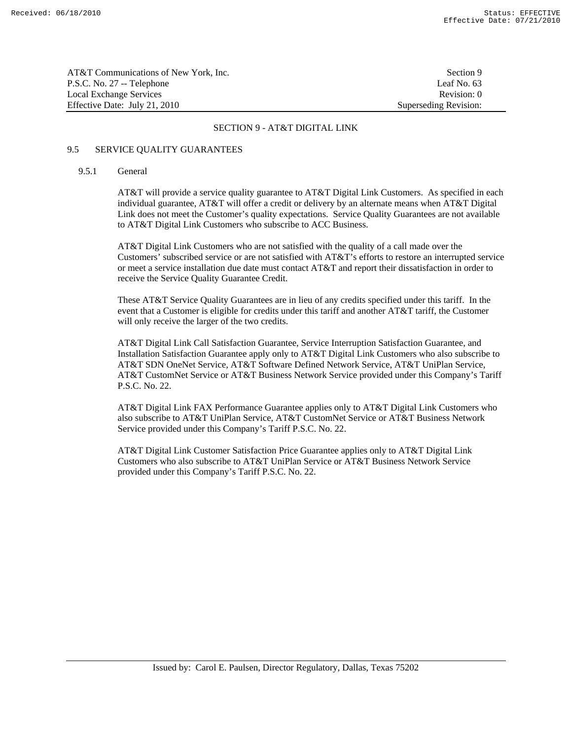## SECTION 9 - AT&T DIGITAL LINK

### 9.5 SERVICE QUALITY GUARANTEES

#### 9.5.1 General

AT&T will provide a service quality guarantee to AT&T Digital Link Customers. As specified in each individual guarantee, AT&T will offer a credit or delivery by an alternate means when AT&T Digital Link does not meet the Customer's quality expectations. Service Quality Guarantees are not available to AT&T Digital Link Customers who subscribe to ACC Business.

AT&T Digital Link Customers who are not satisfied with the quality of a call made over the Customers' subscribed service or are not satisfied with AT&T's efforts to restore an interrupted service or meet a service installation due date must contact AT&T and report their dissatisfaction in order to receive the Service Quality Guarantee Credit.

These AT&T Service Quality Guarantees are in lieu of any credits specified under this tariff. In the event that a Customer is eligible for credits under this tariff and another AT&T tariff, the Customer will only receive the larger of the two credits.

AT&T Digital Link Call Satisfaction Guarantee, Service Interruption Satisfaction Guarantee, and Installation Satisfaction Guarantee apply only to AT&T Digital Link Customers who also subscribe to AT&T SDN OneNet Service, AT&T Software Defined Network Service, AT&T UniPlan Service, AT&T CustomNet Service or AT&T Business Network Service provided under this Company's Tariff P.S.C. No. 22.

AT&T Digital Link FAX Performance Guarantee applies only to AT&T Digital Link Customers who also subscribe to AT&T UniPlan Service, AT&T CustomNet Service or AT&T Business Network Service provided under this Company's Tariff P.S.C. No. 22.

AT&T Digital Link Customer Satisfaction Price Guarantee applies only to AT&T Digital Link Customers who also subscribe to AT&T UniPlan Service or AT&T Business Network Service provided under this Company's Tariff P.S.C. No. 22.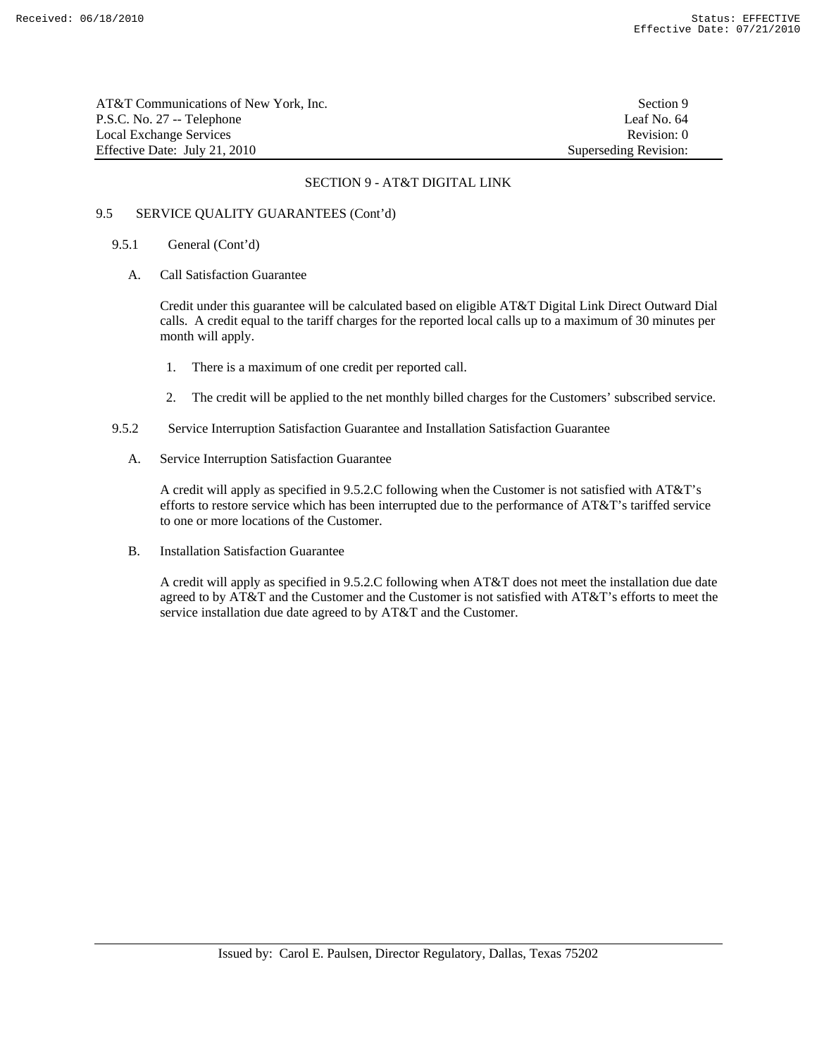## SECTION 9 - AT&T DIGITAL LINK

### 9.5 SERVICE QUALITY GUARANTEES (Cont'd)

#### 9.5.1 General (Cont'd)

A. Call Satisfaction Guarantee

Credit under this guarantee will be calculated based on eligible AT&T Digital Link Direct Outward Dial calls. A credit equal to the tariff charges for the reported local calls up to a maximum of 30 minutes per month will apply.

1. There is a maximum of one credit per reported call.

2. The credit will be applied to the net monthly billed charges for the Customers' subscribed service.

#### 9.5.2 Service Interruption Satisfaction Guarantee and Installation Satisfaction Guarantee

A. Service Interruption Satisfaction Guarantee

A credit will apply as specified in 9.5.2.C following when the Customer is not satisfied with AT&T's efforts to restore service which has been interrupted due to the performance of AT&T's tariffed service to one or more locations of the Customer.

B. Installation Satisfaction Guarantee

A credit will apply as specified in 9.5.2.C following when AT&T does not meet the installation due date agreed to by AT&T and the Customer and the Customer is not satisfied with AT&T's efforts to meet the service installation due date agreed to by AT&T and the Customer.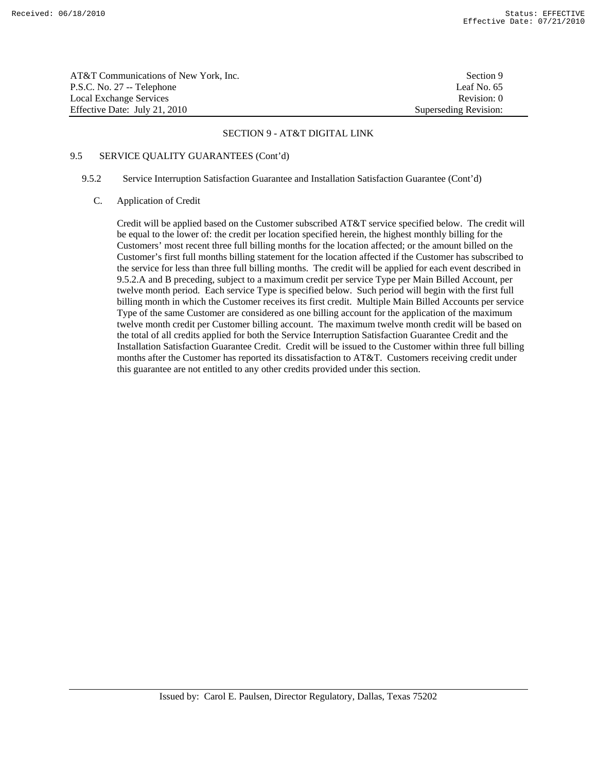## SECTION 9 - AT&T DIGITAL LINK

### 9.5 SERVICE QUALITY GUARANTEES (Cont'd)

#### 9.5.2 Service Interruption Satisfaction Guarantee and Installation Satisfaction Guarantee (Cont'd)

C. Application of Credit

Credit will be applied based on the Customer subscribed AT&T service specified below. The credit will be equal to the lower of: the credit per location specified herein, the highest monthly billing for the Customers' most recent three full billing months for the location affected; or the amount billed on the Customer's first full months billing statement for the location affected if the Customer has subscribed to the service for less than three full billing months. The credit will be applied for each event described in 9.5.2.A and B preceding, subject to a maximum credit per service Type per Main Billed Account, per twelve month period. Each service Type is specified below. Such period will begin with the first full billing month in which the Customer receives its first credit. Multiple Main Billed Accounts per service Type of the same Customer are considered as one billing account for the application of the maximum twelve month credit per Customer billing account. The maximum twelve month credit will be based on the total of all credits applied for both the Service Interruption Satisfaction Guarantee Credit and the Installation Satisfaction Guarantee Credit. Credit will be issued to the Customer within three full billing months after the Customer has reported its dissatisfaction to AT&T. Customers receiving credit under this guarantee are not entitled to any other credits provided under this section.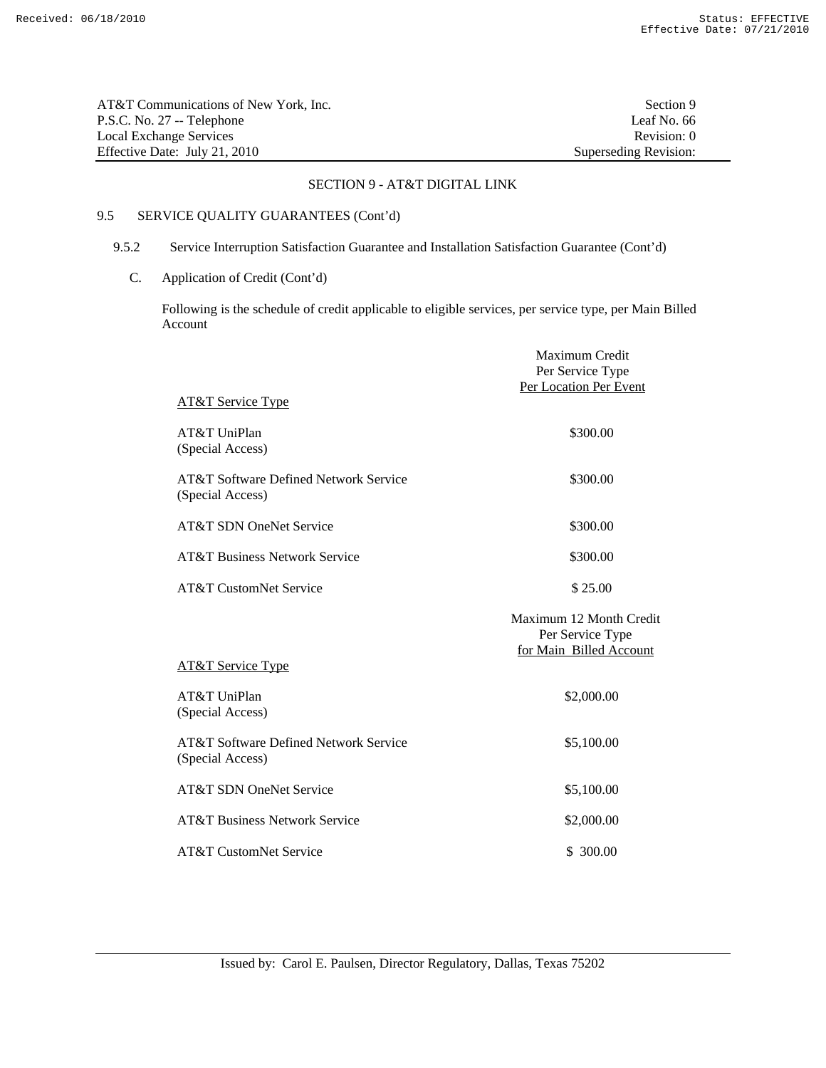## SECTION 9 - AT&T DIGITAL LINK

### 9.5 SERVICE QUALITY GUARANTEES (Cont'd)

#### 9.5.2 Service Interruption Satisfaction Guarantee and Installation Satisfaction Guarantee (Cont'd)

C. Application of Credit (Cont'd)

Following is the schedule of credit applicable to eligible services, per service type, per Main Billed Account

| AT&T Service Type | Maximum Credit Per Service Type Per Location Per Event |
|---|---|
| AT&T UniPlan (Special Access) | $300.00 |
| AT&T Software Defined Network Service (Special Access) | $300.00 |
| AT&T SDN OneNet Service | $300.00 |
| AT&T Business Network Service | $300.00 |
| AT&T CustomNet Service | $ 25.00 |

| AT&T Service Type | Maximum 12 Month Credit Per Service Type for Main Billed Account |
|---|---|
| AT&T UniPlan (Special Access) | $2,000.00 |
| AT&T Software Defined Network Service (Special Access) | $5,100.00 |
| AT&T SDN OneNet Service | $5,100.00 |
| AT&T Business Network Service | $2,000.00 |
| AT&T CustomNet Service | $ 300.00 |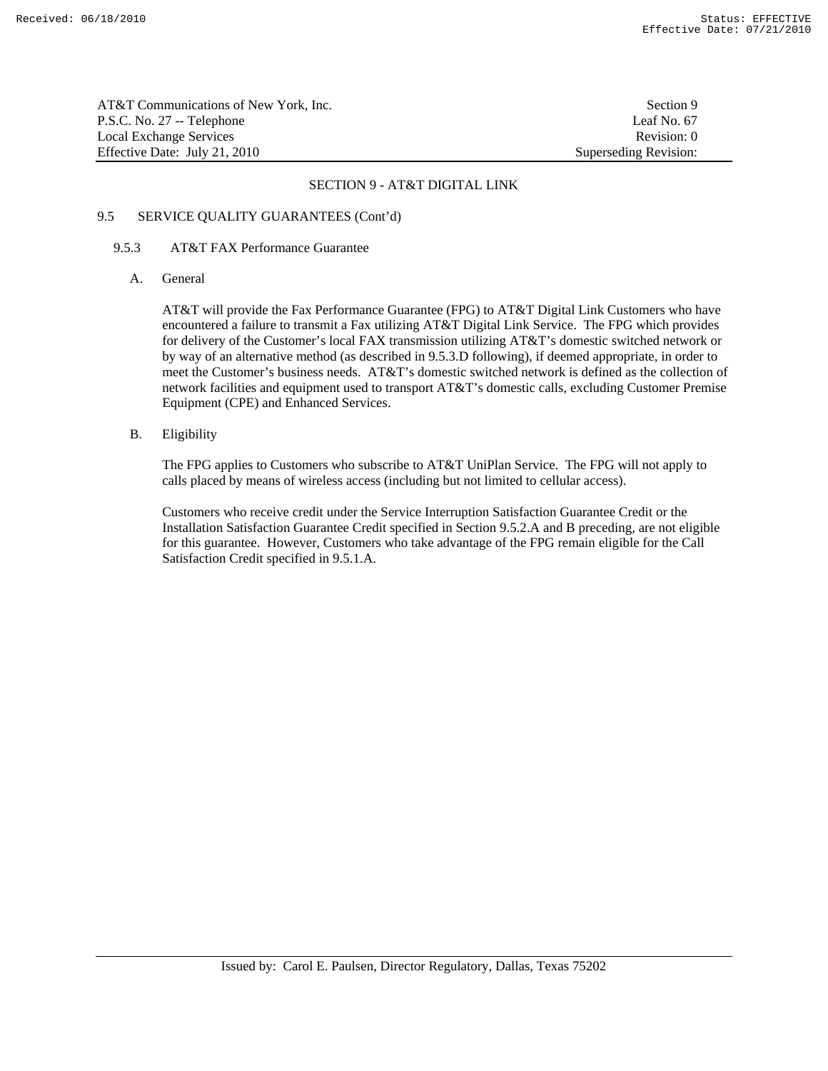## SECTION 9 - AT&T DIGITAL LINK

### 9.5 SERVICE QUALITY GUARANTEES (Cont'd)

#### 9.5.3 AT&T FAX Performance Guarantee

A. General

AT&T will provide the Fax Performance Guarantee (FPG) to AT&T Digital Link Customers who have encountered a failure to transmit a Fax utilizing AT&T Digital Link Service. The FPG which provides for delivery of the Customer's local FAX transmission utilizing AT&T's domestic switched network or by way of an alternative method (as described in 9.5.3.D following), if deemed appropriate, in order to meet the Customer's business needs. AT&T's domestic switched network is defined as the collection of network facilities and equipment used to transport AT&T's domestic calls, excluding Customer Premise Equipment (CPE) and Enhanced Services.

B. Eligibility

The FPG applies to Customers who subscribe to AT&T UniPlan Service. The FPG will not apply to calls placed by means of wireless access (including but not limited to cellular access).

Customers who receive credit under the Service Interruption Satisfaction Guarantee Credit or the Installation Satisfaction Guarantee Credit specified in Section 9.5.2.A and B preceding, are not eligible for this guarantee. However, Customers who take advantage of the FPG remain eligible for the Call Satisfaction Credit specified in 9.5.1.A.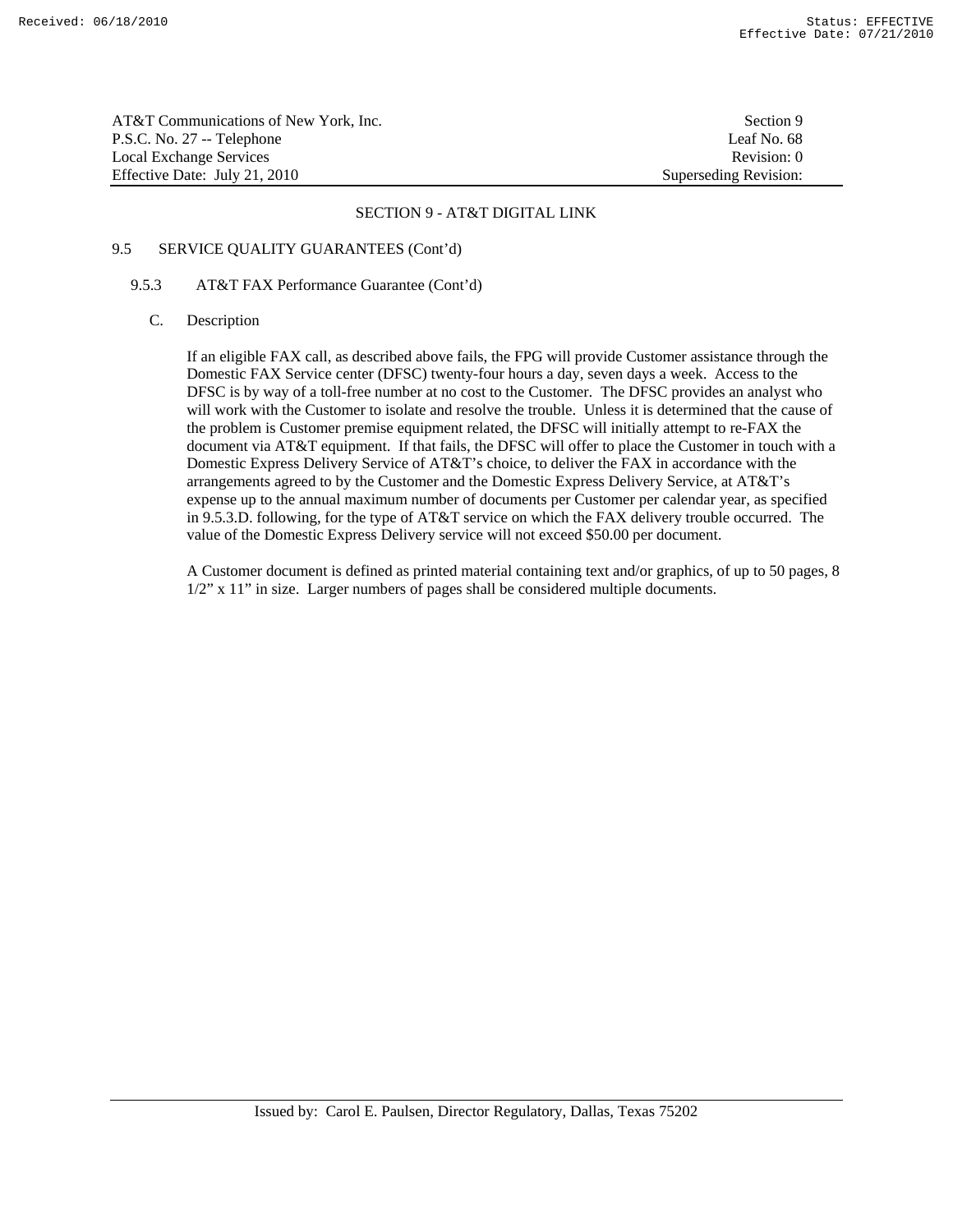## SECTION 9 - AT&T DIGITAL LINK

### 9.5 SERVICE QUALITY GUARANTEES (Cont'd)

#### 9.5.3 AT&T FAX Performance Guarantee (Cont'd)

C. Description

If an eligible FAX call, as described above fails, the FPG will provide Customer assistance through the Domestic FAX Service center (DFSC) twenty-four hours a day, seven days a week. Access to the DFSC is by way of a toll-free number at no cost to the Customer. The DFSC provides an analyst who will work with the Customer to isolate and resolve the trouble. Unless it is determined that the cause of the problem is Customer premise equipment related, the DFSC will initially attempt to re-FAX the document via AT&T equipment. If that fails, the DFSC will offer to place the Customer in touch with a Domestic Express Delivery Service of AT&T's choice, to deliver the FAX in accordance with the arrangements agreed to by the Customer and the Domestic Express Delivery Service, at AT&T's expense up to the annual maximum number of documents per Customer per calendar year, as specified in 9.5.3.D. following, for the type of AT&T service on which the FAX delivery trouble occurred. The value of the Domestic Express Delivery service will not exceed $50.00 per document.

A Customer document is defined as printed material containing text and/or graphics, of up to 50 pages, 8 1/2" x 11" in size. Larger numbers of pages shall be considered multiple documents.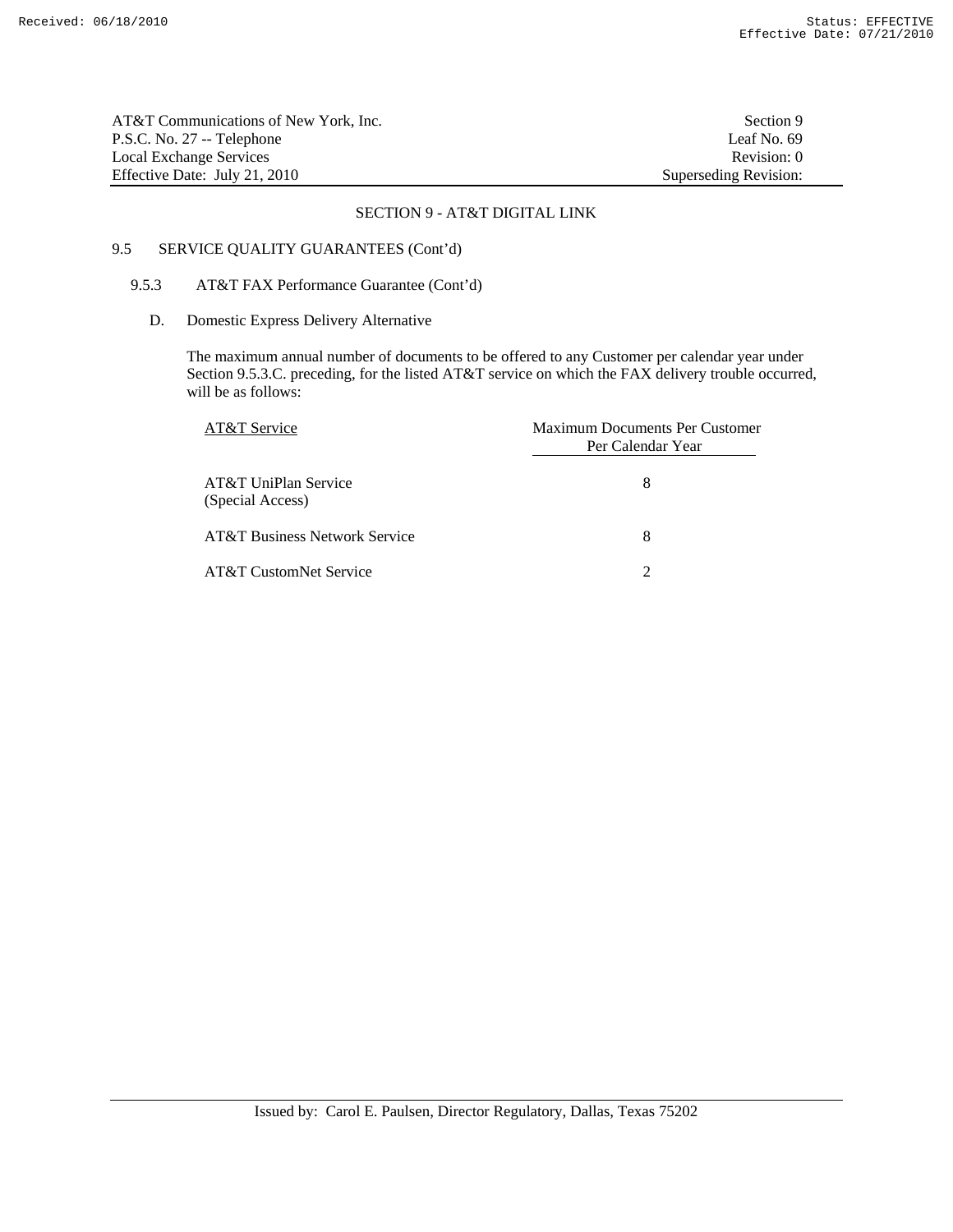## SECTION 9 - AT&T DIGITAL LINK

### 9.5 SERVICE QUALITY GUARANTEES (Cont'd)

#### 9.5.3 AT&T FAX Performance Guarantee (Cont'd)

D. Domestic Express Delivery Alternative

The maximum annual number of documents to be offered to any Customer per calendar year under Section 9.5.3.C. preceding, for the listed AT&T service on which the FAX delivery trouble occurred, will be as follows:

| AT&T Service | Maximum Documents Per Customer Per Calendar Year |
|---|---|
| AT&T UniPlan Service (Special Access) | 8 |
| AT&T Business Network Service | 8 |
| AT&T CustomNet Service | 2 |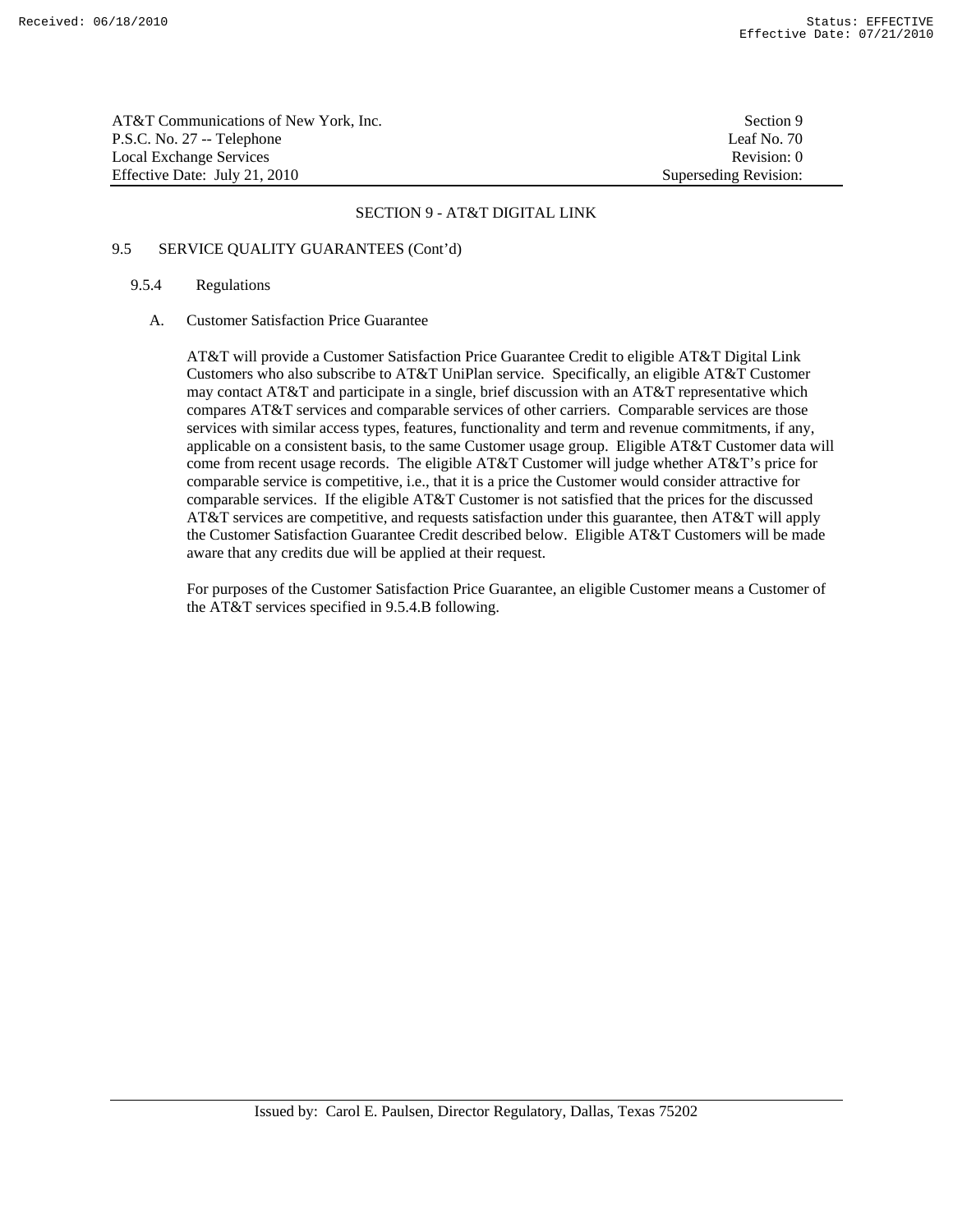## SECTION 9 - AT&T DIGITAL LINK

9.5 SERVICE QUALITY GUARANTEES (Cont'd)

9.5.4 Regulations

A. Customer Satisfaction Price Guarantee

AT&T will provide a Customer Satisfaction Price Guarantee Credit to eligible AT&T Digital Link Customers who also subscribe to AT&T UniPlan service. Specifically, an eligible AT&T Customer may contact AT&T and participate in a single, brief discussion with an AT&T representative which compares AT&T services and comparable services of other carriers. Comparable services are those services with similar access types, features, functionality and term and revenue commitments, if any, applicable on a consistent basis, to the same Customer usage group. Eligible AT&T Customer data will come from recent usage records. The eligible AT&T Customer will judge whether AT&T's price for comparable service is competitive, i.e., that it is a price the Customer would consider attractive for comparable services. If the eligible AT&T Customer is not satisfied that the prices for the discussed AT&T services are competitive, and requests satisfaction under this guarantee, then AT&T will apply the Customer Satisfaction Guarantee Credit described below. Eligible AT&T Customers will be made aware that any credits due will be applied at their request.

For purposes of the Customer Satisfaction Price Guarantee, an eligible Customer means a Customer of the AT&T services specified in 9.5.4.B following.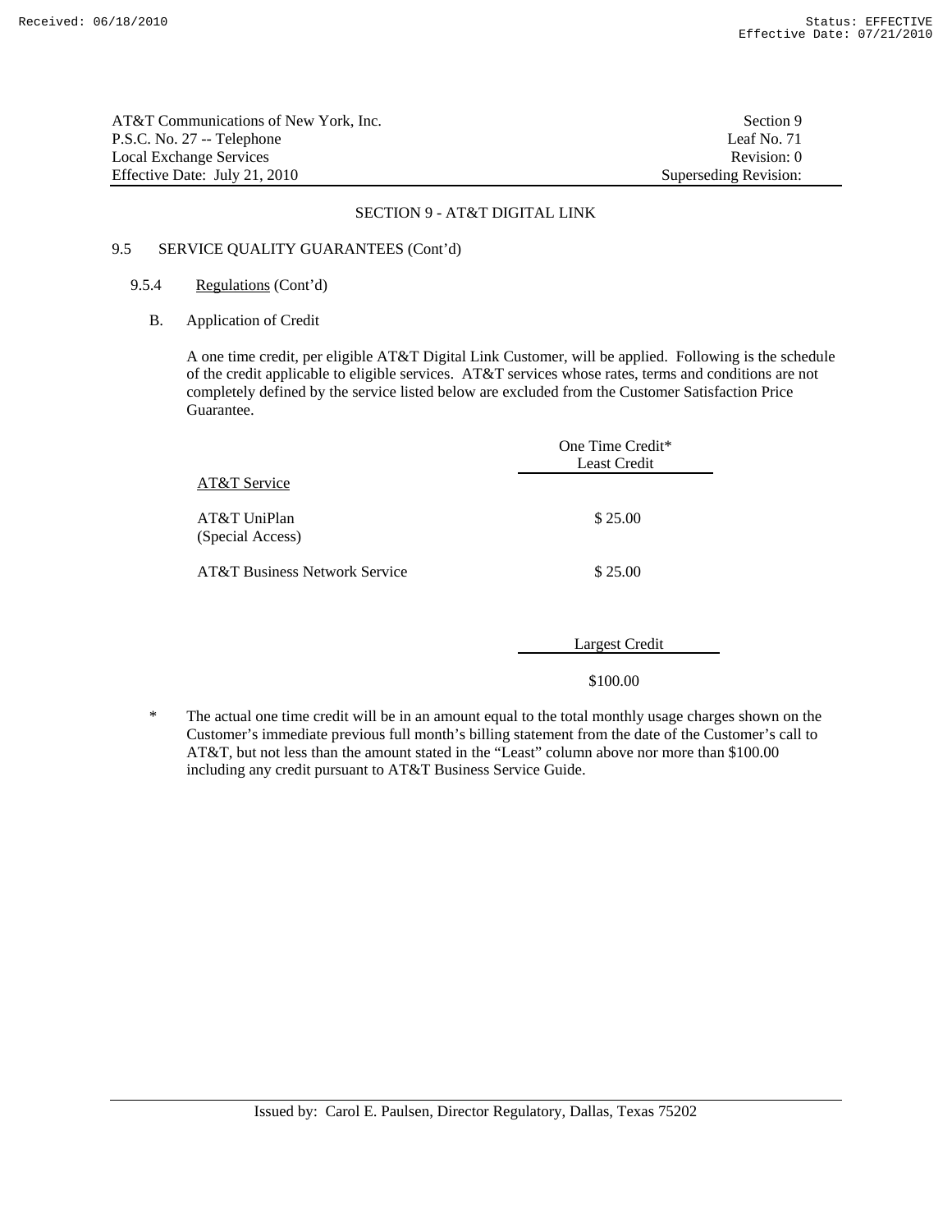## SECTION 9 - AT&T DIGITAL LINK

### 9.5 SERVICE QUALITY GUARANTEES (Cont'd)

#### 9.5.4 Regulations (Cont'd)

B. Application of Credit

A one time credit, per eligible AT&T Digital Link Customer, will be applied. Following is the schedule of the credit applicable to eligible services. AT&T services whose rates, terms and conditions are not completely defined by the service listed below are excluded from the Customer Satisfaction Price Guarantee.

| AT&T Service | One Time Credit* Least Credit |
|---|---|
| AT&T UniPlan (Special Access) | $ 25.00 |
| AT&T Business Network Service | $ 25.00 |
| | **Largest Credit** |
| | $100.00 |

\* The actual one time credit will be in an amount equal to the total monthly usage charges shown on the Customer's immediate previous full month's billing statement from the date of the Customer's call to AT&T, but not less than the amount stated in the "Least" column above nor more than $100.00 including any credit pursuant to AT&T Business Service Guide.